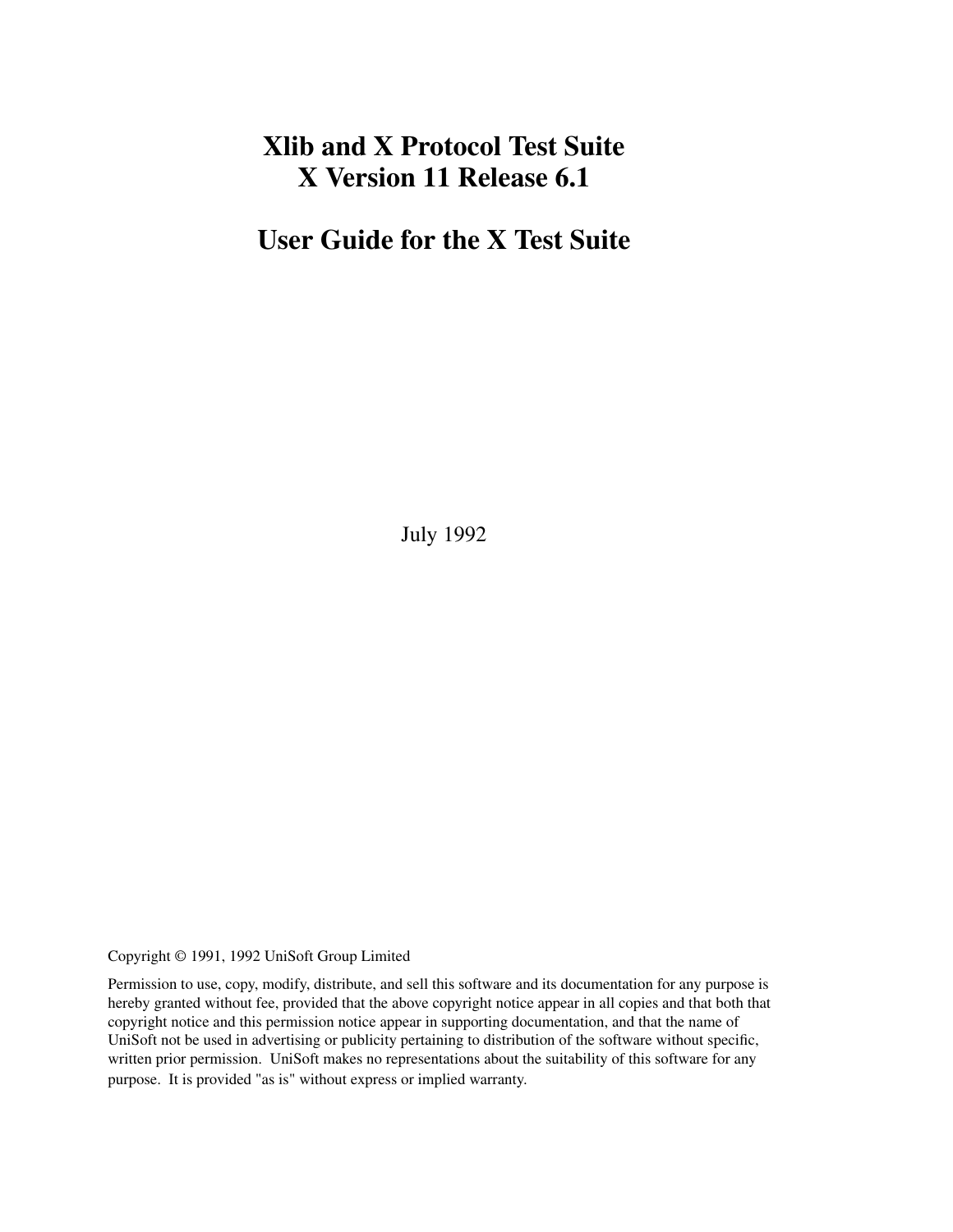# Xlib and X Protocol Test Suite
# X Version 11 Release 6.1

# User Guide for the X Test Suite

July 1992

Copyright © 1991, 1992 UniSoft Group Limited

Permission to use, copy, modify, distribute, and sell this software and its documentation for any purpose is hereby granted without fee, provided that the above copyright notice appear in all copies and that both that copyright notice and this permission notice appear in supporting documentation, and that the name of UniSoft not be used in advertising or publicity pertaining to distribution of the software without specific, written prior permission. UniSoft makes no representations about the suitability of this software for any purpose. It is provided "as is" without express or implied warranty.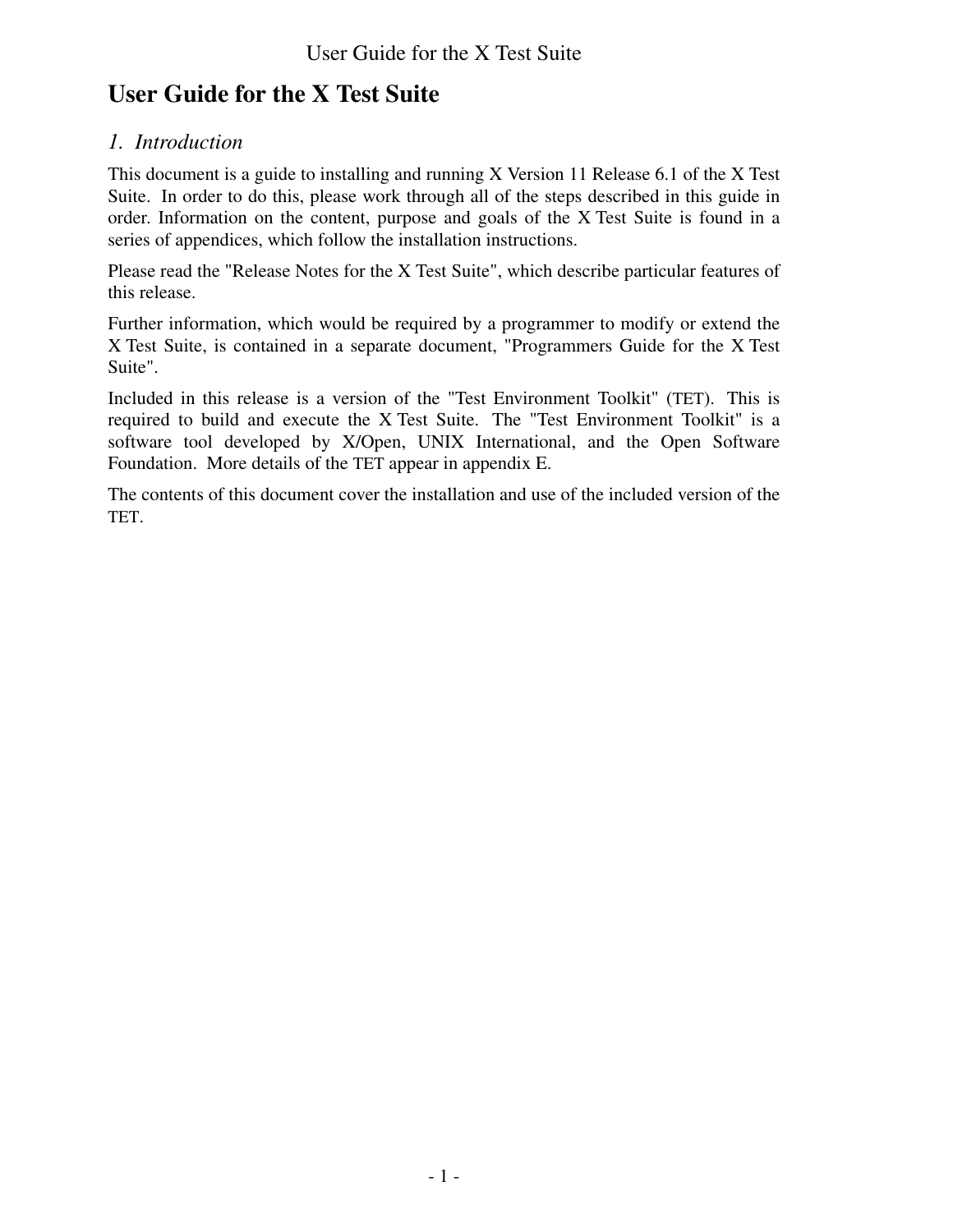# User Guide for the X Test Suite

## *1. Introduction*

This document is a guide to installing and running X Version 11 Release 6.1 of the X Test Suite. In order to do this, please work through all of the steps described in this guide in order. Information on the content, purpose and goals of the X Test Suite is found in a series of appendices, which follow the installation instructions.

Please read the "Release Notes for the X Test Suite", which describe particular features of this release.

Further information, which would be required by a programmer to modify or extend the X Test Suite, is contained in a separate document, "Programmers Guide for the X Test Suite".

Included in this release is a version of the "Test Environment Toolkit" (TET). This is required to build and execute the X Test Suite. The "Test Environment Toolkit" is a software tool developed by X/Open, UNIX International, and the Open Software Foundation. More details of the TET appear in appendix E.

The contents of this document cover the installation and use of the included version of the TET.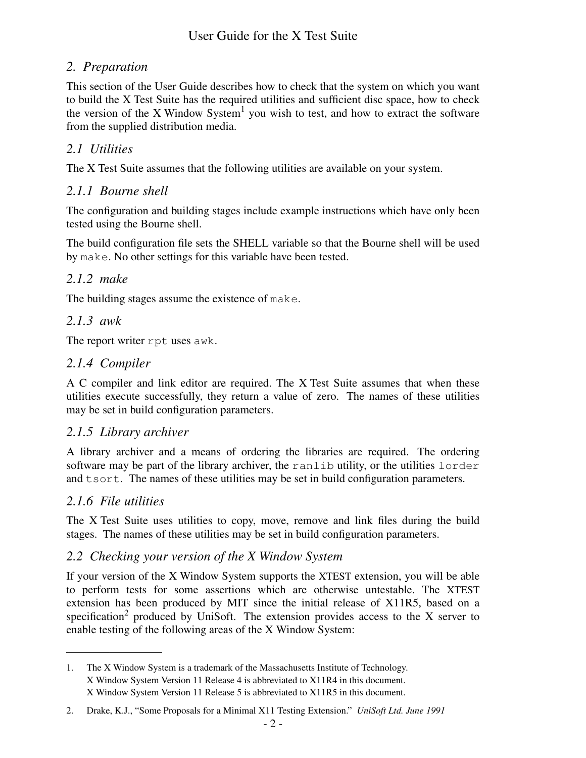## 2. Preparation

This section of the User Guide describes how to check that the system on which you want to build the X Test Suite has the required utilities and sufficient disc space, how to check the version of the X Window System[1] you wish to test, and how to extract the software from the supplied distribution media.

### 2.1 Utilities

The X Test Suite assumes that the following utilities are available on your system.

#### 2.1.1 Bourne shell

The configuration and building stages include example instructions which have only been tested using the Bourne shell.

The build configuration file sets the SHELL variable so that the Bourne shell will be used by `make`. No other settings for this variable have been tested.

#### 2.1.2 make

The building stages assume the existence of `make`.

#### 2.1.3 awk

The report writer `rpt` uses `awk`.

#### 2.1.4 Compiler

A C compiler and link editor are required. The X Test Suite assumes that when these utilities execute successfully, they return a value of zero. The names of these utilities may be set in build configuration parameters.

#### 2.1.5 Library archiver

A library archiver and a means of ordering the libraries are required. The ordering software may be part of the library archiver, the `ranlib` utility, or the utilities `lorder` and `tsort`. The names of these utilities may be set in build configuration parameters.

#### 2.1.6 File utilities

The X Test Suite uses utilities to copy, move, remove and link files during the build stages. The names of these utilities may be set in build configuration parameters.

### 2.2 Checking your version of the X Window System

If your version of the X Window System supports the XTEST extension, you will be able to perform tests for some assertions which are otherwise untestable. The XTEST extension has been produced by MIT since the initial release of X11R5, based on a specification[2] produced by UniSoft. The extension provides access to the X server to enable testing of the following areas of the X Window System:

---

1. The X Window System is a trademark of the Massachusetts Institute of Technology.
   X Window System Version 11 Release 4 is abbreviated to X11R4 in this document.
   X Window System Version 11 Release 5 is abbreviated to X11R5 in this document.

2. Drake, K.J., "Some Proposals for a Minimal X11 Testing Extension." *UniSoft Ltd. June 1991*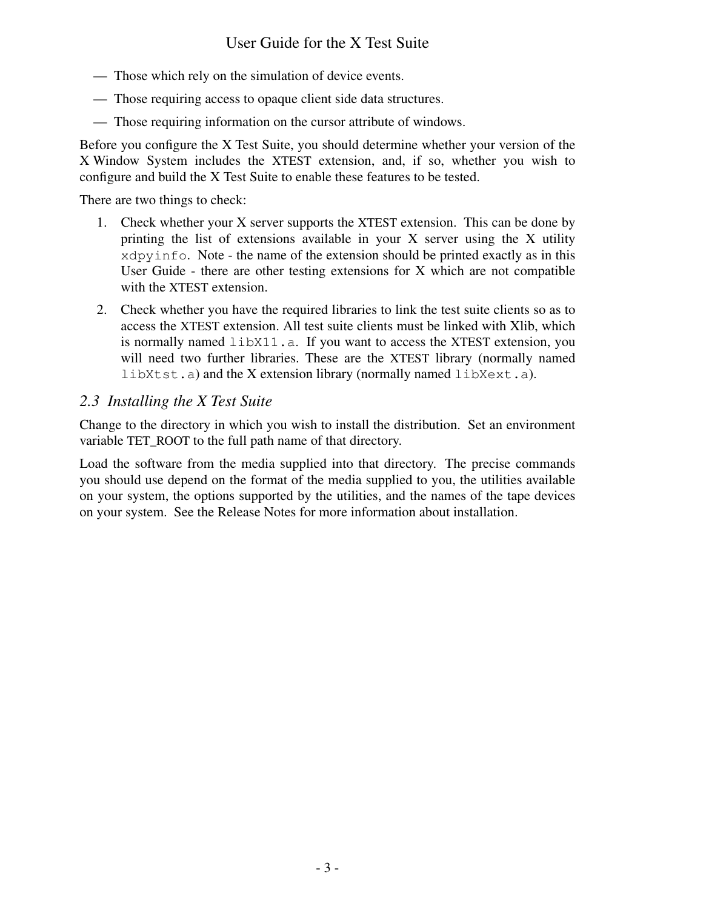— Those which rely on the simulation of device events.

— Those requiring access to opaque client side data structures.

— Those requiring information on the cursor attribute of windows.

Before you configure the X Test Suite, you should determine whether your version of the X Window System includes the XTEST extension, and, if so, whether you wish to configure and build the X Test Suite to enable these features to be tested.

There are two things to check:

1. Check whether your X server supports the XTEST extension. This can be done by printing the list of extensions available in your X server using the X utility `xdpyinfo`. Note - the name of the extension should be printed exactly as in this User Guide - there are other testing extensions for X which are not compatible with the XTEST extension.

2. Check whether you have the required libraries to link the test suite clients so as to access the XTEST extension. All test suite clients must be linked with Xlib, which is normally named `libX11.a`. If you want to access the XTEST extension, you will need two further libraries. These are the XTEST library (normally named `libXtst.a`) and the X extension library (normally named `libXext.a`).

## *2.3 Installing the X Test Suite*

Change to the directory in which you wish to install the distribution. Set an environment variable TET_ROOT to the full path name of that directory.

Load the software from the media supplied into that directory. The precise commands you should use depend on the format of the media supplied to you, the utilities available on your system, the options supported by the utilities, and the names of the tape devices on your system. See the Release Notes for more information about installation.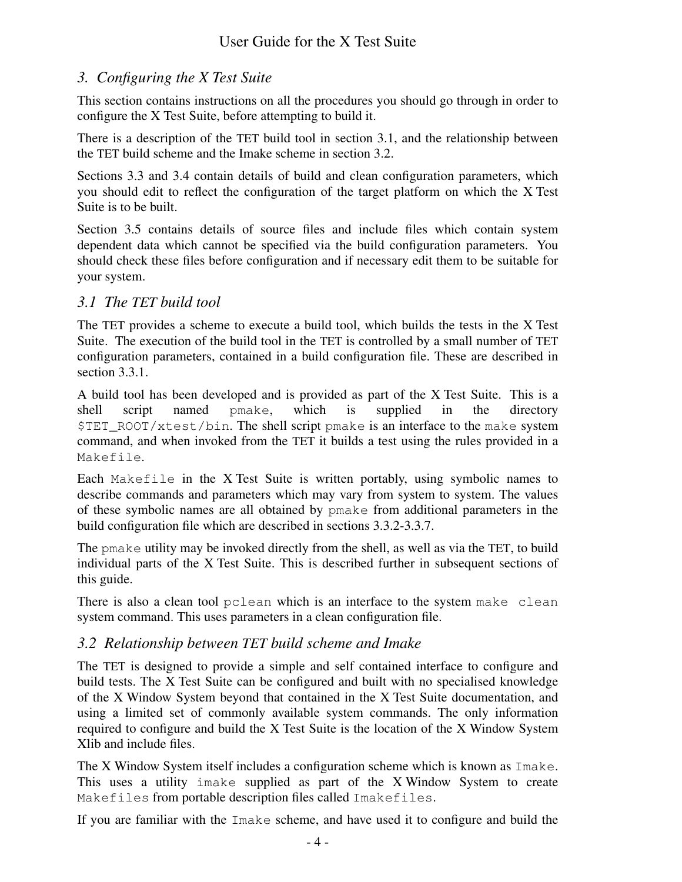## 3. Configuring the X Test Suite

This section contains instructions on all the procedures you should go through in order to configure the X Test Suite, before attempting to build it.

There is a description of the TET build tool in section 3.1, and the relationship between the TET build scheme and the Imake scheme in section 3.2.

Sections 3.3 and 3.4 contain details of build and clean configuration parameters, which you should edit to reflect the configuration of the target platform on which the X Test Suite is to be built.

Section 3.5 contains details of source files and include files which contain system dependent data which cannot be specified via the build configuration parameters. You should check these files before configuration and if necessary edit them to be suitable for your system.

### 3.1 The TET build tool

The TET provides a scheme to execute a build tool, which builds the tests in the X Test Suite. The execution of the build tool in the TET is controlled by a small number of TET configuration parameters, contained in a build configuration file. These are described in section 3.3.1.

A build tool has been developed and is provided as part of the X Test Suite. This is a shell script named `pmake`, which is supplied in the directory `$TET_ROOT/xtest/bin`. The shell script `pmake` is an interface to the `make` system command, and when invoked from the TET it builds a test using the rules provided in a `Makefile`.

Each `Makefile` in the X Test Suite is written portably, using symbolic names to describe commands and parameters which may vary from system to system. The values of these symbolic names are all obtained by `pmake` from additional parameters in the build configuration file which are described in sections 3.3.2-3.3.7.

The `pmake` utility may be invoked directly from the shell, as well as via the TET, to build individual parts of the X Test Suite. This is described further in subsequent sections of this guide.

There is also a clean tool `pclean` which is an interface to the system `make clean` system command. This uses parameters in a clean configuration file.

### 3.2 Relationship between TET build scheme and Imake

The TET is designed to provide a simple and self contained interface to configure and build tests. The X Test Suite can be configured and built with no specialised knowledge of the X Window System beyond that contained in the X Test Suite documentation, and using a limited set of commonly available system commands. The only information required to configure and build the X Test Suite is the location of the X Window System Xlib and include files.

The X Window System itself includes a configuration scheme which is known as `Imake`. This uses a utility `imake` supplied as part of the X Window System to create `Makefiles` from portable description files called `Imakefiles`.

If you are familiar with the `Imake` scheme, and have used it to configure and build the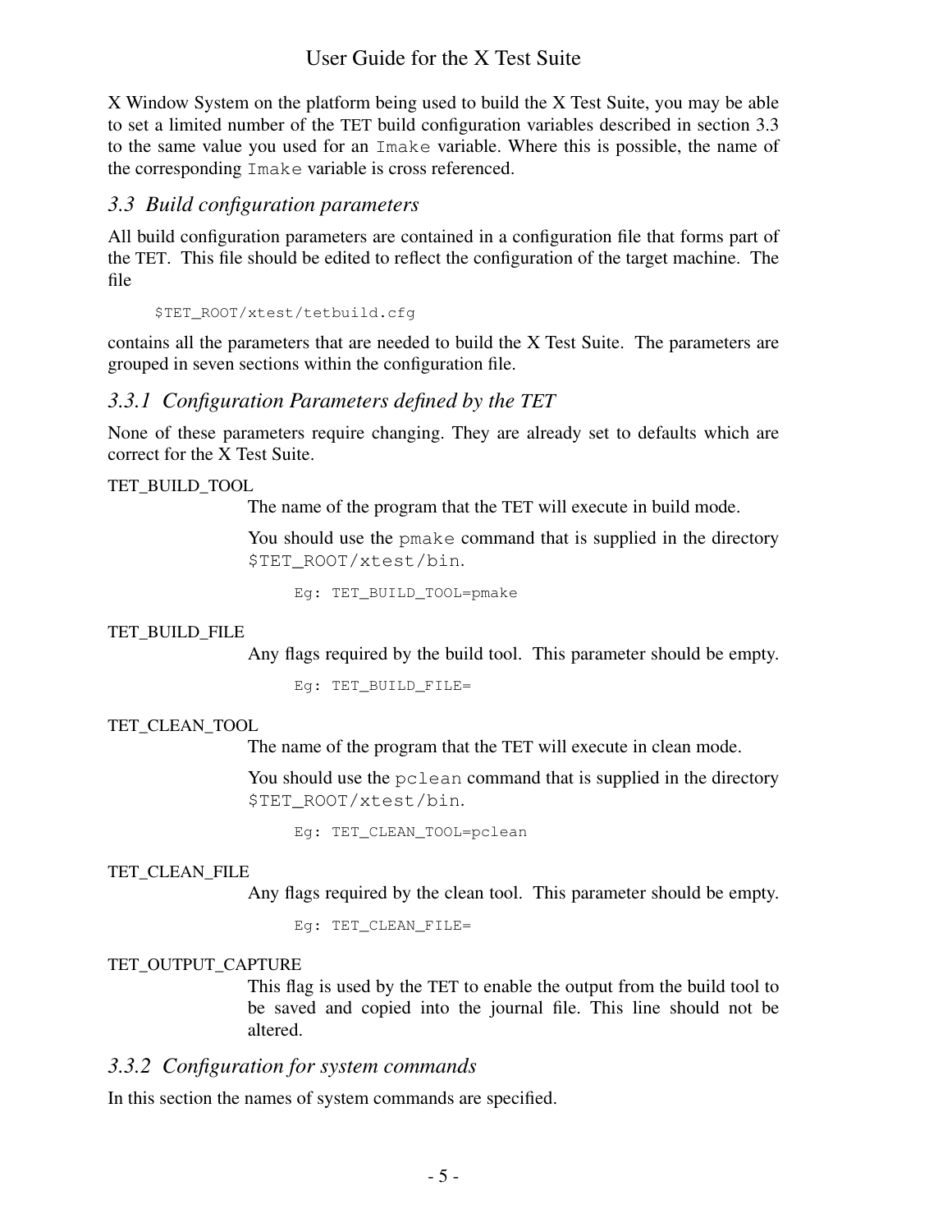X Window System on the platform being used to build the X Test Suite, you may be able to set a limited number of the TET build configuration variables described in section 3.3 to the same value you used for an `Imake` variable. Where this is possible, the name of the corresponding `Imake` variable is cross referenced.

### 3.3 Build configuration parameters

All build configuration parameters are contained in a configuration file that forms part of the TET. This file should be edited to reflect the configuration of the target machine. The file

```
$TET_ROOT/xtest/tetbuild.cfg
```

contains all the parameters that are needed to build the X Test Suite. The parameters are grouped in seven sections within the configuration file.

#### 3.3.1 Configuration Parameters defined by the TET

None of these parameters require changing. They are already set to defaults which are correct for the X Test Suite.

TET_BUILD_TOOL
: The name of the program that the TET will execute in build mode.

  You should use the `pmake` command that is supplied in the directory `$TET_ROOT/xtest/bin`.

  ```
  Eg: TET_BUILD_TOOL=pmake
  ```

TET_BUILD_FILE
: Any flags required by the build tool. This parameter should be empty.

  ```
  Eg: TET_BUILD_FILE=
  ```

TET_CLEAN_TOOL
: The name of the program that the TET will execute in clean mode.

  You should use the `pclean` command that is supplied in the directory `$TET_ROOT/xtest/bin`.

  ```
  Eg: TET_CLEAN_TOOL=pclean
  ```

TET_CLEAN_FILE
: Any flags required by the clean tool. This parameter should be empty.

  ```
  Eg: TET_CLEAN_FILE=
  ```

TET_OUTPUT_CAPTURE
: This flag is used by the TET to enable the output from the build tool to be saved and copied into the journal file. This line should not be altered.

#### 3.3.2 Configuration for system commands

In this section the names of system commands are specified.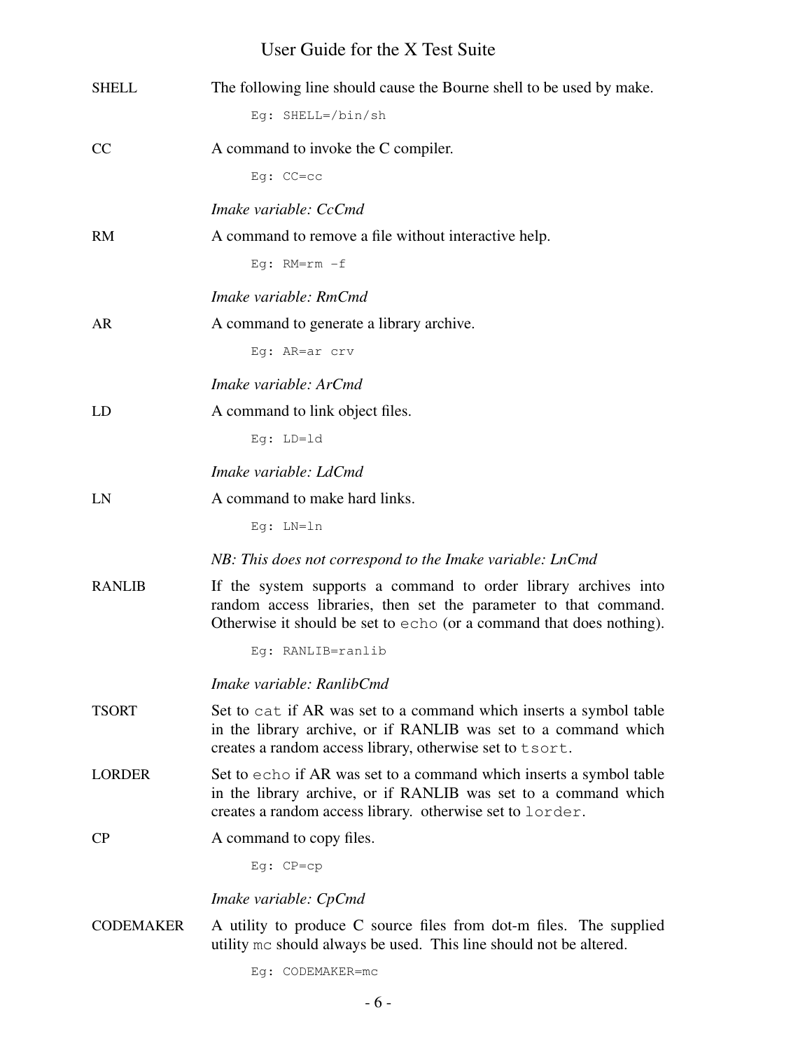**SHELL**
: The following line should cause the Bourne shell to be used by make.

```
Eg: SHELL=/bin/sh
```

**CC**
: A command to invoke the C compiler.

```
Eg: CC=cc
```

*Imake variable: CcCmd*

**RM**
: A command to remove a file without interactive help.

```
Eg: RM=rm -f
```

*Imake variable: RmCmd*

**AR**
: A command to generate a library archive.

```
Eg: AR=ar crv
```

*Imake variable: ArCmd*

**LD**
: A command to link object files.

```
Eg: LD=ld
```

*Imake variable: LdCmd*

**LN**
: A command to make hard links.

```
Eg: LN=ln
```

*NB: This does not correspond to the Imake variable: LnCmd*

**RANLIB**
: If the system supports a command to order library archives into random access libraries, then set the parameter to that command. Otherwise it should be set to `echo` (or a command that does nothing).

```
Eg: RANLIB=ranlib
```

*Imake variable: RanlibCmd*

**TSORT**
: Set to `cat` if AR was set to a command which inserts a symbol table in the library archive, or if RANLIB was set to a command which creates a random access library, otherwise set to `tsort`.

**LORDER**
: Set to `echo` if AR was set to a command which inserts a symbol table in the library archive, or if RANLIB was set to a command which creates a random access library. otherwise set to `lorder`.

**CP**
: A command to copy files.

```
Eg: CP=cp
```

*Imake variable: CpCmd*

**CODEMAKER**
: A utility to produce C source files from dot-m files. The supplied utility `mc` should always be used. This line should not be altered.

```
Eg: CODEMAKER=mc
```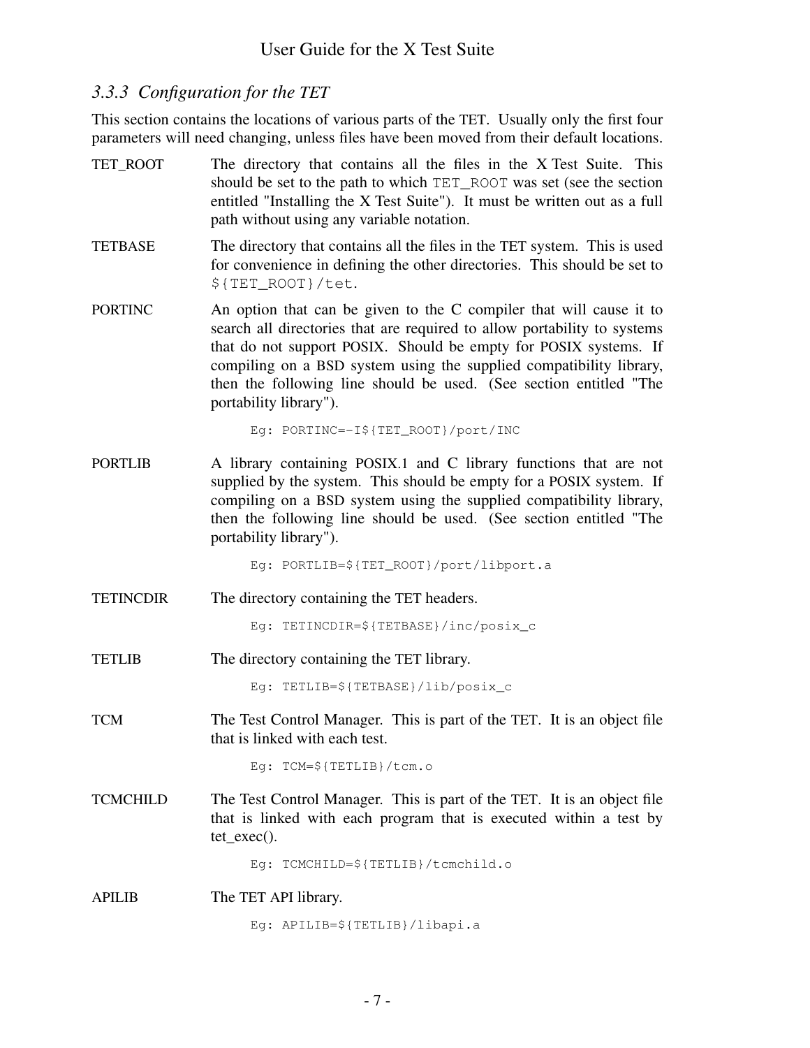### *3.3.3 Configuration for the TET*

This section contains the locations of various parts of the TET. Usually only the first four parameters will need changing, unless files have been moved from their default locations.

TET_ROOT
: The directory that contains all the files in the X Test Suite. This should be set to the path to which `TET_ROOT` was set (see the section entitled "Installing the X Test Suite"). It must be written out as a full path without using any variable notation.

TETBASE
: The directory that contains all the files in the TET system. This is used for convenience in defining the other directories. This should be set to `${TET_ROOT}/tet`.

PORTINC
: An option that can be given to the C compiler that will cause it to search all directories that are required to allow portability to systems that do not support POSIX. Should be empty for POSIX systems. If compiling on a BSD system using the supplied compatibility library, then the following line should be used. (See section entitled "The portability library").

```
Eg: PORTINC=-I${TET_ROOT}/port/INC
```

PORTLIB
: A library containing POSIX.1 and C library functions that are not supplied by the system. This should be empty for a POSIX system. If compiling on a BSD system using the supplied compatibility library, then the following line should be used. (See section entitled "The portability library").

```
Eg: PORTLIB=${TET_ROOT}/port/libport.a
```

TETINCDIR
: The directory containing the TET headers.

```
Eg: TETINCDIR=${TETBASE}/inc/posix_c
```

TETLIB
: The directory containing the TET library.

```
Eg: TETLIB=${TETBASE}/lib/posix_c
```

TCM
: The Test Control Manager. This is part of the TET. It is an object file that is linked with each test.

```
Eg: TCM=${TETLIB}/tcm.o
```

TCMCHILD
: The Test Control Manager. This is part of the TET. It is an object file that is linked with each program that is executed within a test by tet_exec().

```
Eg: TCMCHILD=${TETLIB}/tcmchild.o
```

APILIB
: The TET API library.

```
Eg: APILIB=${TETLIB}/libapi.a
```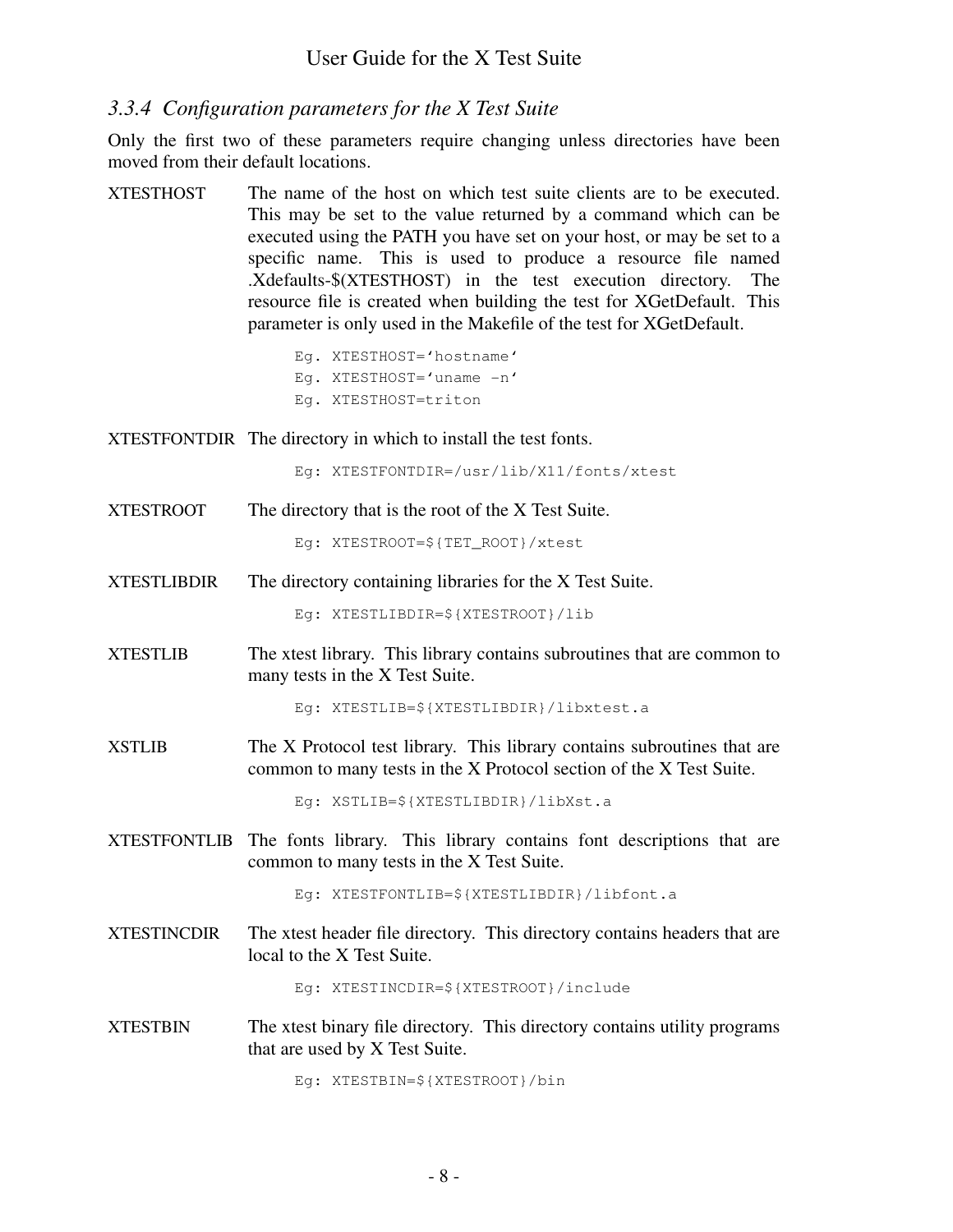### *3.3.4 Configuration parameters for the X Test Suite*

Only the first two of these parameters require changing unless directories have been moved from their default locations.

**XTESTHOST**

The name of the host on which test suite clients are to be executed. This may be set to the value returned by a command which can be executed using the PATH you have set on your host, or may be set to a specific name. This is used to produce a resource file named .Xdefaults-$(XTESTHOST) in the test execution directory. The resource file is created when building the test for XGetDefault. This parameter is only used in the Makefile of the test for XGetDefault.

```
Eg. XTESTHOST=‘hostname‘
Eg. XTESTHOST=‘uname -n‘
Eg. XTESTHOST=triton
```

**XTESTFONTDIR**

The directory in which to install the test fonts.

```
Eg: XTESTFONTDIR=/usr/lib/X11/fonts/xtest
```

**XTESTROOT**

The directory that is the root of the X Test Suite.

```
Eg: XTESTROOT=${TET_ROOT}/xtest
```

**XTESTLIBDIR**

The directory containing libraries for the X Test Suite.

```
Eg: XTESTLIBDIR=${XTESTROOT}/lib
```

**XTESTLIB**

The xtest library. This library contains subroutines that are common to many tests in the X Test Suite.

```
Eg: XTESTLIB=${XTESTLIBDIR}/libxtest.a
```

**XSTLIB**

The X Protocol test library. This library contains subroutines that are common to many tests in the X Protocol section of the X Test Suite.

```
Eg: XSTLIB=${XTESTLIBDIR}/libXst.a
```

**XTESTFONTLIB**

The fonts library. This library contains font descriptions that are common to many tests in the X Test Suite.

```
Eg: XTESTFONTLIB=${XTESTLIBDIR}/libfont.a
```

**XTESTINCDIR**

The xtest header file directory. This directory contains headers that are local to the X Test Suite.

```
Eg: XTESTINCDIR=${XTESTROOT}/include
```

**XTESTBIN**

The xtest binary file directory. This directory contains utility programs that are used by X Test Suite.

```
Eg: XTESTBIN=${XTESTROOT}/bin
```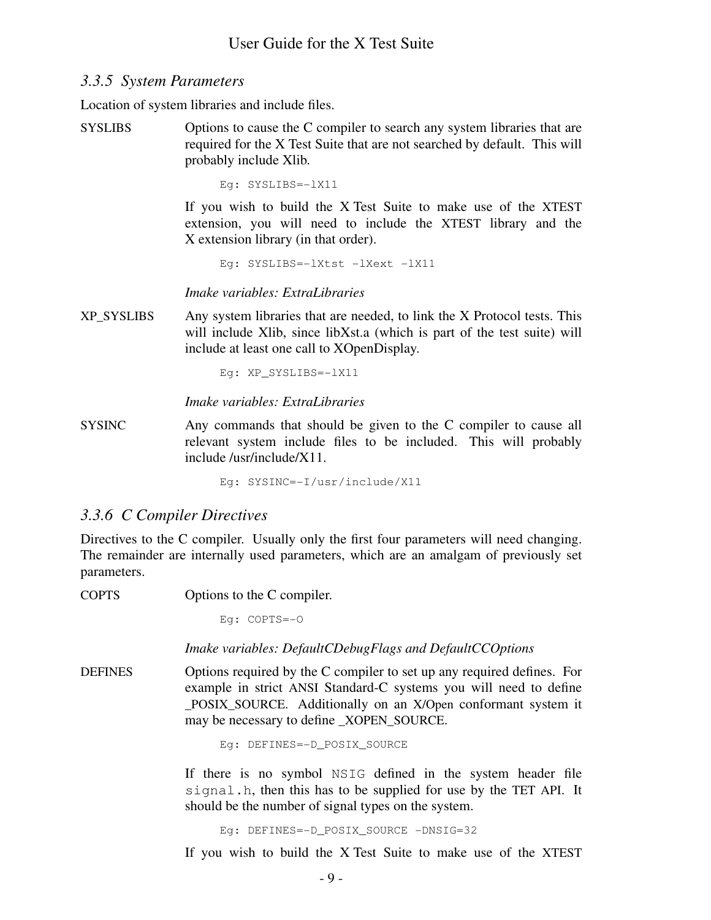### 3.3.5 System Parameters

Location of system libraries and include files.

SYSLIBS

Options to cause the C compiler to search any system libraries that are required for the X Test Suite that are not searched by default. This will probably include Xlib.

```
Eg: SYSLIBS=-lX11
```

If you wish to build the X Test Suite to make use of the XTEST extension, you will need to include the XTEST library and the X extension library (in that order).

```
Eg: SYSLIBS=-lXtst -lXext -lX11
```

*Imake variables: ExtraLibraries*

XP_SYSLIBS

Any system libraries that are needed, to link the X Protocol tests. This will include Xlib, since libXst.a (which is part of the test suite) will include at least one call to XOpenDisplay.

```
Eg: XP_SYSLIBS=-lX11
```

*Imake variables: ExtraLibraries*

SYSINC

Any commands that should be given to the C compiler to cause all relevant system include files to be included. This will probably include /usr/include/X11.

```
Eg: SYSINC=-I/usr/include/X11
```

### 3.3.6 C Compiler Directives

Directives to the C compiler. Usually only the first four parameters will need changing. The remainder are internally used parameters, which are an amalgam of previously set parameters.

COPTS

Options to the C compiler.

```
Eg: COPTS=-O
```

*Imake variables: DefaultCDebugFlags and DefaultCCOptions*

DEFINES

Options required by the C compiler to set up any required defines. For example in strict ANSI Standard-C systems you will need to define _POSIX_SOURCE. Additionally on an X/Open conformant system it may be necessary to define _XOPEN_SOURCE.

```
Eg: DEFINES=-D_POSIX_SOURCE
```

If there is no symbol `NSIG` defined in the system header file `signal.h`, then this has to be supplied for use by the TET API. It should be the number of signal types on the system.

```
Eg: DEFINES=-D_POSIX_SOURCE -DNSIG=32
```

If you wish to build the X Test Suite to make use of the XTEST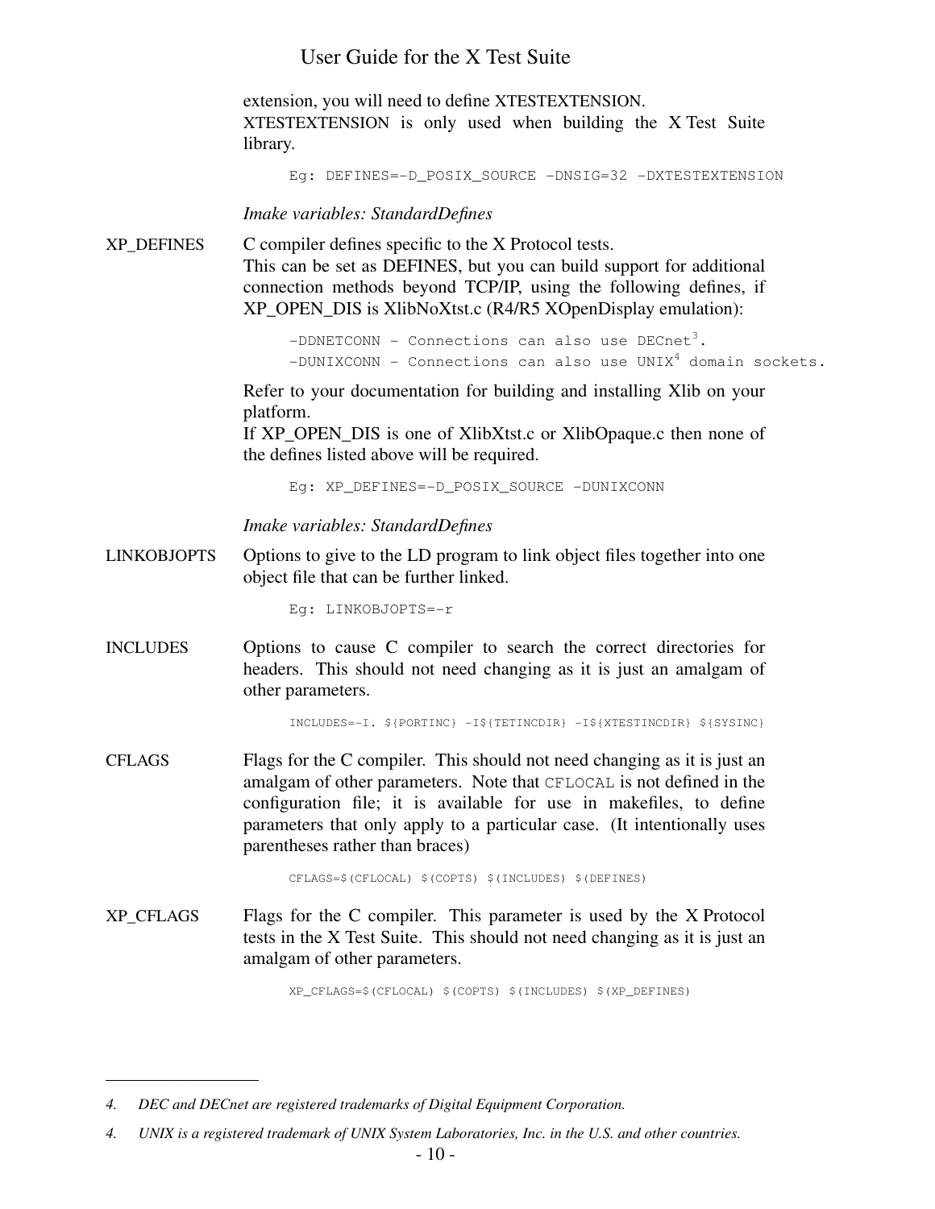extension, you will need to define XTESTEXTENSION. XTESTEXTENSION is only used when building the X Test Suite library.

```
Eg: DEFINES=-D_POSIX_SOURCE -DNSIG=32 -DXTESTEXTENSION
```

*Imake variables: StandardDefines*

**XP_DEFINES**

C compiler defines specific to the X Protocol tests.
This can be set as DEFINES, but you can build support for additional connection methods beyond TCP/IP, using the following defines, if XP_OPEN_DIS is XlibNoXtst.c (R4/R5 XOpenDisplay emulation):

```
-DDNETCONN - Connections can also use DECnet[3].
-DUNIXCONN - Connections can also use UNIX[4] domain sockets.
```

Refer to your documentation for building and installing Xlib on your platform.
If XP_OPEN_DIS is one of XlibXtst.c or XlibOpaque.c then none of the defines listed above will be required.

```
Eg: XP_DEFINES=-D_POSIX_SOURCE -DUNIXCONN
```

*Imake variables: StandardDefines*

**LINKOBJOPTS**

Options to give to the LD program to link object files together into one object file that can be further linked.

```
Eg: LINKOBJOPTS=-r
```

**INCLUDES**

Options to cause C compiler to search the correct directories for headers. This should not need changing as it is just an amalgam of other parameters.

```
INCLUDES=-I. ${PORTINC} -I${TETINCDIR} -I${XTESTINCDIR} ${SYSINC}
```

**CFLAGS**

Flags for the C compiler. This should not need changing as it is just an amalgam of other parameters. Note that `CFLOCAL` is not defined in the configuration file; it is available for use in makefiles, to define parameters that only apply to a particular case. (It intentionally uses parentheses rather than braces)

```
CFLAGS=$(CFLOCAL) $(COPTS) $(INCLUDES) $(DEFINES)
```

**XP_CFLAGS**

Flags for the C compiler. This parameter is used by the X Protocol tests in the X Test Suite. This should not need changing as it is just an amalgam of other parameters.

```
XP_CFLAGS=$(CFLOCAL) $(COPTS) $(INCLUDES) $(XP_DEFINES)
```

---

*4. DEC and DECnet are registered trademarks of Digital Equipment Corporation.*

*4. UNIX is a registered trademark of UNIX System Laboratories, Inc. in the U.S. and other countries.*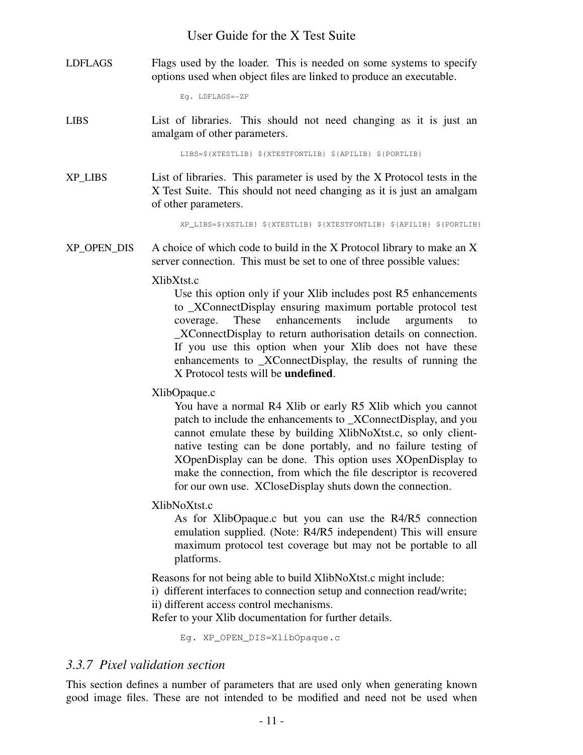LDFLAGS

Flags used by the loader. This is needed on some systems to specify options used when object files are linked to produce an executable.

```
Eg. LDFLAGS=-ZP
```

LIBS

List of libraries. This should not need changing as it is just an amalgam of other parameters.

```
LIBS=${XTESTLIB} ${XTESTFONTLIB} ${APILIB} ${PORTLIB}
```

XP_LIBS

List of libraries. This parameter is used by the X Protocol tests in the X Test Suite. This should not need changing as it is just an amalgam of other parameters.

```
XP_LIBS=${XSTLIB} ${XTESTLIB} ${XTESTFONTLIB} ${APILIB} ${PORTLIB}
```

XP_OPEN_DIS

A choice of which code to build in the X Protocol library to make an X server connection. This must be set to one of three possible values:

XlibXtst.c

Use this option only if your Xlib includes post R5 enhancements to _XConnectDisplay ensuring maximum portable protocol test coverage. These enhancements include arguments to _XConnectDisplay to return authorisation details on connection. If you use this option when your Xlib does not have these enhancements to _XConnectDisplay, the results of running the X Protocol tests will be **undefined**.

XlibOpaque.c

You have a normal R4 Xlib or early R5 Xlib which you cannot patch to include the enhancements to _XConnectDisplay, and you cannot emulate these by building XlibNoXtst.c, so only client-native testing can be done portably, and no failure testing of XOpenDisplay can be done. This option uses XOpenDisplay to make the connection, from which the file descriptor is recovered for our own use. XCloseDisplay shuts down the connection.

XlibNoXtst.c

As for XlibOpaque.c but you can use the R4/R5 connection emulation supplied. (Note: R4/R5 independent) This will ensure maximum protocol test coverage but may not be portable to all platforms.

Reasons for not being able to build XlibNoXtst.c might include:
i) different interfaces to connection setup and connection read/write;
ii) different access control mechanisms.
Refer to your Xlib documentation for further details.

```
Eg. XP_OPEN_DIS=XlibOpaque.c
```

### *3.3.7 Pixel validation section*

This section defines a number of parameters that are used only when generating known good image files. These are not intended to be modified and need not be used when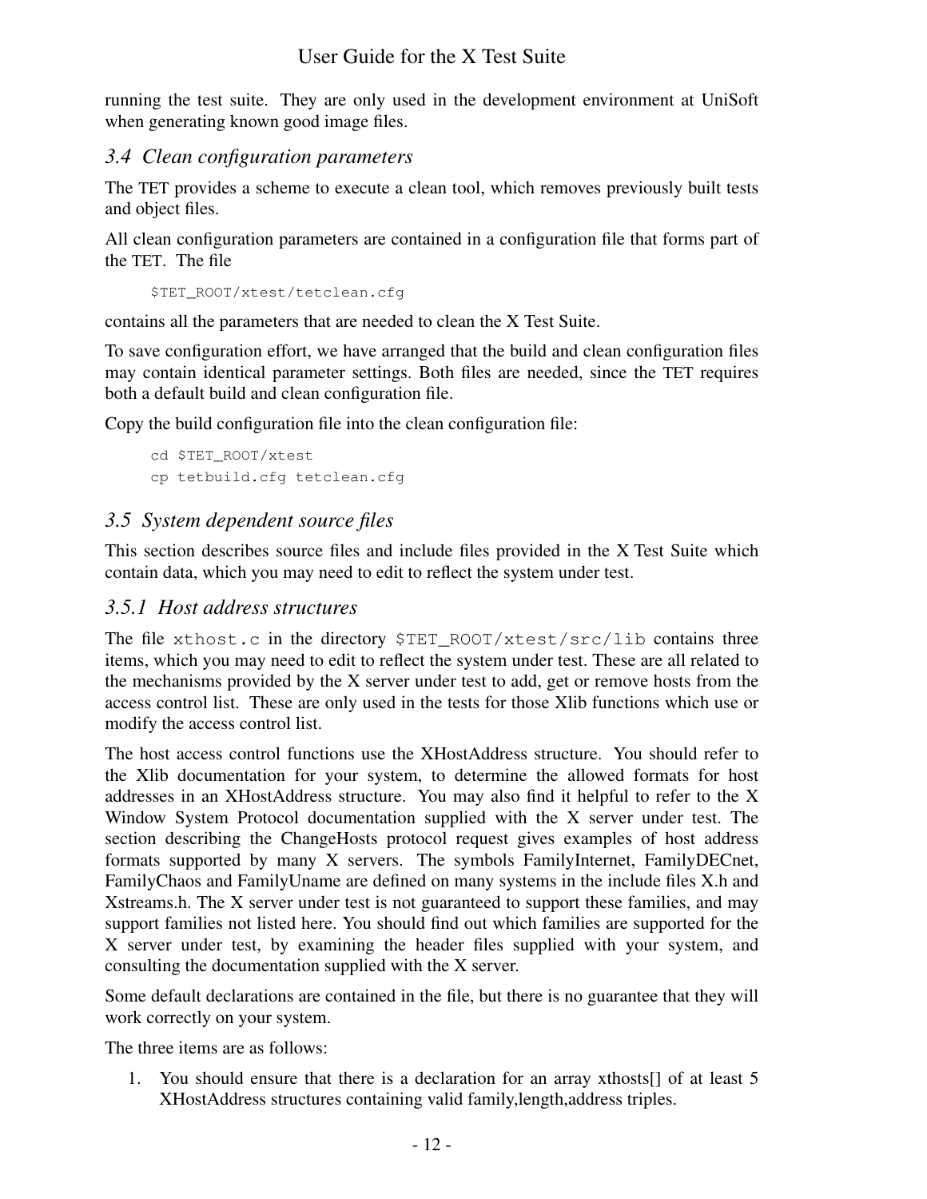running the test suite. They are only used in the development environment at UniSoft when generating known good image files.

### *3.4 Clean configuration parameters*

The TET provides a scheme to execute a clean tool, which removes previously built tests and object files.

All clean configuration parameters are contained in a configuration file that forms part of the TET. The file

```
$TET_ROOT/xtest/tetclean.cfg
```

contains all the parameters that are needed to clean the X Test Suite.

To save configuration effort, we have arranged that the build and clean configuration files may contain identical parameter settings. Both files are needed, since the TET requires both a default build and clean configuration file.

Copy the build configuration file into the clean configuration file:

```
cd $TET_ROOT/xtest
cp tetbuild.cfg tetclean.cfg
```

### *3.5 System dependent source files*

This section describes source files and include files provided in the X Test Suite which contain data, which you may need to edit to reflect the system under test.

#### *3.5.1 Host address structures*

The file `xthost.c` in the directory `$TET_ROOT/xtest/src/lib` contains three items, which you may need to edit to reflect the system under test. These are all related to the mechanisms provided by the X server under test to add, get or remove hosts from the access control list. These are only used in the tests for those Xlib functions which use or modify the access control list.

The host access control functions use the XHostAddress structure. You should refer to the Xlib documentation for your system, to determine the allowed formats for host addresses in an XHostAddress structure. You may also find it helpful to refer to the X Window System Protocol documentation supplied with the X server under test. The section describing the ChangeHosts protocol request gives examples of host address formats supported by many X servers. The symbols FamilyInternet, FamilyDECnet, FamilyChaos and FamilyUname are defined on many systems in the include files X.h and Xstreams.h. The X server under test is not guaranteed to support these families, and may support families not listed here. You should find out which families are supported for the X server under test, by examining the header files supplied with your system, and consulting the documentation supplied with the X server.

Some default declarations are contained in the file, but there is no guarantee that they will work correctly on your system.

The three items are as follows:

1. You should ensure that there is a declaration for an array xthosts[] of at least 5 XHostAddress structures containing valid family,length,address triples.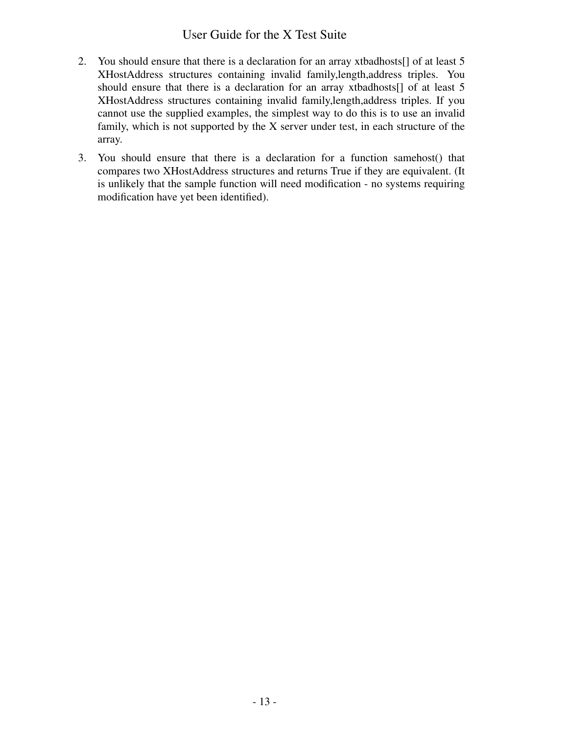2. You should ensure that there is a declaration for an array xtbadhosts[] of at least 5 XHostAddress structures containing invalid family,length,address triples. You should ensure that there is a declaration for an array xtbadhosts[] of at least 5 XHostAddress structures containing invalid family,length,address triples. If you cannot use the supplied examples, the simplest way to do this is to use an invalid family, which is not supported by the X server under test, in each structure of the array.

3. You should ensure that there is a declaration for a function samehost() that compares two XHostAddress structures and returns True if they are equivalent. (It is unlikely that the sample function will need modification - no systems requiring modification have yet been identified).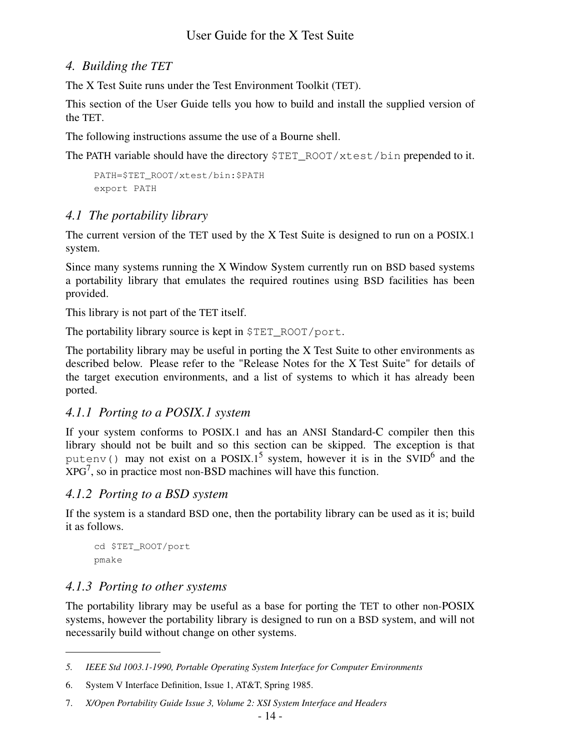## 4. Building the TET

The X Test Suite runs under the Test Environment Toolkit (TET).

This section of the User Guide tells you how to build and install the supplied version of the TET.

The following instructions assume the use of a Bourne shell.

The PATH variable should have the directory `$TET_ROOT/xtest/bin` prepended to it.

```
PATH=$TET_ROOT/xtest/bin:$PATH
export PATH
```

### 4.1 The portability library

The current version of the TET used by the X Test Suite is designed to run on a POSIX.1 system.

Since many systems running the X Window System currently run on BSD based systems a portability library that emulates the required routines using BSD facilities has been provided.

This library is not part of the TET itself.

The portability library source is kept in `$TET_ROOT/port`.

The portability library may be useful in porting the X Test Suite to other environments as described below. Please refer to the "Release Notes for the X Test Suite" for details of the target execution environments, and a list of systems to which it has already been ported.

#### 4.1.1 Porting to a POSIX.1 system

If your system conforms to POSIX.1 and has an ANSI Standard-C compiler then this library should not be built and so this section can be skipped. The exception is that `putenv()` may not exist on a POSIX.1[5] system, however it is in the SVID[6] and the XPG[7], so in practice most non-BSD machines will have this function.

#### 4.1.2 Porting to a BSD system

If the system is a standard BSD one, then the portability library can be used as it is; build it as follows.

```
cd $TET_ROOT/port
pmake
```

#### 4.1.3 Porting to other systems

The portability library may be useful as a base for porting the TET to other non-POSIX systems, however the portability library is designed to run on a BSD system, and will not necessarily build without change on other systems.

---

5. *IEEE Std 1003.1-1990, Portable Operating System Interface for Computer Environments*

6. System V Interface Definition, Issue 1, AT&T, Spring 1985.

7. *X/Open Portability Guide Issue 3, Volume 2: XSI System Interface and Headers*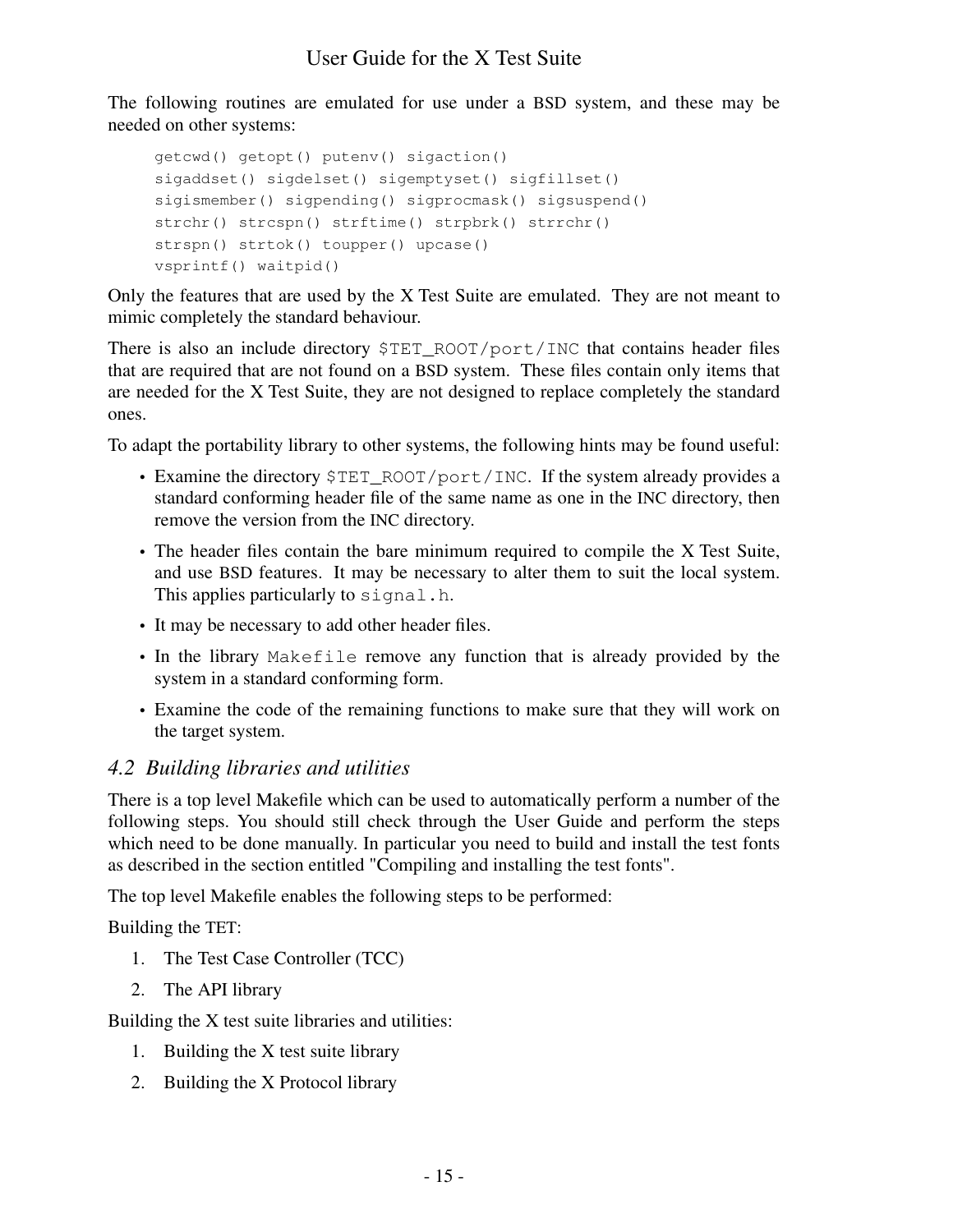The following routines are emulated for use under a BSD system, and these may be needed on other systems:

```
getcwd() getopt() putenv() sigaction()
sigaddset() sigdelset() sigemptyset() sigfillset()
sigismember() sigpending() sigprocmask() sigsuspend()
strchr() strcspn() strftime() strpbrk() strrchr()
strspn() strtok() toupper() upcase()
vsprintf() waitpid()
```

Only the features that are used by the X Test Suite are emulated. They are not meant to mimic completely the standard behaviour.

There is also an include directory `$TET_ROOT/port/INC` that contains header files that are required that are not found on a BSD system. These files contain only items that are needed for the X Test Suite, they are not designed to replace completely the standard ones.

To adapt the portability library to other systems, the following hints may be found useful:

- Examine the directory `$TET_ROOT/port/INC`. If the system already provides a standard conforming header file of the same name as one in the INC directory, then remove the version from the INC directory.
- The header files contain the bare minimum required to compile the X Test Suite, and use BSD features. It may be necessary to alter them to suit the local system. This applies particularly to `signal.h`.
- It may be necessary to add other header files.
- In the library `Makefile` remove any function that is already provided by the system in a standard conforming form.
- Examine the code of the remaining functions to make sure that they will work on the target system.

## *4.2 Building libraries and utilities*

There is a top level Makefile which can be used to automatically perform a number of the following steps. You should still check through the User Guide and perform the steps which need to be done manually. In particular you need to build and install the test fonts as described in the section entitled "Compiling and installing the test fonts".

The top level Makefile enables the following steps to be performed:

Building the TET:

1. The Test Case Controller (TCC)
2. The API library

Building the X test suite libraries and utilities:

1. Building the X test suite library
2. Building the X Protocol library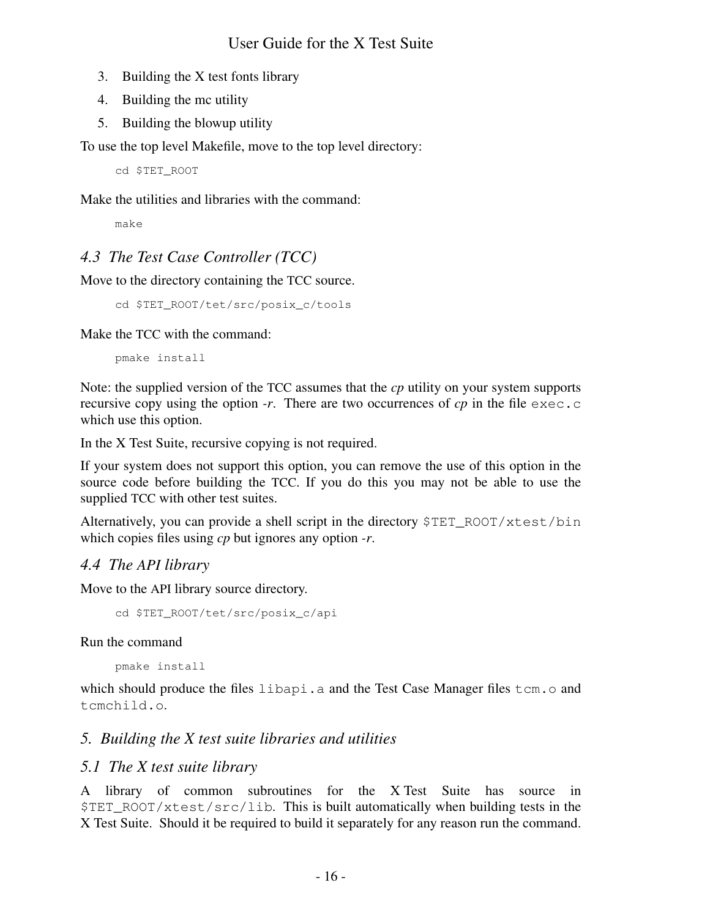3. Building the X test fonts library
4. Building the mc utility
5. Building the blowup utility

To use the top level Makefile, move to the top level directory:

```
cd $TET_ROOT
```

Make the utilities and libraries with the command:

```
make
```

### *4.3 The Test Case Controller (TCC)*

Move to the directory containing the TCC source.

```
cd $TET_ROOT/tet/src/posix_c/tools
```

Make the TCC with the command:

```
pmake install
```

Note: the supplied version of the TCC assumes that the *cp* utility on your system supports recursive copy using the option *-r*. There are two occurrences of *cp* in the file `exec.c` which use this option.

In the X Test Suite, recursive copying is not required.

If your system does not support this option, you can remove the use of this option in the source code before building the TCC. If you do this you may not be able to use the supplied TCC with other test suites.

Alternatively, you can provide a shell script in the directory `$TET_ROOT/xtest/bin` which copies files using *cp* but ignores any option *-r*.

### *4.4 The API library*

Move to the API library source directory.

```
cd $TET_ROOT/tet/src/posix_c/api
```

Run the command

```
pmake install
```

which should produce the files `libapi.a` and the Test Case Manager files `tcm.o` and `tcmchild.o`.

## *5. Building the X test suite libraries and utilities*

### *5.1 The X test suite library*

A library of common subroutines for the X Test Suite has source in `$TET_ROOT/xtest/src/lib`. This is built automatically when building tests in the X Test Suite. Should it be required to build it separately for any reason run the command.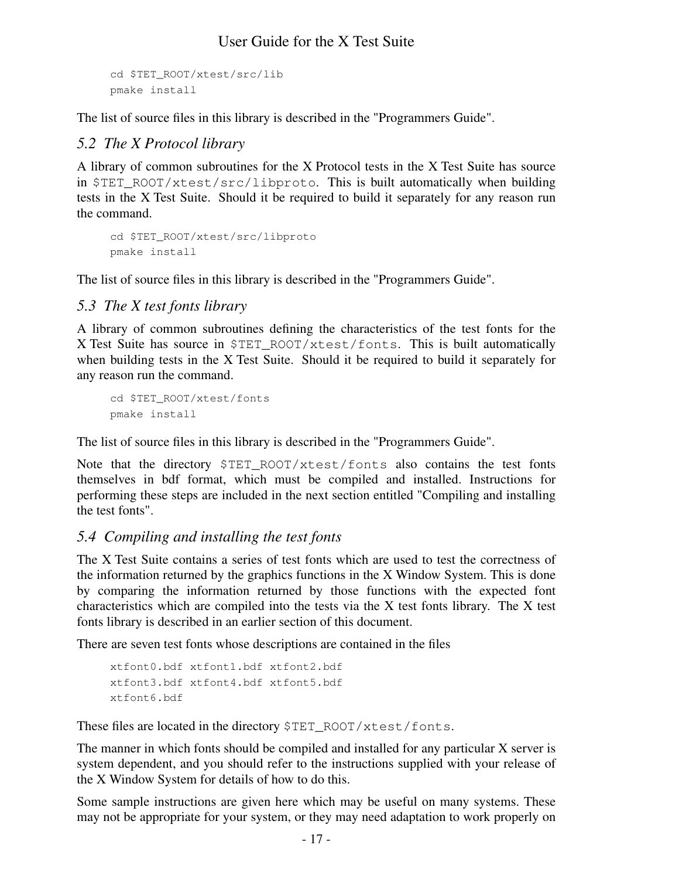```
cd $TET_ROOT/xtest/src/lib
pmake install
```

The list of source files in this library is described in the "Programmers Guide".

### *5.2 The X Protocol library*

A library of common subroutines for the X Protocol tests in the X Test Suite has source in `$TET_ROOT/xtest/src/libproto`. This is built automatically when building tests in the X Test Suite. Should it be required to build it separately for any reason run the command.

```
cd $TET_ROOT/xtest/src/libproto
pmake install
```

The list of source files in this library is described in the "Programmers Guide".

### *5.3 The X test fonts library*

A library of common subroutines defining the characteristics of the test fonts for the X Test Suite has source in `$TET_ROOT/xtest/fonts`. This is built automatically when building tests in the X Test Suite. Should it be required to build it separately for any reason run the command.

```
cd $TET_ROOT/xtest/fonts
pmake install
```

The list of source files in this library is described in the "Programmers Guide".

Note that the directory `$TET_ROOT/xtest/fonts` also contains the test fonts themselves in bdf format, which must be compiled and installed. Instructions for performing these steps are included in the next section entitled "Compiling and installing the test fonts".

### *5.4 Compiling and installing the test fonts*

The X Test Suite contains a series of test fonts which are used to test the correctness of the information returned by the graphics functions in the X Window System. This is done by comparing the information returned by those functions with the expected font characteristics which are compiled into the tests via the X test fonts library. The X test fonts library is described in an earlier section of this document.

There are seven test fonts whose descriptions are contained in the files

```
xtfont0.bdf xtfont1.bdf xtfont2.bdf
xtfont3.bdf xtfont4.bdf xtfont5.bdf
xtfont6.bdf
```

These files are located in the directory `$TET_ROOT/xtest/fonts`.

The manner in which fonts should be compiled and installed for any particular X server is system dependent, and you should refer to the instructions supplied with your release of the X Window System for details of how to do this.

Some sample instructions are given here which may be useful on many systems. These may not be appropriate for your system, or they may need adaptation to work properly on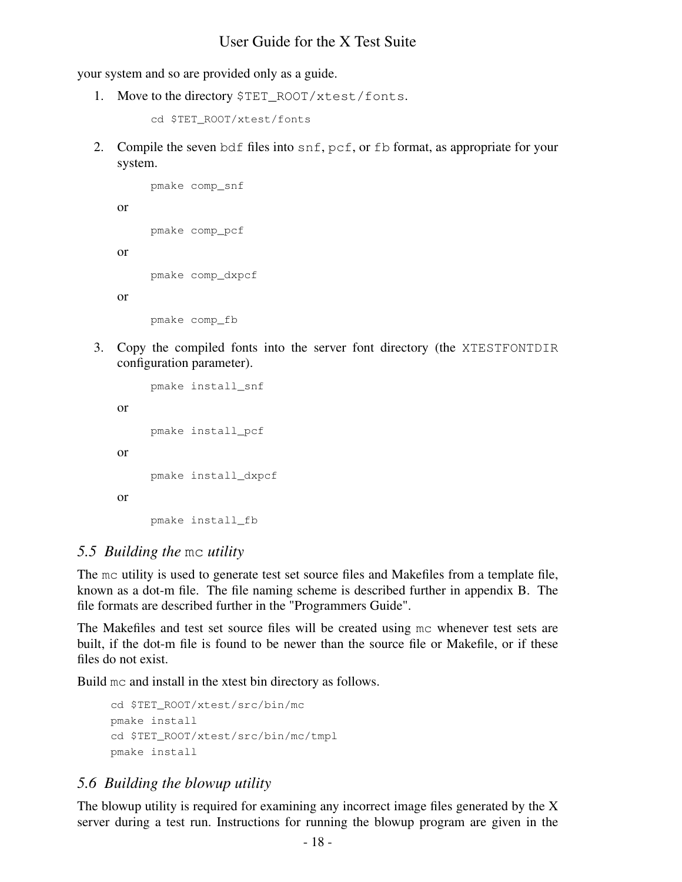your system and so are provided only as a guide.

1. Move to the directory `$TET_ROOT/xtest/fonts`.

   ```
   cd $TET_ROOT/xtest/fonts
   ```

2. Compile the seven `bdf` files into `snf`, `pcf`, or `fb` format, as appropriate for your system.

   ```
   pmake comp_snf
   ```

   or

   ```
   pmake comp_pcf
   ```

   or

   ```
   pmake comp_dxpcf
   ```

   or

   ```
   pmake comp_fb
   ```

3. Copy the compiled fonts into the server font directory (the `XTESTFONTDIR` configuration parameter).

   ```
   pmake install_snf
   ```

   or

   ```
   pmake install_pcf
   ```

   or

   ```
   pmake install_dxpcf
   ```

   or

   ```
   pmake install_fb
   ```

## *5.5 Building the* `mc` *utility*

The `mc` utility is used to generate test set source files and Makefiles from a template file, known as a dot-m file. The file naming scheme is described further in appendix B. The file formats are described further in the "Programmers Guide".

The Makefiles and test set source files will be created using `mc` whenever test sets are built, if the dot-m file is found to be newer than the source file or Makefile, or if these files do not exist.

Build `mc` and install in the xtest bin directory as follows.

```
cd $TET_ROOT/xtest/src/bin/mc
pmake install
cd $TET_ROOT/xtest/src/bin/mc/tmpl
pmake install
```

## *5.6 Building the blowup utility*

The blowup utility is required for examining any incorrect image files generated by the X server during a test run. Instructions for running the blowup program are given in the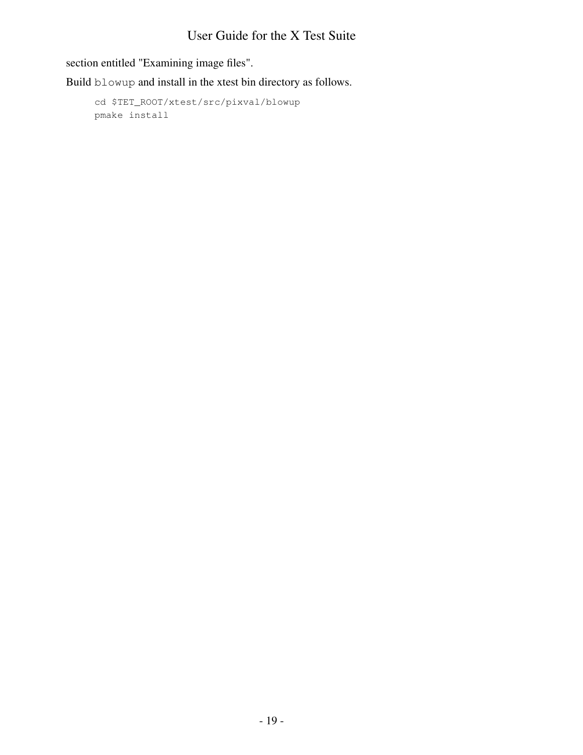section entitled "Examining image files".

Build `blowup` and install in the xtest bin directory as follows.

```
cd $TET_ROOT/xtest/src/pixval/blowup
pmake install
```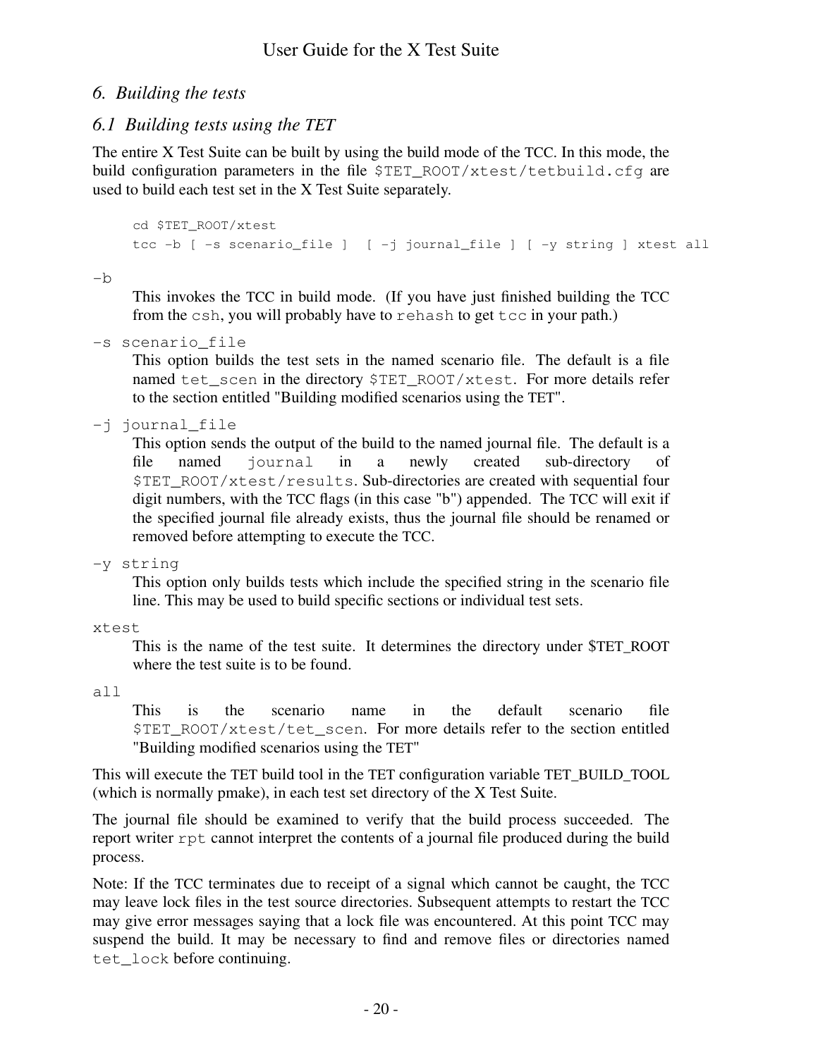## 6. Building the tests

### 6.1 Building tests using the TET

The entire X Test Suite can be built by using the build mode of the TCC. In this mode, the build configuration parameters in the file `$TET_ROOT/xtest/tetbuild.cfg` are used to build each test set in the X Test Suite separately.

```
cd $TET_ROOT/xtest
tcc -b [ -s scenario_file ]  [ -j journal_file ] [ -y string ] xtest all
```

`-b`
: This invokes the TCC in build mode. (If you have just finished building the TCC from the `csh`, you will probably have to `rehash` to get `tcc` in your path.)

`-s scenario_file`
: This option builds the test sets in the named scenario file. The default is a file named `tet_scen` in the directory `$TET_ROOT/xtest`. For more details refer to the section entitled "Building modified scenarios using the TET".

`-j journal_file`
: This option sends the output of the build to the named journal file. The default is a file named `journal` in a newly created sub-directory of `$TET_ROOT/xtest/results`. Sub-directories are created with sequential four digit numbers, with the TCC flags (in this case "b") appended. The TCC will exit if the specified journal file already exists, thus the journal file should be renamed or removed before attempting to execute the TCC.

`-y string`
: This option only builds tests which include the specified string in the scenario file line. This may be used to build specific sections or individual test sets.

`xtest`
: This is the name of the test suite. It determines the directory under $TET_ROOT where the test suite is to be found.

`all`
: This is the scenario name in the default scenario file `$TET_ROOT/xtest/tet_scen`. For more details refer to the section entitled "Building modified scenarios using the TET"

This will execute the TET build tool in the TET configuration variable TET_BUILD_TOOL (which is normally pmake), in each test set directory of the X Test Suite.

The journal file should be examined to verify that the build process succeeded. The report writer `rpt` cannot interpret the contents of a journal file produced during the build process.

Note: If the TCC terminates due to receipt of a signal which cannot be caught, the TCC may leave lock files in the test source directories. Subsequent attempts to restart the TCC may give error messages saying that a lock file was encountered. At this point TCC may suspend the build. It may be necessary to find and remove files or directories named `tet_lock` before continuing.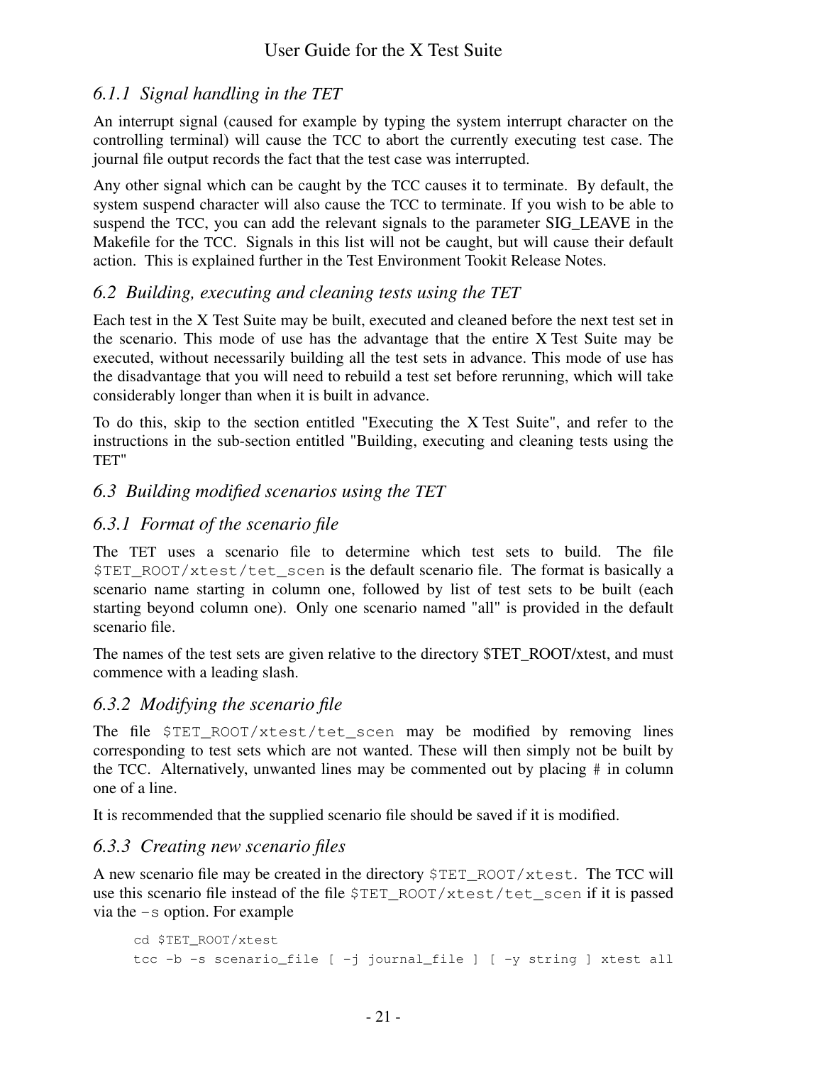### 6.1.1 Signal handling in the TET

An interrupt signal (caused for example by typing the system interrupt character on the controlling terminal) will cause the TCC to abort the currently executing test case. The journal file output records the fact that the test case was interrupted.

Any other signal which can be caught by the TCC causes it to terminate. By default, the system suspend character will also cause the TCC to terminate. If you wish to be able to suspend the TCC, you can add the relevant signals to the parameter SIG_LEAVE in the Makefile for the TCC. Signals in this list will not be caught, but will cause their default action. This is explained further in the Test Environment Tookit Release Notes.

## 6.2 Building, executing and cleaning tests using the TET

Each test in the X Test Suite may be built, executed and cleaned before the next test set in the scenario. This mode of use has the advantage that the entire X Test Suite may be executed, without necessarily building all the test sets in advance. This mode of use has the disadvantage that you will need to rebuild a test set before rerunning, which will take considerably longer than when it is built in advance.

To do this, skip to the section entitled "Executing the X Test Suite", and refer to the instructions in the sub-section entitled "Building, executing and cleaning tests using the TET"

## 6.3 Building modified scenarios using the TET

### 6.3.1 Format of the scenario file

The TET uses a scenario file to determine which test sets to build. The file `$TET_ROOT/xtest/tet_scen` is the default scenario file. The format is basically a scenario name starting in column one, followed by list of test sets to be built (each starting beyond column one). Only one scenario named "all" is provided in the default scenario file.

The names of the test sets are given relative to the directory $TET_ROOT/xtest, and must commence with a leading slash.

### 6.3.2 Modifying the scenario file

The file `$TET_ROOT/xtest/tet_scen` may be modified by removing lines corresponding to test sets which are not wanted. These will then simply not be built by the TCC. Alternatively, unwanted lines may be commented out by placing `#` in column one of a line.

It is recommended that the supplied scenario file should be saved if it is modified.

### 6.3.3 Creating new scenario files

A new scenario file may be created in the directory `$TET_ROOT/xtest`. The TCC will use this scenario file instead of the file `$TET_ROOT/xtest/tet_scen` if it is passed via the `-s` option. For example

```
cd $TET_ROOT/xtest
tcc -b -s scenario_file [ -j journal_file ] [ -y string ] xtest all
```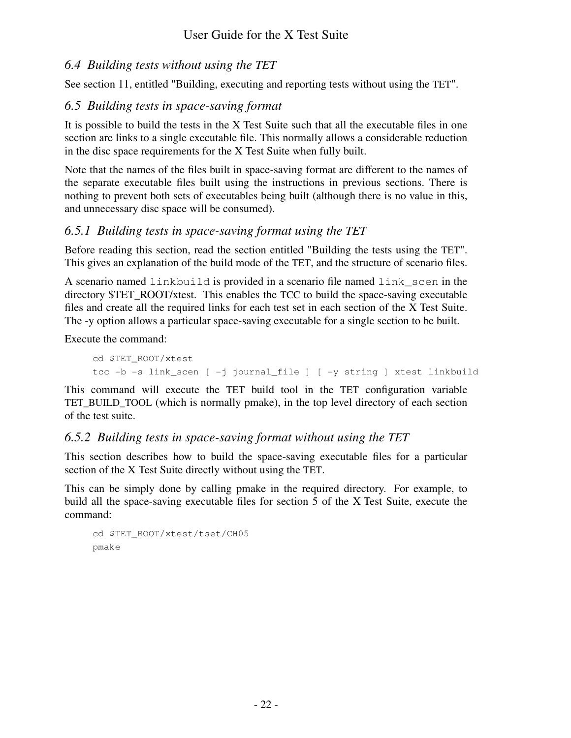## 6.4 *Building tests without using the TET*

See section 11, entitled "Building, executing and reporting tests without using the TET".

## 6.5 *Building tests in space-saving format*

It is possible to build the tests in the X Test Suite such that all the executable files in one section are links to a single executable file. This normally allows a considerable reduction in the disc space requirements for the X Test Suite when fully built.

Note that the names of the files built in space-saving format are different to the names of the separate executable files built using the instructions in previous sections. There is nothing to prevent both sets of executables being built (although there is no value in this, and unnecessary disc space will be consumed).

### 6.5.1 *Building tests in space-saving format using the TET*

Before reading this section, read the section entitled "Building the tests using the TET". This gives an explanation of the build mode of the TET, and the structure of scenario files.

A scenario named `linkbuild` is provided in a scenario file named `link_scen` in the directory $TET_ROOT/xtest. This enables the TCC to build the space-saving executable files and create all the required links for each test set in each section of the X Test Suite. The -y option allows a particular space-saving executable for a single section to be built.

Execute the command:

```
cd $TET_ROOT/xtest
tcc -b -s link_scen [ -j journal_file ] [ -y string ] xtest linkbuild
```

This command will execute the TET build tool in the TET configuration variable TET_BUILD_TOOL (which is normally pmake), in the top level directory of each section of the test suite.

### 6.5.2 *Building tests in space-saving format without using the TET*

This section describes how to build the space-saving executable files for a particular section of the X Test Suite directly without using the TET.

This can be simply done by calling pmake in the required directory. For example, to build all the space-saving executable files for section 5 of the X Test Suite, execute the command:

```
cd $TET_ROOT/xtest/tset/CH05
pmake
```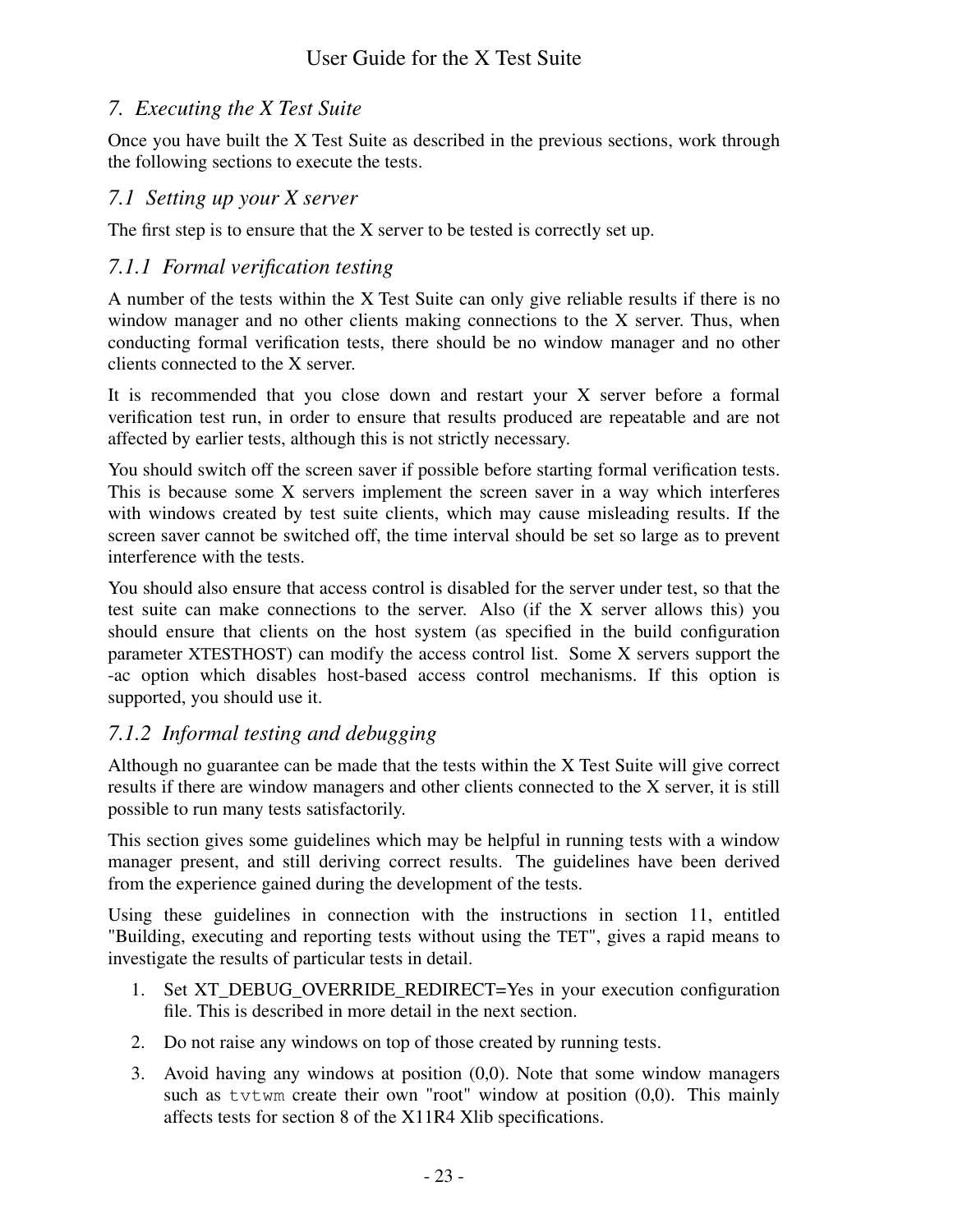## 7. Executing the X Test Suite

Once you have built the X Test Suite as described in the previous sections, work through the following sections to execute the tests.

### 7.1 Setting up your X server

The first step is to ensure that the X server to be tested is correctly set up.

#### 7.1.1 Formal verification testing

A number of the tests within the X Test Suite can only give reliable results if there is no window manager and no other clients making connections to the X server. Thus, when conducting formal verification tests, there should be no window manager and no other clients connected to the X server.

It is recommended that you close down and restart your X server before a formal verification test run, in order to ensure that results produced are repeatable and are not affected by earlier tests, although this is not strictly necessary.

You should switch off the screen saver if possible before starting formal verification tests. This is because some X servers implement the screen saver in a way which interferes with windows created by test suite clients, which may cause misleading results. If the screen saver cannot be switched off, the time interval should be set so large as to prevent interference with the tests.

You should also ensure that access control is disabled for the server under test, so that the test suite can make connections to the server. Also (if the X server allows this) you should ensure that clients on the host system (as specified in the build configuration parameter XTESTHOST) can modify the access control list. Some X servers support the -ac option which disables host-based access control mechanisms. If this option is supported, you should use it.

#### 7.1.2 Informal testing and debugging

Although no guarantee can be made that the tests within the X Test Suite will give correct results if there are window managers and other clients connected to the X server, it is still possible to run many tests satisfactorily.

This section gives some guidelines which may be helpful in running tests with a window manager present, and still deriving correct results. The guidelines have been derived from the experience gained during the development of the tests.

Using these guidelines in connection with the instructions in section 11, entitled "Building, executing and reporting tests without using the TET", gives a rapid means to investigate the results of particular tests in detail.

1. Set XT_DEBUG_OVERRIDE_REDIRECT=Yes in your execution configuration file. This is described in more detail in the next section.
2. Do not raise any windows on top of those created by running tests.
3. Avoid having any windows at position (0,0). Note that some window managers such as `tvtwm` create their own "root" window at position (0,0). This mainly affects tests for section 8 of the X11R4 Xlib specifications.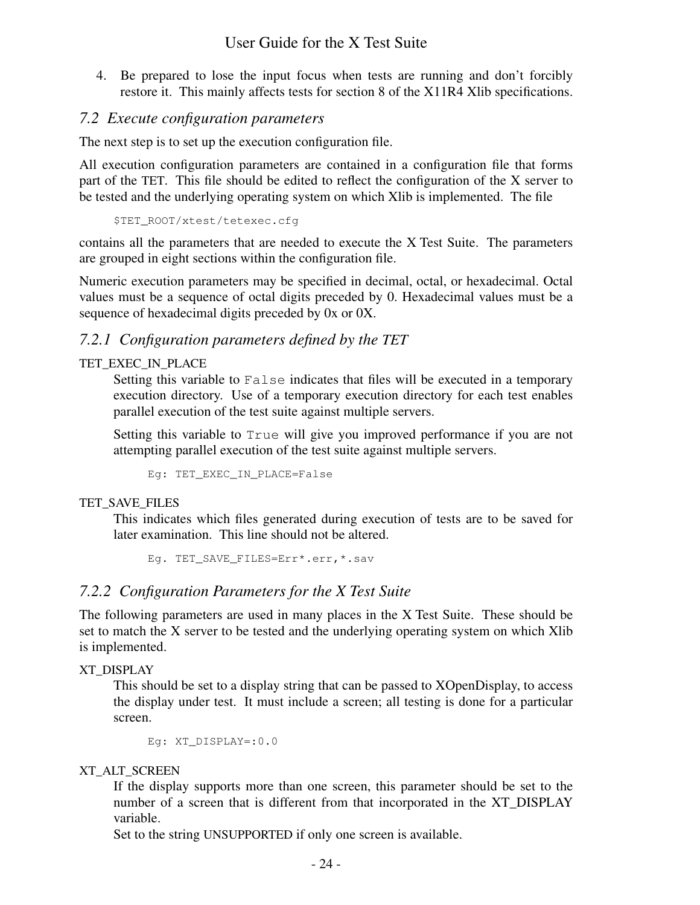4. Be prepared to lose the input focus when tests are running and don't forcibly restore it. This mainly affects tests for section 8 of the X11R4 Xlib specifications.

### *7.2 Execute configuration parameters*

The next step is to set up the execution configuration file.

All execution configuration parameters are contained in a configuration file that forms part of the TET. This file should be edited to reflect the configuration of the X server to be tested and the underlying operating system on which Xlib is implemented. The file

```
$TET_ROOT/xtest/tetexec.cfg
```

contains all the parameters that are needed to execute the X Test Suite. The parameters are grouped in eight sections within the configuration file.

Numeric execution parameters may be specified in decimal, octal, or hexadecimal. Octal values must be a sequence of octal digits preceded by 0. Hexadecimal values must be a sequence of hexadecimal digits preceded by 0x or 0X.

#### *7.2.1 Configuration parameters defined by the TET*

TET_EXEC_IN_PLACE

Setting this variable to `False` indicates that files will be executed in a temporary execution directory. Use of a temporary execution directory for each test enables parallel execution of the test suite against multiple servers.

Setting this variable to `True` will give you improved performance if you are not attempting parallel execution of the test suite against multiple servers.

```
Eg: TET_EXEC_IN_PLACE=False
```

TET_SAVE_FILES

This indicates which files generated during execution of tests are to be saved for later examination. This line should not be altered.

```
Eg. TET_SAVE_FILES=Err*.err,*.sav
```

#### *7.2.2 Configuration Parameters for the X Test Suite*

The following parameters are used in many places in the X Test Suite. These should be set to match the X server to be tested and the underlying operating system on which Xlib is implemented.

XT_DISPLAY

This should be set to a display string that can be passed to XOpenDisplay, to access the display under test. It must include a screen; all testing is done for a particular screen.

```
Eg: XT_DISPLAY=:0.0
```

XT_ALT_SCREEN

If the display supports more than one screen, this parameter should be set to the number of a screen that is different from that incorporated in the XT_DISPLAY variable.
Set to the string UNSUPPORTED if only one screen is available.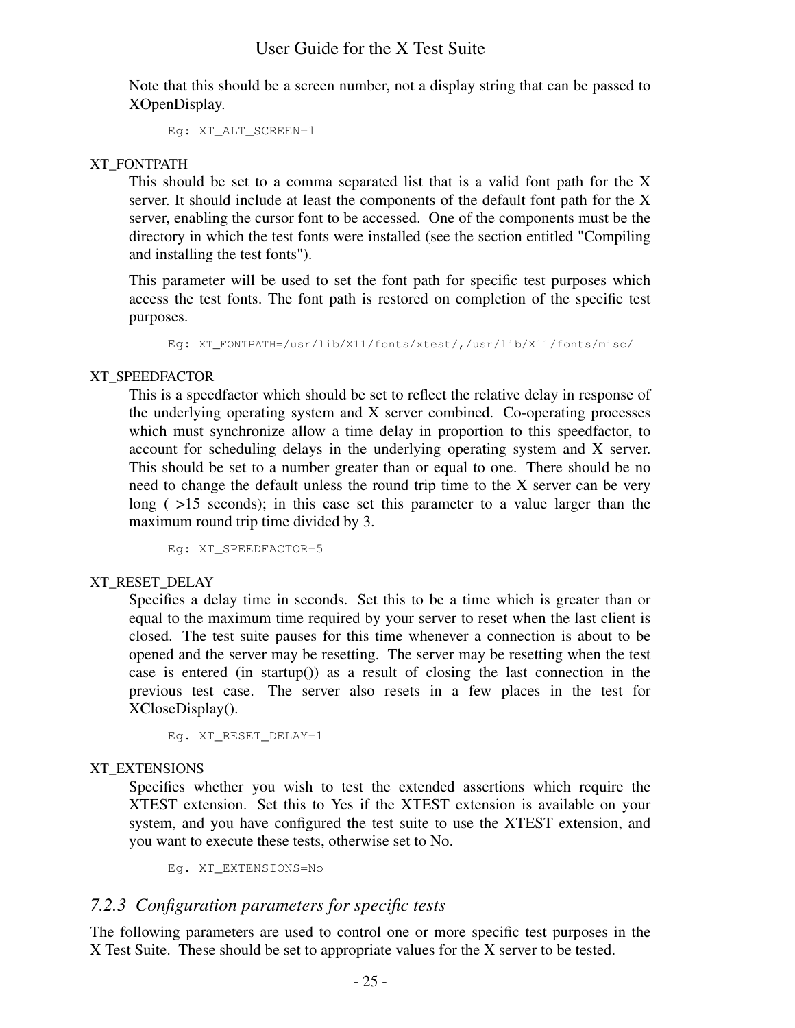Note that this should be a screen number, not a display string that can be passed to XOpenDisplay.

```
Eg: XT_ALT_SCREEN=1
```

XT_FONTPATH

This should be set to a comma separated list that is a valid font path for the X server. It should include at least the components of the default font path for the X server, enabling the cursor font to be accessed. One of the components must be the directory in which the test fonts were installed (see the section entitled "Compiling and installing the test fonts").

This parameter will be used to set the font path for specific test purposes which access the test fonts. The font path is restored on completion of the specific test purposes.

```
Eg: XT_FONTPATH=/usr/lib/X11/fonts/xtest/,/usr/lib/X11/fonts/misc/
```

XT_SPEEDFACTOR

This is a speedfactor which should be set to reflect the relative delay in response of the underlying operating system and X server combined. Co-operating processes which must synchronize allow a time delay in proportion to this speedfactor, to account for scheduling delays in the underlying operating system and X server. This should be set to a number greater than or equal to one. There should be no need to change the default unless the round trip time to the X server can be very long ( >15 seconds); in this case set this parameter to a value larger than the maximum round trip time divided by 3.

```
Eg: XT_SPEEDFACTOR=5
```

XT_RESET_DELAY

Specifies a delay time in seconds. Set this to be a time which is greater than or equal to the maximum time required by your server to reset when the last client is closed. The test suite pauses for this time whenever a connection is about to be opened and the server may be resetting. The server may be resetting when the test case is entered (in startup()) as a result of closing the last connection in the previous test case. The server also resets in a few places in the test for XCloseDisplay().

```
Eg. XT_RESET_DELAY=1
```

XT_EXTENSIONS

Specifies whether you wish to test the extended assertions which require the XTEST extension. Set this to Yes if the XTEST extension is available on your system, and you have configured the test suite to use the XTEST extension, and you want to execute these tests, otherwise set to No.

```
Eg. XT_EXTENSIONS=No
```

### *7.2.3 Configuration parameters for specific tests*

The following parameters are used to control one or more specific test purposes in the X Test Suite. These should be set to appropriate values for the X server to be tested.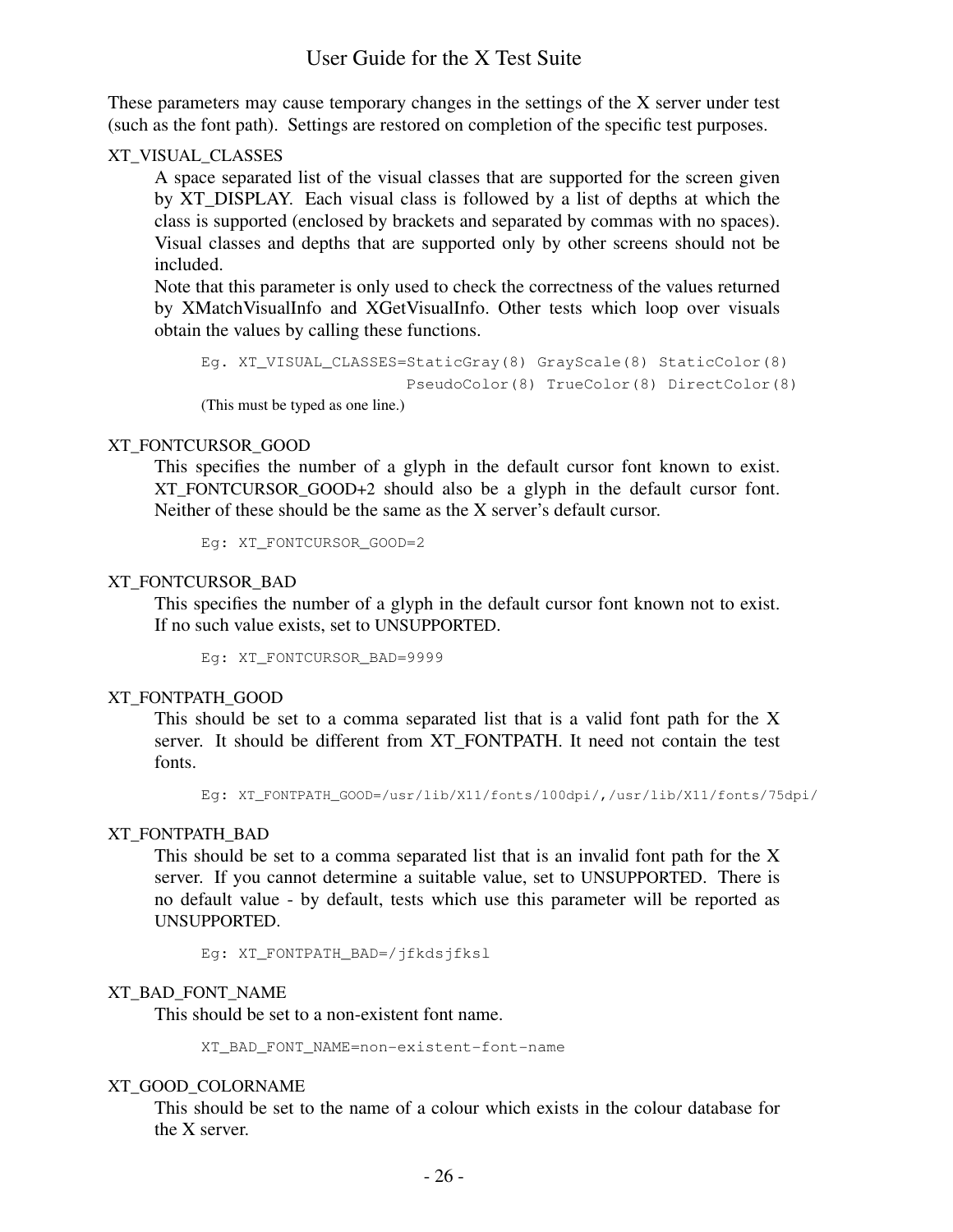These parameters may cause temporary changes in the settings of the X server under test (such as the font path). Settings are restored on completion of the specific test purposes.

XT_VISUAL_CLASSES

A space separated list of the visual classes that are supported for the screen given by XT_DISPLAY. Each visual class is followed by a list of depths at which the class is supported (enclosed by brackets and separated by commas with no spaces). Visual classes and depths that are supported only by other screens should not be included.

Note that this parameter is only used to check the correctness of the values returned by XMatchVisualInfo and XGetVisualInfo. Other tests which loop over visuals obtain the values by calling these functions.

```
Eg. XT_VISUAL_CLASSES=StaticGray(8) GrayScale(8) StaticColor(8)
                      PseudoColor(8) TrueColor(8) DirectColor(8)
```

(This must be typed as one line.)

XT_FONTCURSOR_GOOD

This specifies the number of a glyph in the default cursor font known to exist. XT_FONTCURSOR_GOOD+2 should also be a glyph in the default cursor font. Neither of these should be the same as the X server's default cursor.

```
Eg: XT_FONTCURSOR_GOOD=2
```

XT_FONTCURSOR_BAD

This specifies the number of a glyph in the default cursor font known not to exist. If no such value exists, set to UNSUPPORTED.

```
Eg: XT_FONTCURSOR_BAD=9999
```

XT_FONTPATH_GOOD

This should be set to a comma separated list that is a valid font path for the X server. It should be different from XT_FONTPATH. It need not contain the test fonts.

```
Eg: XT_FONTPATH_GOOD=/usr/lib/X11/fonts/100dpi/,/usr/lib/X11/fonts/75dpi/
```

XT_FONTPATH_BAD

This should be set to a comma separated list that is an invalid font path for the X server. If you cannot determine a suitable value, set to UNSUPPORTED. There is no default value - by default, tests which use this parameter will be reported as UNSUPPORTED.

```
Eg: XT_FONTPATH_BAD=/jfkdsjfksl
```

XT_BAD_FONT_NAME

This should be set to a non-existent font name.

```
XT_BAD_FONT_NAME=non-existent-font-name
```

XT_GOOD_COLORNAME

This should be set to the name of a colour which exists in the colour database for the X server.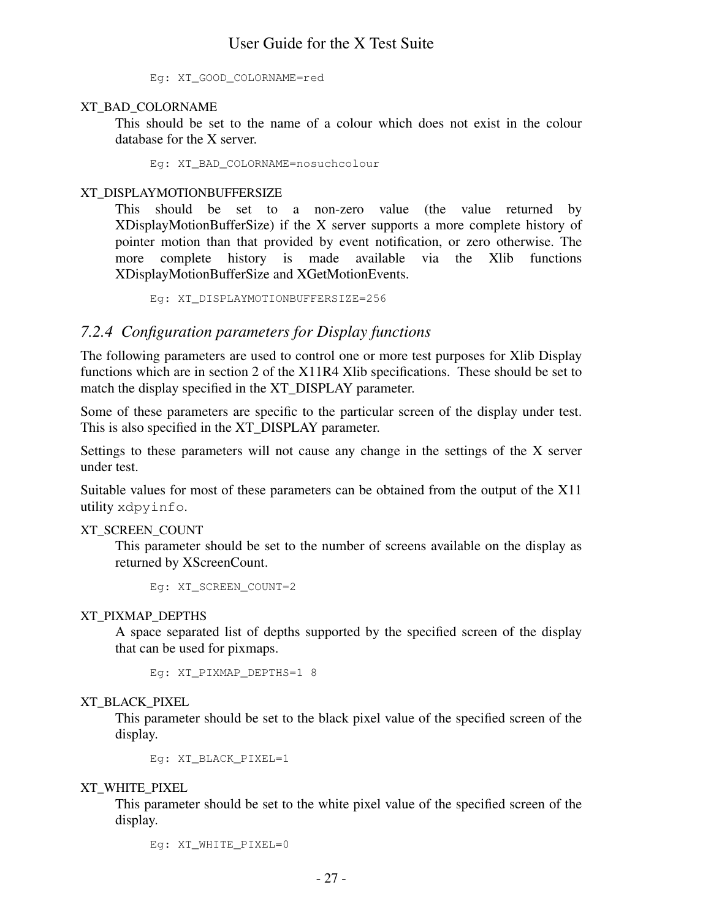```
Eg: XT_GOOD_COLORNAME=red
```

XT_BAD_COLORNAME

This should be set to the name of a colour which does not exist in the colour database for the X server.

```
Eg: XT_BAD_COLORNAME=nosuchcolour
```

XT_DISPLAYMOTIONBUFFERSIZE

This should be set to a non-zero value (the value returned by XDisplayMotionBufferSize) if the X server supports a more complete history of pointer motion than that provided by event notification, or zero otherwise. The more complete history is made available via the Xlib functions XDisplayMotionBufferSize and XGetMotionEvents.

```
Eg: XT_DISPLAYMOTIONBUFFERSIZE=256
```

### *7.2.4 Configuration parameters for Display functions*

The following parameters are used to control one or more test purposes for Xlib Display functions which are in section 2 of the X11R4 Xlib specifications. These should be set to match the display specified in the XT_DISPLAY parameter.

Some of these parameters are specific to the particular screen of the display under test. This is also specified in the XT_DISPLAY parameter.

Settings to these parameters will not cause any change in the settings of the X server under test.

Suitable values for most of these parameters can be obtained from the output of the X11 utility `xdpyinfo`.

XT_SCREEN_COUNT

This parameter should be set to the number of screens available on the display as returned by XScreenCount.

```
Eg: XT_SCREEN_COUNT=2
```

XT_PIXMAP_DEPTHS

A space separated list of depths supported by the specified screen of the display that can be used for pixmaps.

```
Eg: XT_PIXMAP_DEPTHS=1 8
```

XT_BLACK_PIXEL

This parameter should be set to the black pixel value of the specified screen of the display.

```
Eg: XT_BLACK_PIXEL=1
```

XT_WHITE_PIXEL

This parameter should be set to the white pixel value of the specified screen of the display.

```
Eg: XT_WHITE_PIXEL=0
```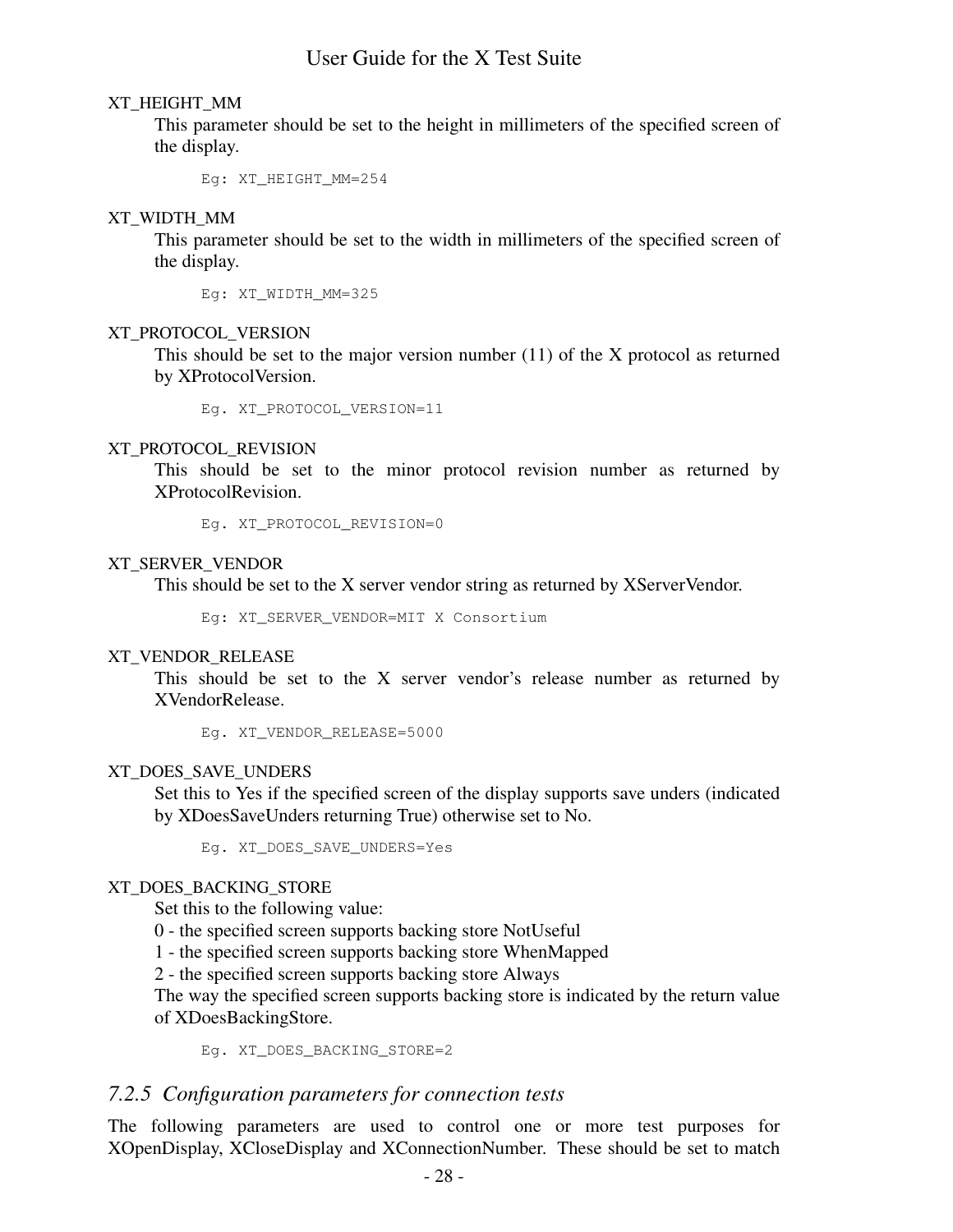XT_HEIGHT_MM

This parameter should be set to the height in millimeters of the specified screen of the display.

```
Eg: XT_HEIGHT_MM=254
```

XT_WIDTH_MM

This parameter should be set to the width in millimeters of the specified screen of the display.

```
Eg: XT_WIDTH_MM=325
```

XT_PROTOCOL_VERSION

This should be set to the major version number (11) of the X protocol as returned by XProtocolVersion.

```
Eg. XT_PROTOCOL_VERSION=11
```

XT_PROTOCOL_REVISION

This should be set to the minor protocol revision number as returned by XProtocolRevision.

```
Eg. XT_PROTOCOL_REVISION=0
```

XT_SERVER_VENDOR

This should be set to the X server vendor string as returned by XServerVendor.

```
Eg: XT_SERVER_VENDOR=MIT X Consortium
```

XT_VENDOR_RELEASE

This should be set to the X server vendor's release number as returned by XVendorRelease.

```
Eg. XT_VENDOR_RELEASE=5000
```

XT_DOES_SAVE_UNDERS

Set this to Yes if the specified screen of the display supports save unders (indicated by XDoesSaveUnders returning True) otherwise set to No.

```
Eg. XT_DOES_SAVE_UNDERS=Yes
```

XT_DOES_BACKING_STORE

Set this to the following value:
0 - the specified screen supports backing store NotUseful
1 - the specified screen supports backing store WhenMapped
2 - the specified screen supports backing store Always
The way the specified screen supports backing store is indicated by the return value of XDoesBackingStore.

```
Eg. XT_DOES_BACKING_STORE=2
```

### *7.2.5 Configuration parameters for connection tests*

The following parameters are used to control one or more test purposes for XOpenDisplay, XCloseDisplay and XConnectionNumber. These should be set to match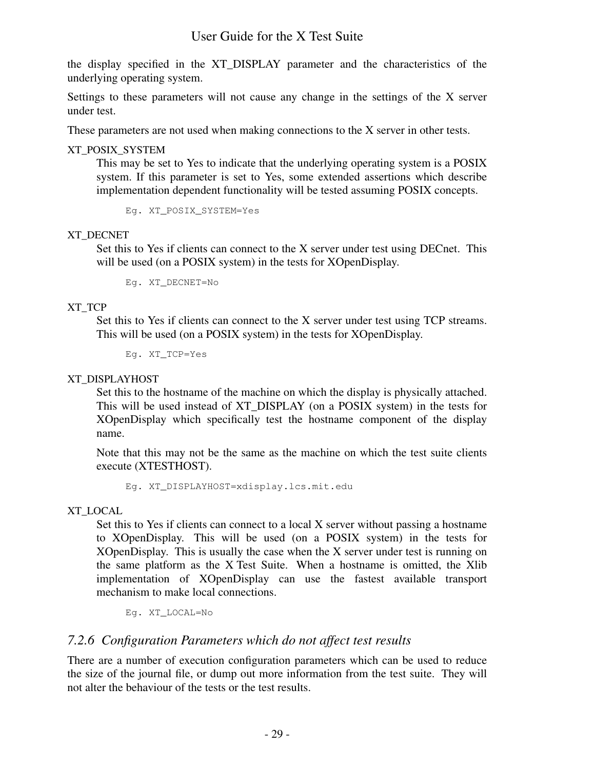the display specified in the XT_DISPLAY parameter and the characteristics of the underlying operating system.

Settings to these parameters will not cause any change in the settings of the X server under test.

These parameters are not used when making connections to the X server in other tests.

XT_POSIX_SYSTEM

This may be set to Yes to indicate that the underlying operating system is a POSIX system. If this parameter is set to Yes, some extended assertions which describe implementation dependent functionality will be tested assuming POSIX concepts.

```
Eg. XT_POSIX_SYSTEM=Yes
```

XT_DECNET

Set this to Yes if clients can connect to the X server under test using DECnet. This will be used (on a POSIX system) in the tests for XOpenDisplay.

```
Eg. XT_DECNET=No
```

XT_TCP

Set this to Yes if clients can connect to the X server under test using TCP streams. This will be used (on a POSIX system) in the tests for XOpenDisplay.

```
Eg. XT_TCP=Yes
```

XT_DISPLAYHOST

Set this to the hostname of the machine on which the display is physically attached. This will be used instead of XT_DISPLAY (on a POSIX system) in the tests for XOpenDisplay which specifically test the hostname component of the display name.

Note that this may not be the same as the machine on which the test suite clients execute (XTESTHOST).

```
Eg. XT_DISPLAYHOST=xdisplay.lcs.mit.edu
```

XT_LOCAL

Set this to Yes if clients can connect to a local X server without passing a hostname to XOpenDisplay. This will be used (on a POSIX system) in the tests for XOpenDisplay. This is usually the case when the X server under test is running on the same platform as the X Test Suite. When a hostname is omitted, the Xlib implementation of XOpenDisplay can use the fastest available transport mechanism to make local connections.

```
Eg. XT_LOCAL=No
```

### *7.2.6 Configuration Parameters which do not affect test results*

There are a number of execution configuration parameters which can be used to reduce the size of the journal file, or dump out more information from the test suite. They will not alter the behaviour of the tests or the test results.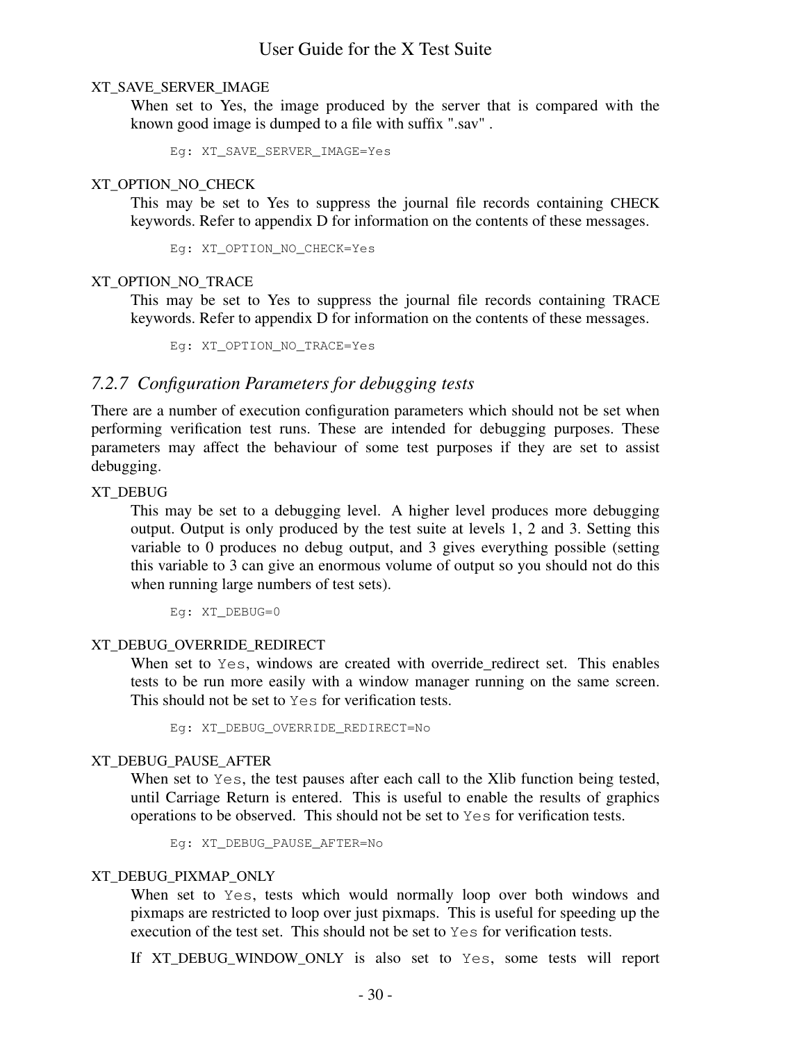XT_SAVE_SERVER_IMAGE

When set to Yes, the image produced by the server that is compared with the known good image is dumped to a file with suffix ".sav" .

```
Eg: XT_SAVE_SERVER_IMAGE=Yes
```

XT_OPTION_NO_CHECK

This may be set to Yes to suppress the journal file records containing CHECK keywords. Refer to appendix D for information on the contents of these messages.

```
Eg: XT_OPTION_NO_CHECK=Yes
```

XT_OPTION_NO_TRACE

This may be set to Yes to suppress the journal file records containing TRACE keywords. Refer to appendix D for information on the contents of these messages.

```
Eg: XT_OPTION_NO_TRACE=Yes
```

### *7.2.7 Configuration Parameters for debugging tests*

There are a number of execution configuration parameters which should not be set when performing verification test runs. These are intended for debugging purposes. These parameters may affect the behaviour of some test purposes if they are set to assist debugging.

XT_DEBUG

This may be set to a debugging level. A higher level produces more debugging output. Output is only produced by the test suite at levels 1, 2 and 3. Setting this variable to 0 produces no debug output, and 3 gives everything possible (setting this variable to 3 can give an enormous volume of output so you should not do this when running large numbers of test sets).

```
Eg: XT_DEBUG=0
```

XT_DEBUG_OVERRIDE_REDIRECT

When set to `Yes`, windows are created with override_redirect set. This enables tests to be run more easily with a window manager running on the same screen. This should not be set to `Yes` for verification tests.

```
Eg: XT_DEBUG_OVERRIDE_REDIRECT=No
```

XT_DEBUG_PAUSE_AFTER

When set to `Yes`, the test pauses after each call to the Xlib function being tested, until Carriage Return is entered. This is useful to enable the results of graphics operations to be observed. This should not be set to `Yes` for verification tests.

```
Eg: XT_DEBUG_PAUSE_AFTER=No
```

XT_DEBUG_PIXMAP_ONLY

When set to `Yes`, tests which would normally loop over both windows and pixmaps are restricted to loop over just pixmaps. This is useful for speeding up the execution of the test set. This should not be set to `Yes` for verification tests.

If XT_DEBUG_WINDOW_ONLY is also set to `Yes`, some tests will report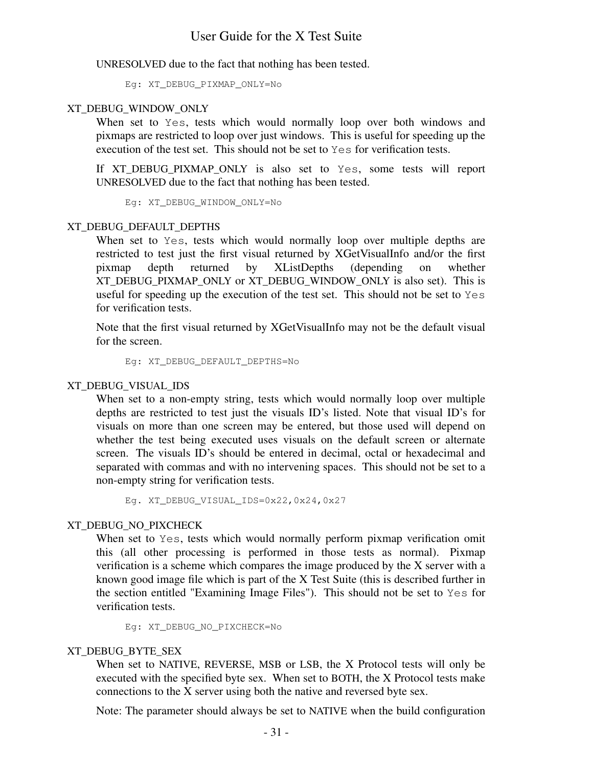UNRESOLVED due to the fact that nothing has been tested.

```
Eg: XT_DEBUG_PIXMAP_ONLY=No
```

XT_DEBUG_WINDOW_ONLY

When set to `Yes`, tests which would normally loop over both windows and pixmaps are restricted to loop over just windows. This is useful for speeding up the execution of the test set. This should not be set to `Yes` for verification tests.

If XT_DEBUG_PIXMAP_ONLY is also set to `Yes`, some tests will report UNRESOLVED due to the fact that nothing has been tested.

```
Eg: XT_DEBUG_WINDOW_ONLY=No
```

XT_DEBUG_DEFAULT_DEPTHS

When set to `Yes`, tests which would normally loop over multiple depths are restricted to test just the first visual returned by XGetVisualInfo and/or the first pixmap depth returned by XListDepths (depending on whether XT_DEBUG_PIXMAP_ONLY or XT_DEBUG_WINDOW_ONLY is also set). This is useful for speeding up the execution of the test set. This should not be set to `Yes` for verification tests.

Note that the first visual returned by XGetVisualInfo may not be the default visual for the screen.

```
Eg: XT_DEBUG_DEFAULT_DEPTHS=No
```

XT_DEBUG_VISUAL_IDS

When set to a non-empty string, tests which would normally loop over multiple depths are restricted to test just the visuals ID's listed. Note that visual ID's for visuals on more than one screen may be entered, but those used will depend on whether the test being executed uses visuals on the default screen or alternate screen. The visuals ID's should be entered in decimal, octal or hexadecimal and separated with commas and with no intervening spaces. This should not be set to a non-empty string for verification tests.

```
Eg. XT_DEBUG_VISUAL_IDS=0x22,0x24,0x27
```

XT_DEBUG_NO_PIXCHECK

When set to `Yes`, tests which would normally perform pixmap verification omit this (all other processing is performed in those tests as normal). Pixmap verification is a scheme which compares the image produced by the X server with a known good image file which is part of the X Test Suite (this is described further in the section entitled "Examining Image Files"). This should not be set to `Yes` for verification tests.

```
Eg: XT_DEBUG_NO_PIXCHECK=No
```

XT_DEBUG_BYTE_SEX

When set to NATIVE, REVERSE, MSB or LSB, the X Protocol tests will only be executed with the specified byte sex. When set to BOTH, the X Protocol tests make connections to the X server using both the native and reversed byte sex.

Note: The parameter should always be set to NATIVE when the build configuration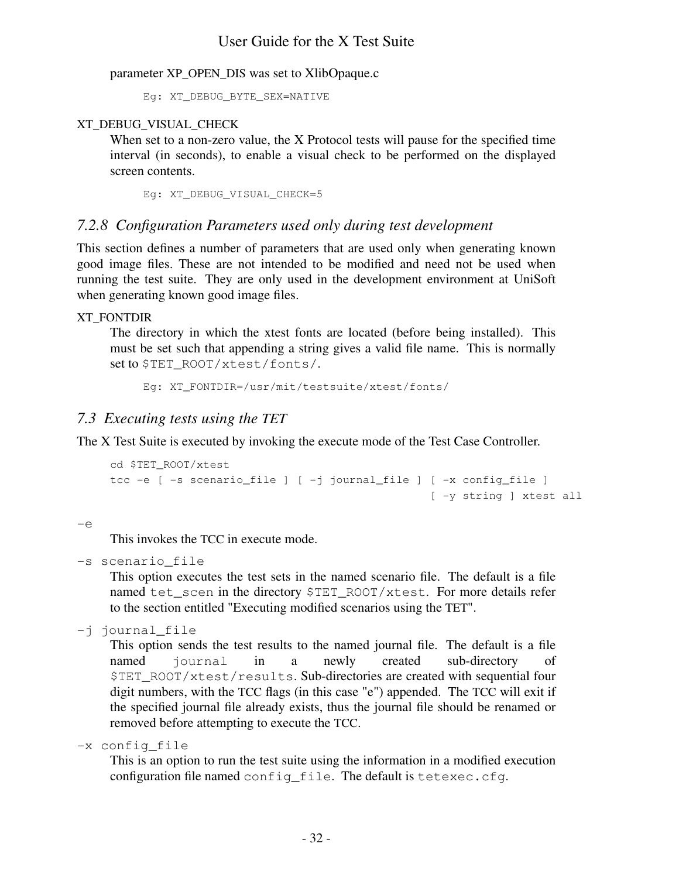parameter XP_OPEN_DIS was set to XlibOpaque.c

```
Eg: XT_DEBUG_BYTE_SEX=NATIVE
```

XT_DEBUG_VISUAL_CHECK

When set to a non-zero value, the X Protocol tests will pause for the specified time interval (in seconds), to enable a visual check to be performed on the displayed screen contents.

```
Eg: XT_DEBUG_VISUAL_CHECK=5
```

### *7.2.8 Configuration Parameters used only during test development*

This section defines a number of parameters that are used only when generating known good image files. These are not intended to be modified and need not be used when running the test suite. They are only used in the development environment at UniSoft when generating known good image files.

XT_FONTDIR

The directory in which the xtest fonts are located (before being installed). This must be set such that appending a string gives a valid file name. This is normally set to `$TET_ROOT/xtest/fonts/`.

```
Eg: XT_FONTDIR=/usr/mit/testsuite/xtest/fonts/
```

## *7.3 Executing tests using the TET*

The X Test Suite is executed by invoking the execute mode of the Test Case Controller.

```
cd $TET_ROOT/xtest
tcc -e [ -s scenario_file ] [ -j journal_file ] [ -x config_file ]
                                                [ -y string ] xtest all
```

`-e`

This invokes the TCC in execute mode.

`-s scenario_file`

This option executes the test sets in the named scenario file. The default is a file named `tet_scen` in the directory `$TET_ROOT/xtest`. For more details refer to the section entitled "Executing modified scenarios using the TET".

`-j journal_file`

This option sends the test results to the named journal file. The default is a file named `journal` in a newly created sub-directory of `$TET_ROOT/xtest/results`. Sub-directories are created with sequential four digit numbers, with the TCC flags (in this case "e") appended. The TCC will exit if the specified journal file already exists, thus the journal file should be renamed or removed before attempting to execute the TCC.

`-x config_file`

This is an option to run the test suite using the information in a modified execution configuration file named `config_file`. The default is `tetexec.cfg`.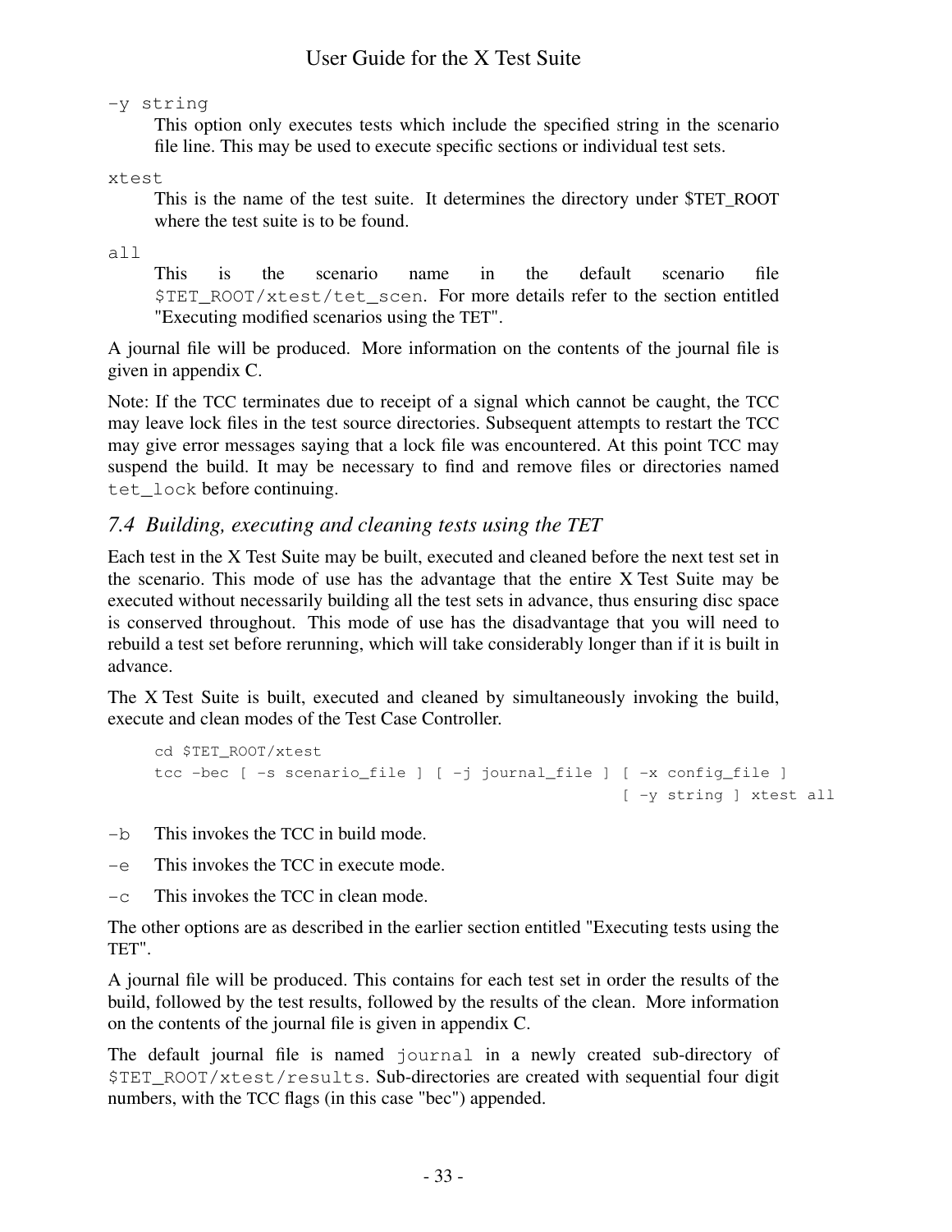`-y string`

This option only executes tests which include the specified string in the scenario file line. This may be used to execute specific sections or individual test sets.

`xtest`

This is the name of the test suite. It determines the directory under $TET_ROOT where the test suite is to be found.

`all`

This is the scenario name in the default scenario file `$TET_ROOT/xtest/tet_scen`. For more details refer to the section entitled "Executing modified scenarios using the TET".

A journal file will be produced. More information on the contents of the journal file is given in appendix C.

Note: If the TCC terminates due to receipt of a signal which cannot be caught, the TCC may leave lock files in the test source directories. Subsequent attempts to restart the TCC may give error messages saying that a lock file was encountered. At this point TCC may suspend the build. It may be necessary to find and remove files or directories named `tet_lock` before continuing.

### *7.4 Building, executing and cleaning tests using the TET*

Each test in the X Test Suite may be built, executed and cleaned before the next test set in the scenario. This mode of use has the advantage that the entire X Test Suite may be executed without necessarily building all the test sets in advance, thus ensuring disc space is conserved throughout. This mode of use has the disadvantage that you will need to rebuild a test set before rerunning, which will take considerably longer than if it is built in advance.

The X Test Suite is built, executed and cleaned by simultaneously invoking the build, execute and clean modes of the Test Case Controller.

```
cd $TET_ROOT/xtest
tcc -bec [ -s scenario_file ] [ -j journal_file ] [ -x config_file ]
                                                 [ -y string ] xtest all
```

`-b` This invokes the TCC in build mode.

`-e` This invokes the TCC in execute mode.

`-c` This invokes the TCC in clean mode.

The other options are as described in the earlier section entitled "Executing tests using the TET".

A journal file will be produced. This contains for each test set in order the results of the build, followed by the test results, followed by the results of the clean. More information on the contents of the journal file is given in appendix C.

The default journal file is named `journal` in a newly created sub-directory of `$TET_ROOT/xtest/results`. Sub-directories are created with sequential four digit numbers, with the TCC flags (in this case "bec") appended.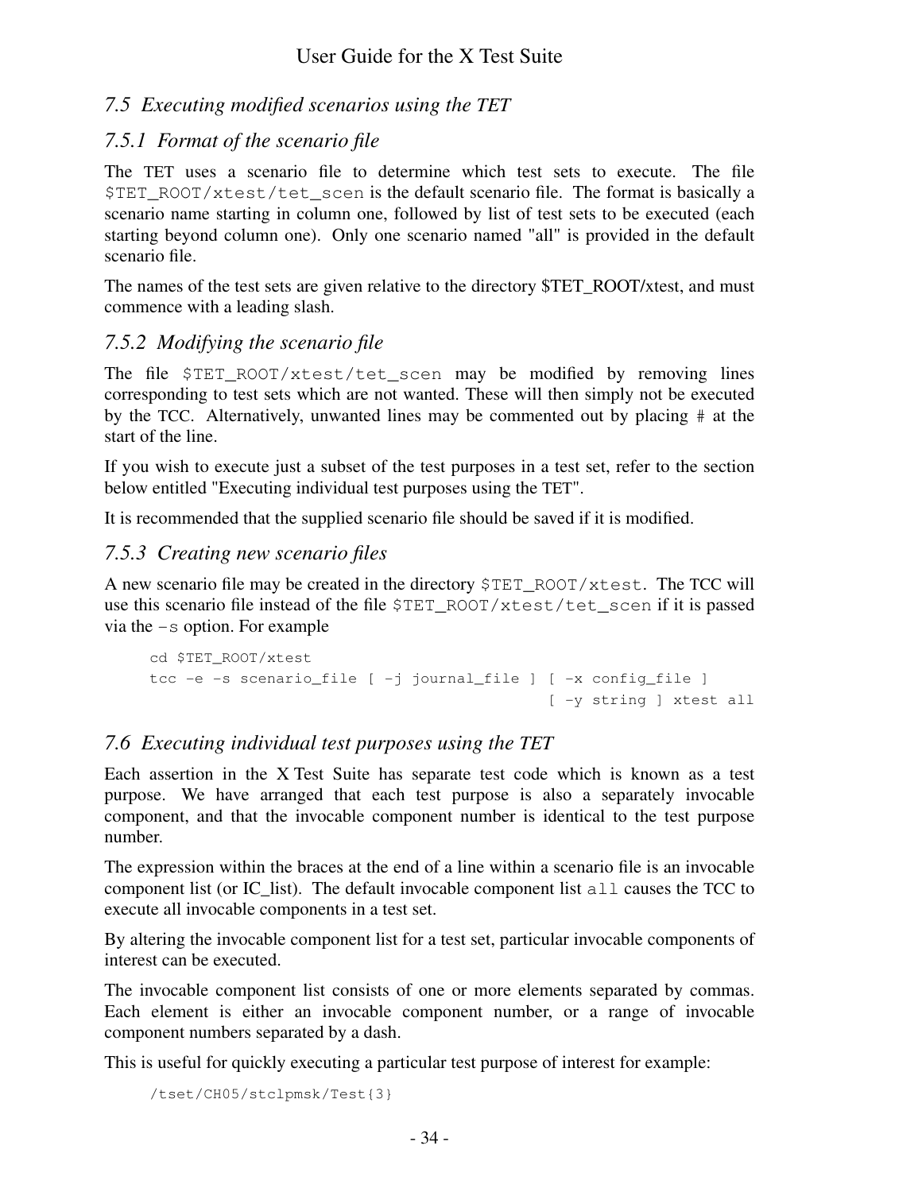## 7.5 Executing modified scenarios using the TET

### 7.5.1 Format of the scenario file

The TET uses a scenario file to determine which test sets to execute. The file `$TET_ROOT/xtest/tet_scen` is the default scenario file. The format is basically a scenario name starting in column one, followed by list of test sets to be executed (each starting beyond column one). Only one scenario named "all" is provided in the default scenario file.

The names of the test sets are given relative to the directory $TET_ROOT/xtest, and must commence with a leading slash.

### 7.5.2 Modifying the scenario file

The file `$TET_ROOT/xtest/tet_scen` may be modified by removing lines corresponding to test sets which are not wanted. These will then simply not be executed by the TCC. Alternatively, unwanted lines may be commented out by placing `#` at the start of the line.

If you wish to execute just a subset of the test purposes in a test set, refer to the section below entitled "Executing individual test purposes using the TET".

It is recommended that the supplied scenario file should be saved if it is modified.

### 7.5.3 Creating new scenario files

A new scenario file may be created in the directory `$TET_ROOT/xtest`. The TCC will use this scenario file instead of the file `$TET_ROOT/xtest/tet_scen` if it is passed via the `-s` option. For example

```
cd $TET_ROOT/xtest
tcc -e -s scenario_file [ -j journal_file ] [ -x config_file ]
                                           [ -y string ] xtest all
```

## 7.6 Executing individual test purposes using the TET

Each assertion in the X Test Suite has separate test code which is known as a test purpose. We have arranged that each test purpose is also a separately invocable component, and that the invocable component number is identical to the test purpose number.

The expression within the braces at the end of a line within a scenario file is an invocable component list (or IC_list). The default invocable component list `all` causes the TCC to execute all invocable components in a test set.

By altering the invocable component list for a test set, particular invocable components of interest can be executed.

The invocable component list consists of one or more elements separated by commas. Each element is either an invocable component number, or a range of invocable component numbers separated by a dash.

This is useful for quickly executing a particular test purpose of interest for example:

```
/tset/CH05/stclpmsk/Test{3}
```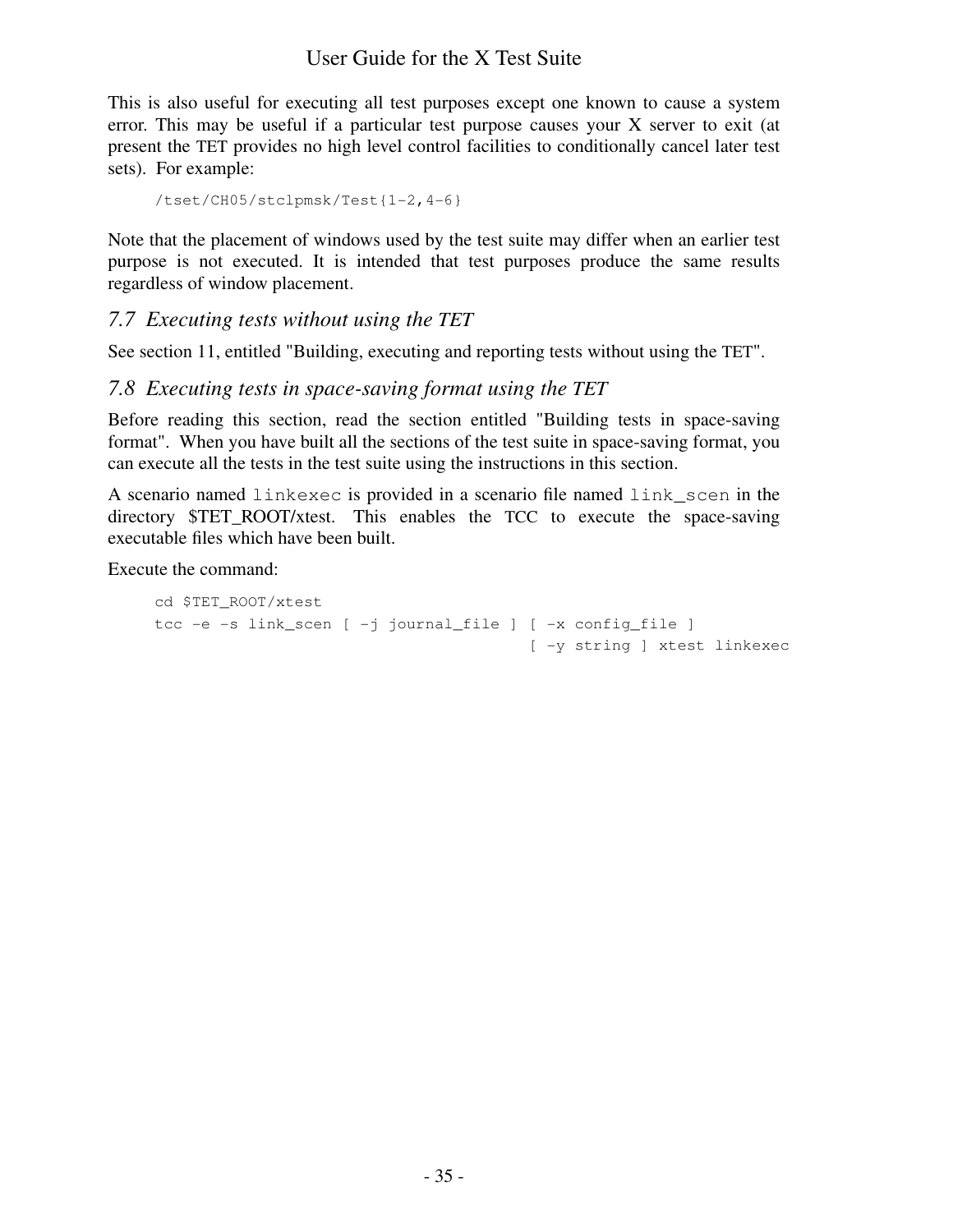This is also useful for executing all test purposes except one known to cause a system error. This may be useful if a particular test purpose causes your X server to exit (at present the TET provides no high level control facilities to conditionally cancel later test sets). For example:

```
/tset/CH05/stclpmsk/Test{1-2,4-6}
```

Note that the placement of windows used by the test suite may differ when an earlier test purpose is not executed. It is intended that test purposes produce the same results regardless of window placement.

### *7.7 Executing tests without using the TET*

See section 11, entitled "Building, executing and reporting tests without using the TET".

### *7.8 Executing tests in space-saving format using the TET*

Before reading this section, read the section entitled "Building tests in space-saving format". When you have built all the sections of the test suite in space-saving format, you can execute all the tests in the test suite using the instructions in this section.

A scenario named `linkexec` is provided in a scenario file named `link_scen` in the directory $TET_ROOT/xtest. This enables the TCC to execute the space-saving executable files which have been built.

Execute the command:

```
cd $TET_ROOT/xtest
tcc -e -s link_scen [ -j journal_file ] [ -x config_file ]
                                         [ -y string ] xtest linkexec
```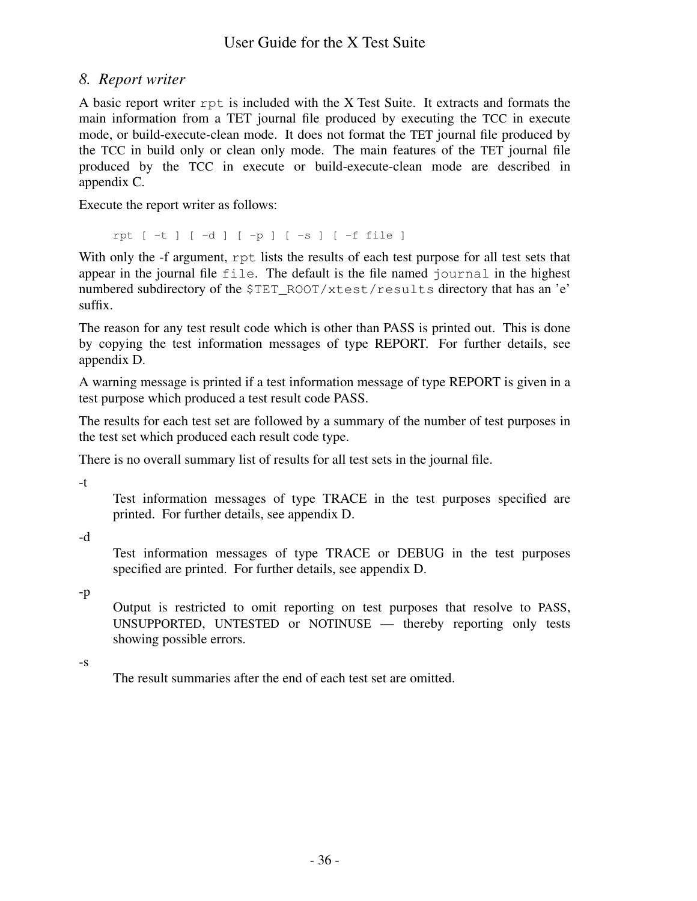## 8. *Report writer*

A basic report writer `rpt` is included with the X Test Suite. It extracts and formats the main information from a TET journal file produced by executing the TCC in execute mode, or build-execute-clean mode. It does not format the TET journal file produced by the TCC in build only or clean only mode. The main features of the TET journal file produced by the TCC in execute or build-execute-clean mode are described in appendix C.

Execute the report writer as follows:

```
rpt [ -t ] [ -d ] [ -p ] [ -s ] [ -f file ]
```

With only the -f argument, `rpt` lists the results of each test purpose for all test sets that appear in the journal file `file`. The default is the file named `journal` in the highest numbered subdirectory of the `$TET_ROOT/xtest/results` directory that has an 'e' suffix.

The reason for any test result code which is other than PASS is printed out. This is done by copying the test information messages of type REPORT. For further details, see appendix D.

A warning message is printed if a test information message of type REPORT is given in a test purpose which produced a test result code PASS.

The results for each test set are followed by a summary of the number of test purposes in the test set which produced each result code type.

There is no overall summary list of results for all test sets in the journal file.

-t

Test information messages of type TRACE in the test purposes specified are printed. For further details, see appendix D.

-d

Test information messages of type TRACE or DEBUG in the test purposes specified are printed. For further details, see appendix D.

-p

Output is restricted to omit reporting on test purposes that resolve to PASS, UNSUPPORTED, UNTESTED or NOTINUSE — thereby reporting only tests showing possible errors.

-s

The result summaries after the end of each test set are omitted.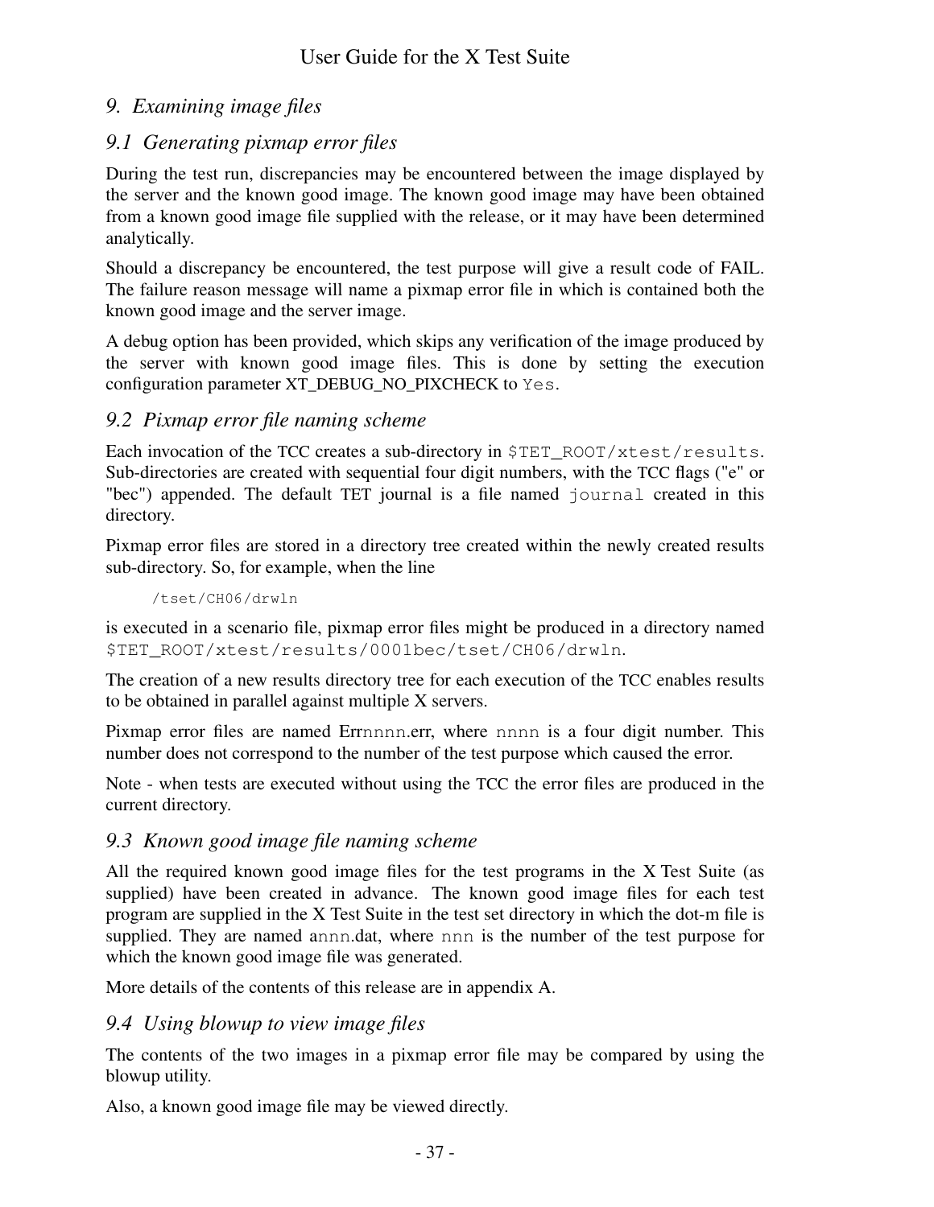# 9. Examining image files

## 9.1 Generating pixmap error files

During the test run, discrepancies may be encountered between the image displayed by the server and the known good image. The known good image may have been obtained from a known good image file supplied with the release, or it may have been determined analytically.

Should a discrepancy be encountered, the test purpose will give a result code of FAIL. The failure reason message will name a pixmap error file in which is contained both the known good image and the server image.

A debug option has been provided, which skips any verification of the image produced by the server with known good image files. This is done by setting the execution configuration parameter XT_DEBUG_NO_PIXCHECK to `Yes`.

## 9.2 Pixmap error file naming scheme

Each invocation of the TCC creates a sub-directory in `$TET_ROOT/xtest/results`. Sub-directories are created with sequential four digit numbers, with the TCC flags ("e" or "bec") appended. The default TET journal is a file named `journal` created in this directory.

Pixmap error files are stored in a directory tree created within the newly created results sub-directory. So, for example, when the line

```
/tset/CH06/drwln
```

is executed in a scenario file, pixmap error files might be produced in a directory named `$TET_ROOT/xtest/results/0001bec/tset/CH06/drwln`.

The creation of a new results directory tree for each execution of the TCC enables results to be obtained in parallel against multiple X servers.

Pixmap error files are named Err`nnnn`.err, where `nnnn` is a four digit number. This number does not correspond to the number of the test purpose which caused the error.

Note - when tests are executed without using the TCC the error files are produced in the current directory.

## 9.3 Known good image file naming scheme

All the required known good image files for the test programs in the X Test Suite (as supplied) have been created in advance. The known good image files for each test program are supplied in the X Test Suite in the test set directory in which the dot-m file is supplied. They are named a`nnn`.dat, where `nnn` is the number of the test purpose for which the known good image file was generated.

More details of the contents of this release are in appendix A.

## 9.4 Using blowup to view image files

The contents of the two images in a pixmap error file may be compared by using the blowup utility.

Also, a known good image file may be viewed directly.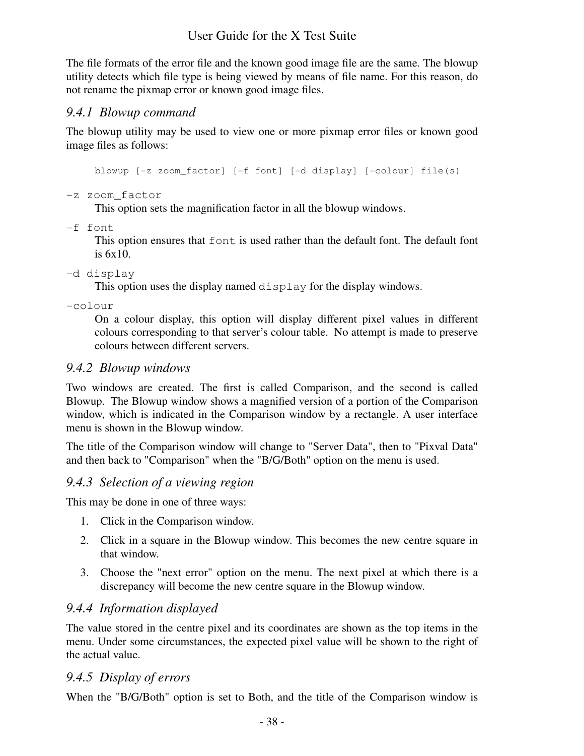The file formats of the error file and the known good image file are the same. The blowup utility detects which file type is being viewed by means of file name. For this reason, do not rename the pixmap error or known good image files.

### *9.4.1 Blowup command*

The blowup utility may be used to view one or more pixmap error files or known good image files as follows:

```
blowup [-z zoom_factor] [-f font] [-d display] [-colour] file(s)
```

`-z zoom_factor`
: This option sets the magnification factor in all the blowup windows.

`-f font`
: This option ensures that `font` is used rather than the default font. The default font is 6x10.

`-d display`
: This option uses the display named `display` for the display windows.

`-colour`
: On a colour display, this option will display different pixel values in different colours corresponding to that server's colour table. No attempt is made to preserve colours between different servers.

### *9.4.2 Blowup windows*

Two windows are created. The first is called Comparison, and the second is called Blowup. The Blowup window shows a magnified version of a portion of the Comparison window, which is indicated in the Comparison window by a rectangle. A user interface menu is shown in the Blowup window.

The title of the Comparison window will change to "Server Data", then to "Pixval Data" and then back to "Comparison" when the "B/G/Both" option on the menu is used.

### *9.4.3 Selection of a viewing region*

This may be done in one of three ways:

1. Click in the Comparison window.
2. Click in a square in the Blowup window. This becomes the new centre square in that window.
3. Choose the "next error" option on the menu. The next pixel at which there is a discrepancy will become the new centre square in the Blowup window.

### *9.4.4 Information displayed*

The value stored in the centre pixel and its coordinates are shown as the top items in the menu. Under some circumstances, the expected pixel value will be shown to the right of the actual value.

### *9.4.5 Display of errors*

When the "B/G/Both" option is set to Both, and the title of the Comparison window is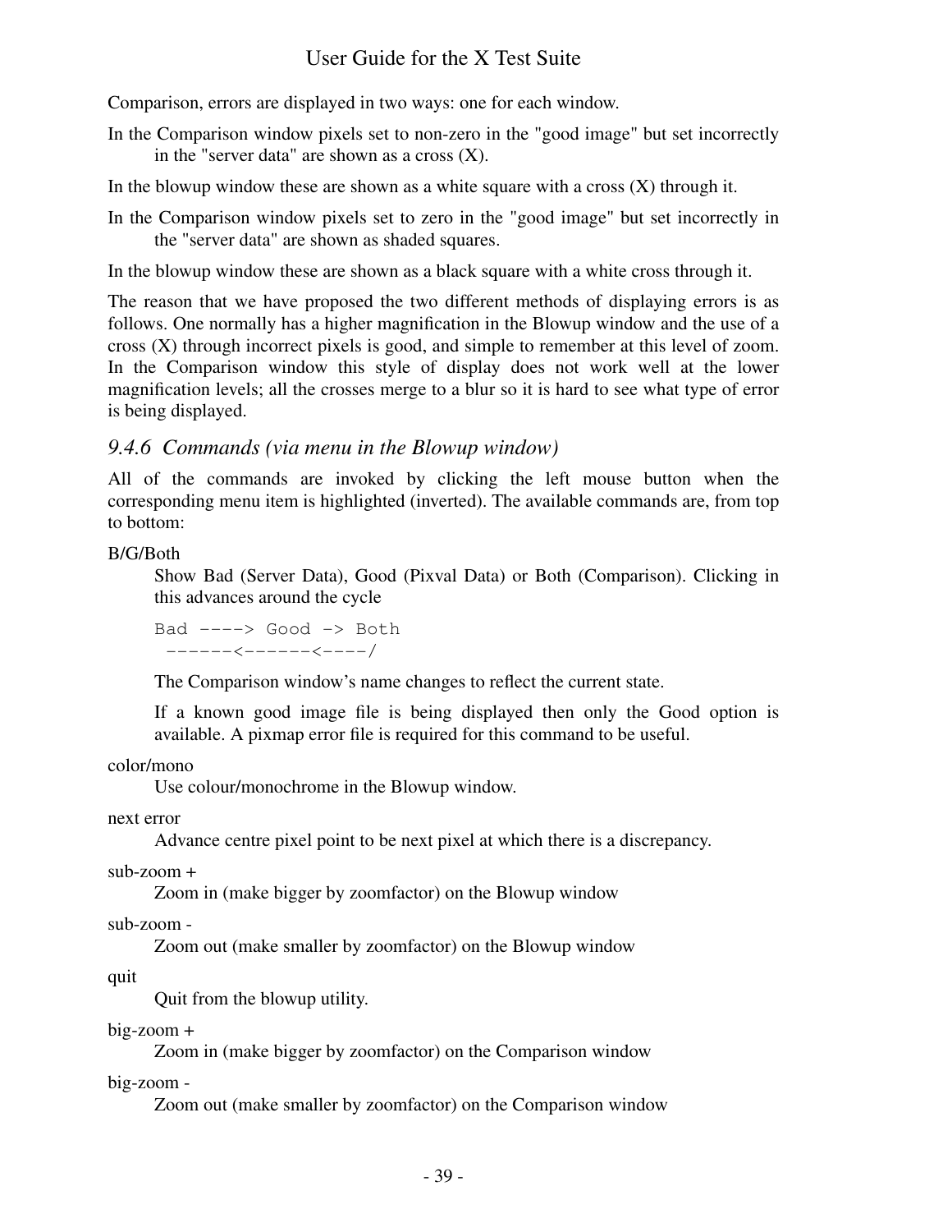Comparison, errors are displayed in two ways: one for each window.

In the Comparison window pixels set to non-zero in the "good image" but set incorrectly in the "server data" are shown as a cross (X).

In the blowup window these are shown as a white square with a cross (X) through it.

In the Comparison window pixels set to zero in the "good image" but set incorrectly in the "server data" are shown as shaded squares.

In the blowup window these are shown as a black square with a white cross through it.

The reason that we have proposed the two different methods of displaying errors is as follows. One normally has a higher magnification in the Blowup window and the use of a cross (X) through incorrect pixels is good, and simple to remember at this level of zoom. In the Comparison window this style of display does not work well at the lower magnification levels; all the crosses merge to a blur so it is hard to see what type of error is being displayed.

### *9.4.6 Commands (via menu in the Blowup window)*

All of the commands are invoked by clicking the left mouse button when the corresponding menu item is highlighted (inverted). The available commands are, from top to bottom:

B/G/Both

Show Bad (Server Data), Good (Pixval Data) or Both (Comparison). Clicking in this advances around the cycle

```
Bad ----> Good -> Both
 ------<------<----/
```

The Comparison window's name changes to reflect the current state.

If a known good image file is being displayed then only the Good option is available. A pixmap error file is required for this command to be useful.

color/mono

Use colour/monochrome in the Blowup window.

next error

Advance centre pixel point to be next pixel at which there is a discrepancy.

sub-zoom +

Zoom in (make bigger by zoomfactor) on the Blowup window

sub-zoom -

Zoom out (make smaller by zoomfactor) on the Blowup window

quit

Quit from the blowup utility.

big-zoom +

Zoom in (make bigger by zoomfactor) on the Comparison window

big-zoom -

Zoom out (make smaller by zoomfactor) on the Comparison window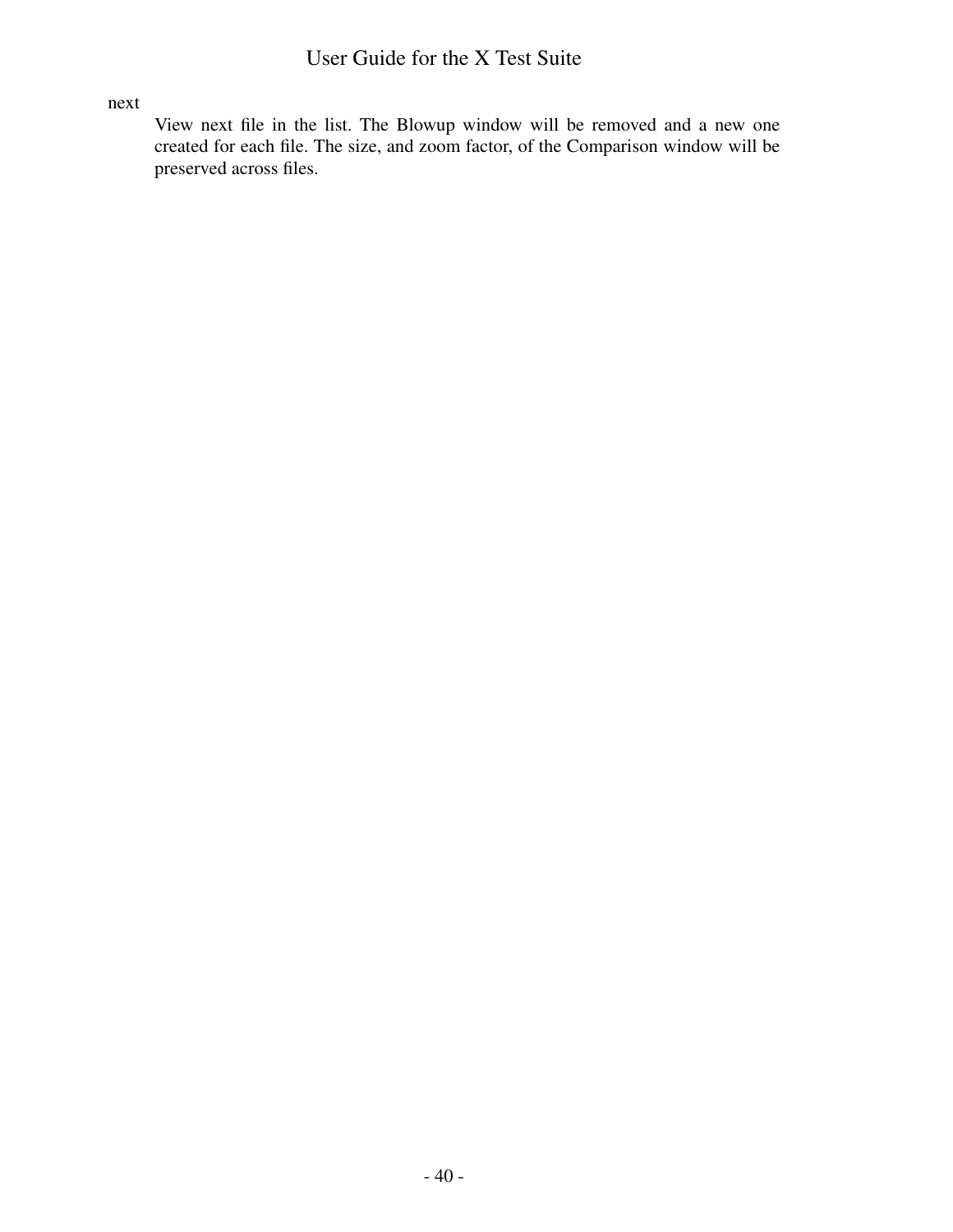next

View next file in the list. The Blowup window will be removed and a new one created for each file. The size, and zoom factor, of the Comparison window will be preserved across files.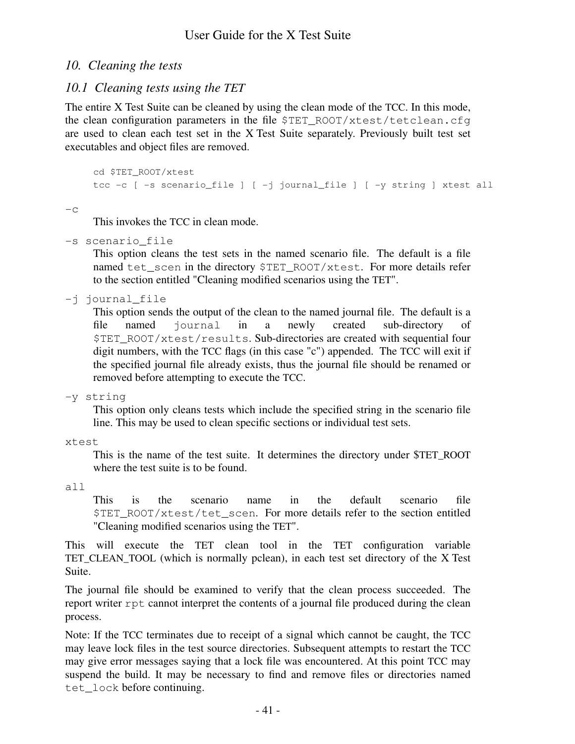## 10. *Cleaning the tests*

### 10.1 *Cleaning tests using the TET*

The entire X Test Suite can be cleaned by using the clean mode of the TCC. In this mode, the clean configuration parameters in the file `$TET_ROOT/xtest/tetclean.cfg` are used to clean each test set in the X Test Suite separately. Previously built test set executables and object files are removed.

```
cd $TET_ROOT/xtest
tcc -c [ -s scenario_file ] [ -j journal_file ] [ -y string ] xtest all
```

`-c`
: This invokes the TCC in clean mode.

`-s scenario_file`
: This option cleans the test sets in the named scenario file. The default is a file named `tet_scen` in the directory `$TET_ROOT/xtest`. For more details refer to the section entitled "Cleaning modified scenarios using the TET".

`-j journal_file`
: This option sends the output of the clean to the named journal file. The default is a file named `journal` in a newly created sub-directory of `$TET_ROOT/xtest/results`. Sub-directories are created with sequential four digit numbers, with the TCC flags (in this case "c") appended. The TCC will exit if the specified journal file already exists, thus the journal file should be renamed or removed before attempting to execute the TCC.

`-y string`
: This option only cleans tests which include the specified string in the scenario file line. This may be used to clean specific sections or individual test sets.

`xtest`
: This is the name of the test suite. It determines the directory under $TET_ROOT where the test suite is to be found.

`all`
: This is the scenario name in the default scenario file `$TET_ROOT/xtest/tet_scen`. For more details refer to the section entitled "Cleaning modified scenarios using the TET".

This will execute the TET clean tool in the TET configuration variable TET_CLEAN_TOOL (which is normally pclean), in each test set directory of the X Test Suite.

The journal file should be examined to verify that the clean process succeeded. The report writer `rpt` cannot interpret the contents of a journal file produced during the clean process.

Note: If the TCC terminates due to receipt of a signal which cannot be caught, the TCC may leave lock files in the test source directories. Subsequent attempts to restart the TCC may give error messages saying that a lock file was encountered. At this point TCC may suspend the build. It may be necessary to find and remove files or directories named `tet_lock` before continuing.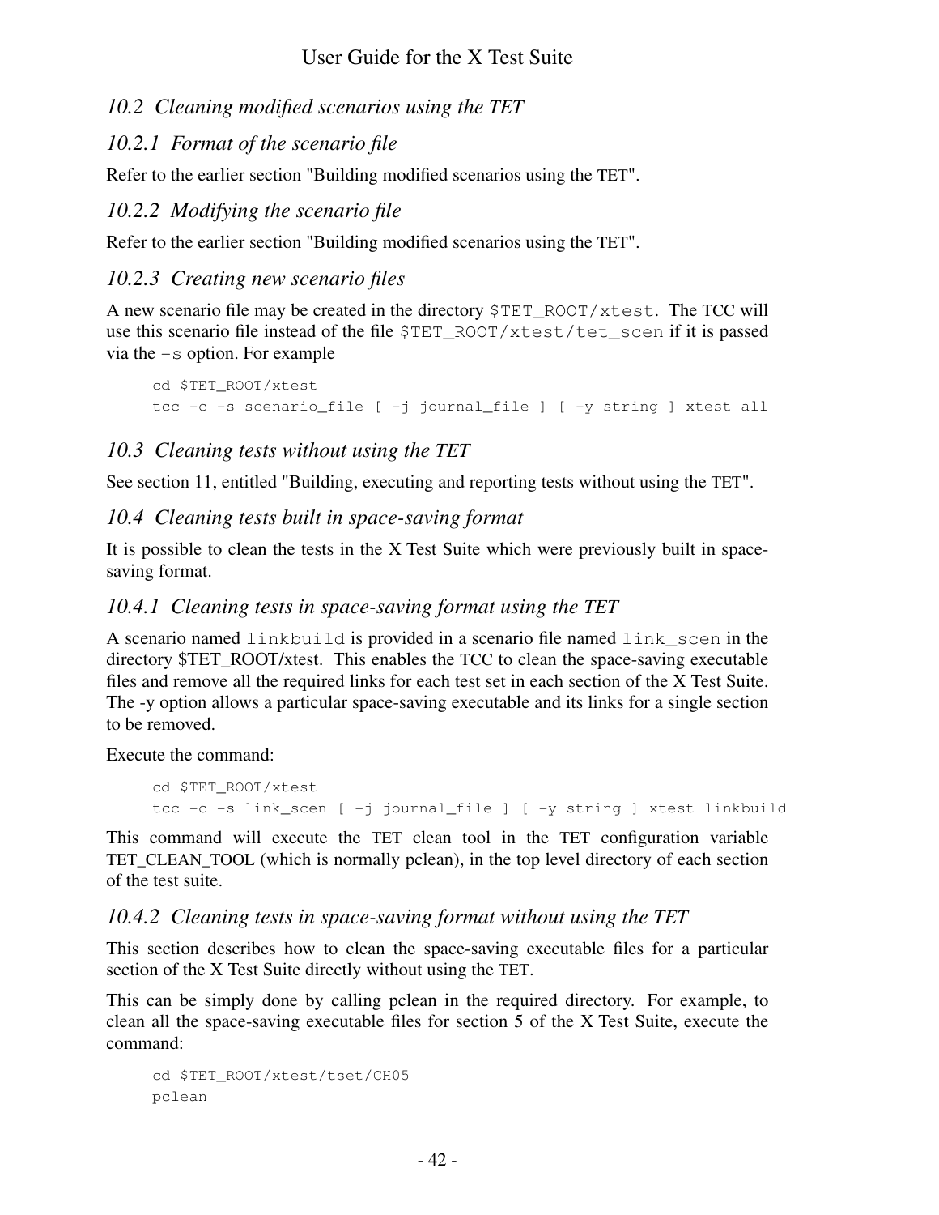## 10.2 Cleaning modified scenarios using the TET

### 10.2.1 Format of the scenario file

Refer to the earlier section "Building modified scenarios using the TET".

### 10.2.2 Modifying the scenario file

Refer to the earlier section "Building modified scenarios using the TET".

### 10.2.3 Creating new scenario files

A new scenario file may be created in the directory `$TET_ROOT/xtest`. The TCC will use this scenario file instead of the file `$TET_ROOT/xtest/tet_scen` if it is passed via the `-s` option. For example

```
cd $TET_ROOT/xtest
tcc -c -s scenario_file [ -j journal_file ] [ -y string ] xtest all
```

## 10.3 Cleaning tests without using the TET

See section 11, entitled "Building, executing and reporting tests without using the TET".

## 10.4 Cleaning tests built in space-saving format

It is possible to clean the tests in the X Test Suite which were previously built in space-saving format.

### 10.4.1 Cleaning tests in space-saving format using the TET

A scenario named `linkbuild` is provided in a scenario file named `link_scen` in the directory $TET_ROOT/xtest. This enables the TCC to clean the space-saving executable files and remove all the required links for each test set in each section of the X Test Suite. The -y option allows a particular space-saving executable and its links for a single section to be removed.

Execute the command:

```
cd $TET_ROOT/xtest
tcc -c -s link_scen [ -j journal_file ] [ -y string ] xtest linkbuild
```

This command will execute the TET clean tool in the TET configuration variable TET_CLEAN_TOOL (which is normally pclean), in the top level directory of each section of the test suite.

### 10.4.2 Cleaning tests in space-saving format without using the TET

This section describes how to clean the space-saving executable files for a particular section of the X Test Suite directly without using the TET.

This can be simply done by calling pclean in the required directory. For example, to clean all the space-saving executable files for section 5 of the X Test Suite, execute the command:

```
cd $TET_ROOT/xtest/tset/CH05
pclean
```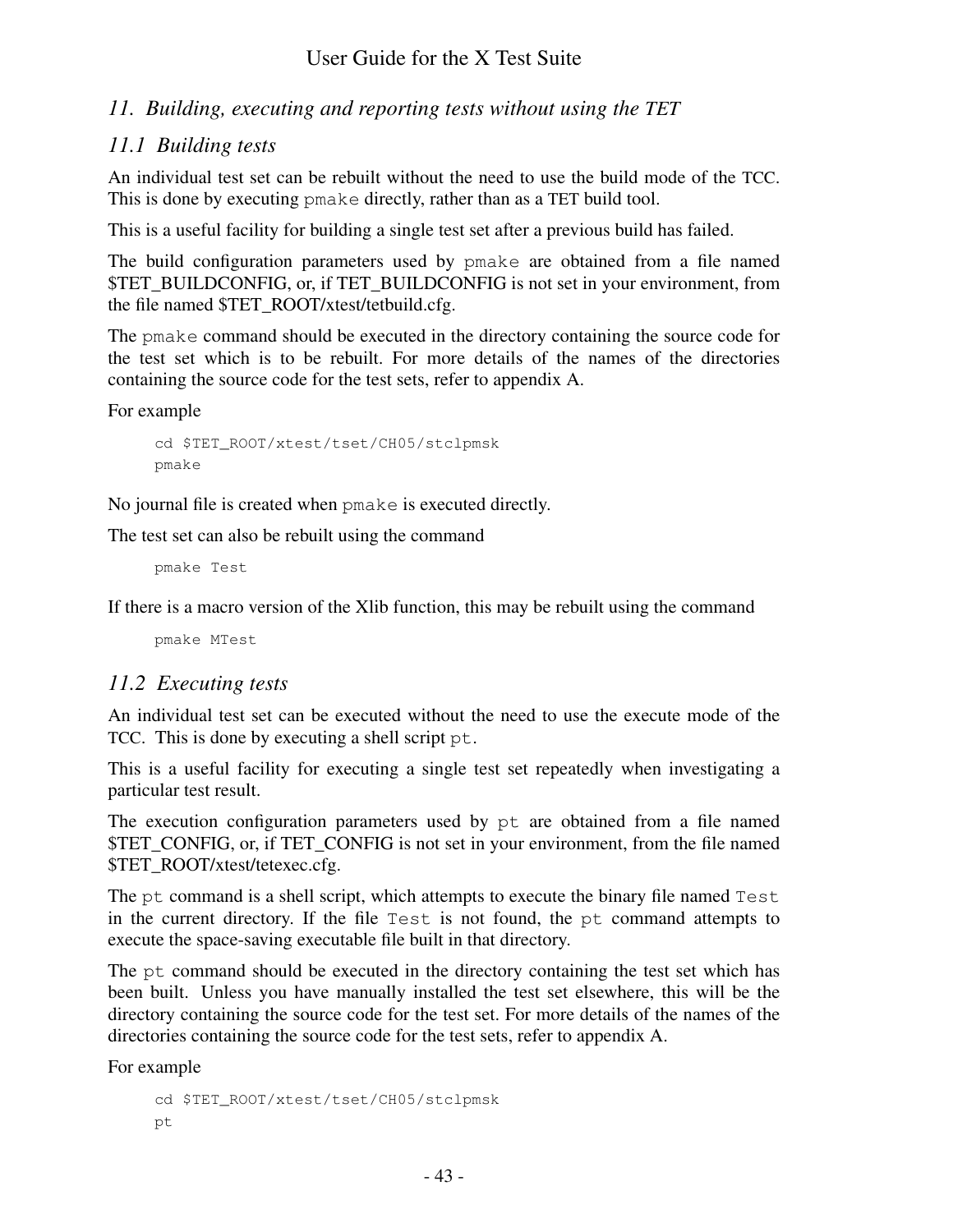## 11. Building, executing and reporting tests without using the TET

### 11.1 Building tests

An individual test set can be rebuilt without the need to use the build mode of the TCC. This is done by executing `pmake` directly, rather than as a TET build tool.

This is a useful facility for building a single test set after a previous build has failed.

The build configuration parameters used by `pmake` are obtained from a file named $TET_BUILDCONFIG, or, if TET_BUILDCONFIG is not set in your environment, from the file named $TET_ROOT/xtest/tetbuild.cfg.

The `pmake` command should be executed in the directory containing the source code for the test set which is to be rebuilt. For more details of the names of the directories containing the source code for the test sets, refer to appendix A.

For example

```
cd $TET_ROOT/xtest/tset/CH05/stclpmsk
pmake
```

No journal file is created when `pmake` is executed directly.

The test set can also be rebuilt using the command

```
pmake Test
```

If there is a macro version of the Xlib function, this may be rebuilt using the command

```
pmake MTest
```

### 11.2 Executing tests

An individual test set can be executed without the need to use the execute mode of the TCC. This is done by executing a shell script `pt`.

This is a useful facility for executing a single test set repeatedly when investigating a particular test result.

The execution configuration parameters used by `pt` are obtained from a file named $TET_CONFIG, or, if TET_CONFIG is not set in your environment, from the file named $TET_ROOT/xtest/tetexec.cfg.

The `pt` command is a shell script, which attempts to execute the binary file named `Test` in the current directory. If the file `Test` is not found, the `pt` command attempts to execute the space-saving executable file built in that directory.

The `pt` command should be executed in the directory containing the test set which has been built. Unless you have manually installed the test set elsewhere, this will be the directory containing the source code for the test set. For more details of the names of the directories containing the source code for the test sets, refer to appendix A.

For example

```
cd $TET_ROOT/xtest/tset/CH05/stclpmsk
pt
```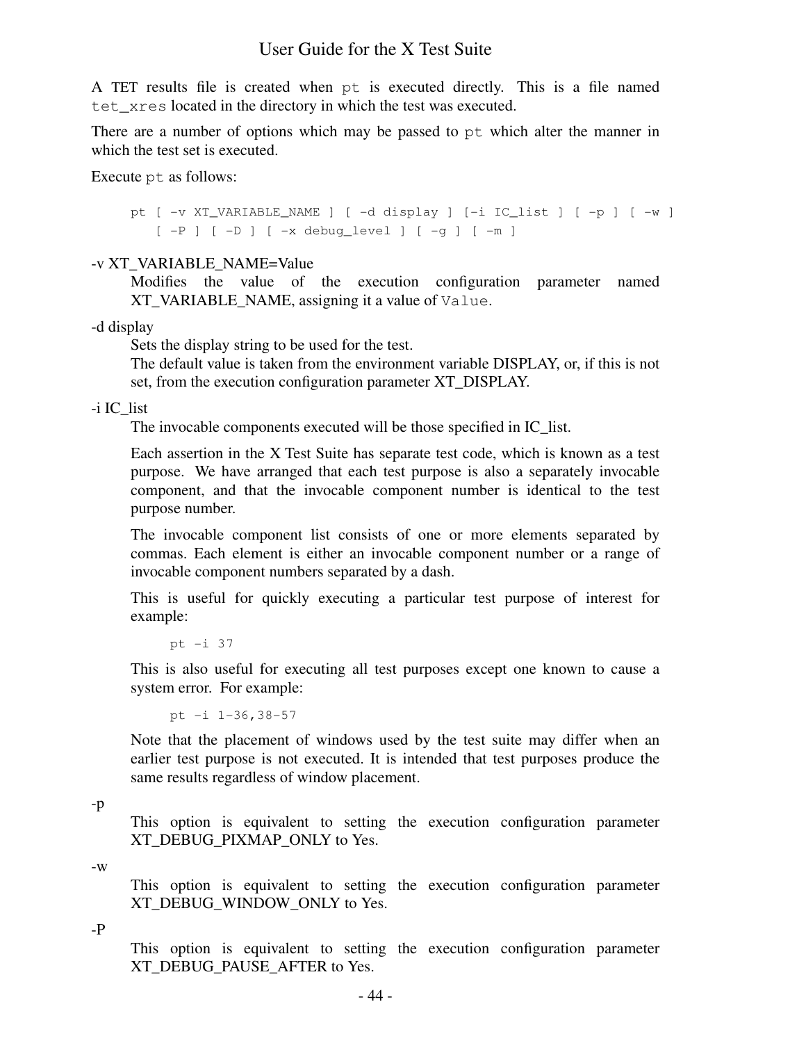A TET results file is created when `pt` is executed directly. This is a file named `tet_xres` located in the directory in which the test was executed.

There are a number of options which may be passed to `pt` which alter the manner in which the test set is executed.

Execute `pt` as follows:

```
pt [ -v XT_VARIABLE_NAME ] [ -d display ] [-i IC_list ] [ -p ] [ -w ]
   [ -P ] [ -D ] [ -x debug_level ] [ -g ] [ -m ]
```

-v XT_VARIABLE_NAME=Value

Modifies the value of the execution configuration parameter named XT_VARIABLE_NAME, assigning it a value of `Value`.

-d display

Sets the display string to be used for the test.
The default value is taken from the environment variable DISPLAY, or, if this is not set, from the execution configuration parameter XT_DISPLAY.

-i IC_list

The invocable components executed will be those specified in IC_list.

Each assertion in the X Test Suite has separate test code, which is known as a test purpose. We have arranged that each test purpose is also a separately invocable component, and that the invocable component number is identical to the test purpose number.

The invocable component list consists of one or more elements separated by commas. Each element is either an invocable component number or a range of invocable component numbers separated by a dash.

This is useful for quickly executing a particular test purpose of interest for example:

```
pt -i 37
```

This is also useful for executing all test purposes except one known to cause a system error. For example:

```
pt -i 1-36,38-57
```

Note that the placement of windows used by the test suite may differ when an earlier test purpose is not executed. It is intended that test purposes produce the same results regardless of window placement.

-p

This option is equivalent to setting the execution configuration parameter XT_DEBUG_PIXMAP_ONLY to Yes.

-w

This option is equivalent to setting the execution configuration parameter XT_DEBUG_WINDOW_ONLY to Yes.

-P

This option is equivalent to setting the execution configuration parameter XT_DEBUG_PAUSE_AFTER to Yes.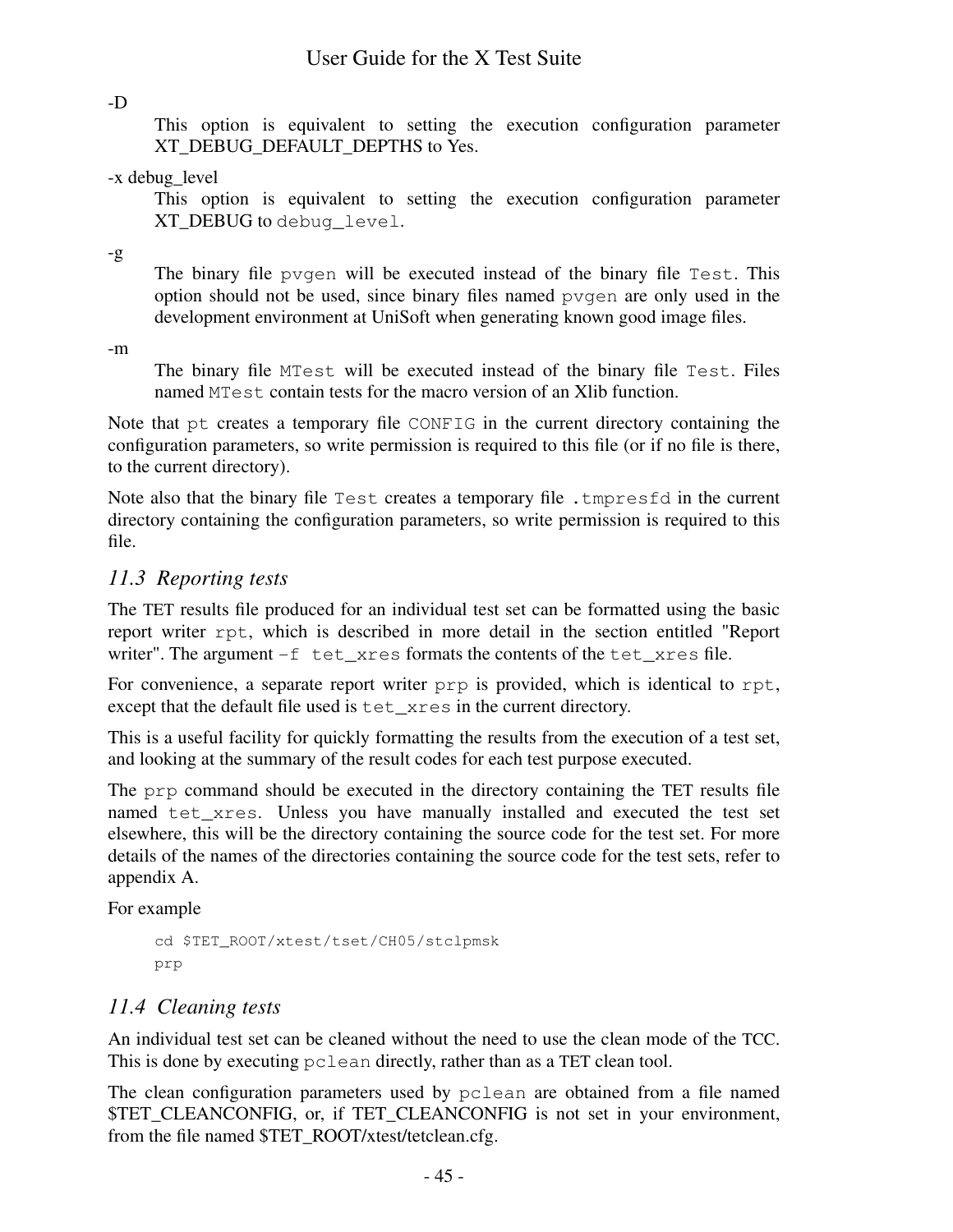-D

This option is equivalent to setting the execution configuration parameter XT_DEBUG_DEFAULT_DEPTHS to Yes.

-x debug_level

This option is equivalent to setting the execution configuration parameter XT_DEBUG to `debug_level`.

-g

The binary file `pvgen` will be executed instead of the binary file `Test`. This option should not be used, since binary files named `pvgen` are only used in the development environment at UniSoft when generating known good image files.

-m

The binary file `MTest` will be executed instead of the binary file `Test`. Files named `MTest` contain tests for the macro version of an Xlib function.

Note that `pt` creates a temporary file `CONFIG` in the current directory containing the configuration parameters, so write permission is required to this file (or if no file is there, to the current directory).

Note also that the binary file `Test` creates a temporary file `.tmpresfd` in the current directory containing the configuration parameters, so write permission is required to this file.

### *11.3 Reporting tests*

The TET results file produced for an individual test set can be formatted using the basic report writer `rpt`, which is described in more detail in the section entitled "Report writer". The argument `-f tet_xres` formats the contents of the `tet_xres` file.

For convenience, a separate report writer `prp` is provided, which is identical to `rpt`, except that the default file used is `tet_xres` in the current directory.

This is a useful facility for quickly formatting the results from the execution of a test set, and looking at the summary of the result codes for each test purpose executed.

The `prp` command should be executed in the directory containing the TET results file named `tet_xres`. Unless you have manually installed and executed the test set elsewhere, this will be the directory containing the source code for the test set. For more details of the names of the directories containing the source code for the test sets, refer to appendix A.

For example

```
cd $TET_ROOT/xtest/tset/CH05/stclpmsk
prp
```

### *11.4 Cleaning tests*

An individual test set can be cleaned without the need to use the clean mode of the TCC. This is done by executing `pclean` directly, rather than as a TET clean tool.

The clean configuration parameters used by `pclean` are obtained from a file named $TET_CLEANCONFIG, or, if TET_CLEANCONFIG is not set in your environment, from the file named $TET_ROOT/xtest/tetclean.cfg.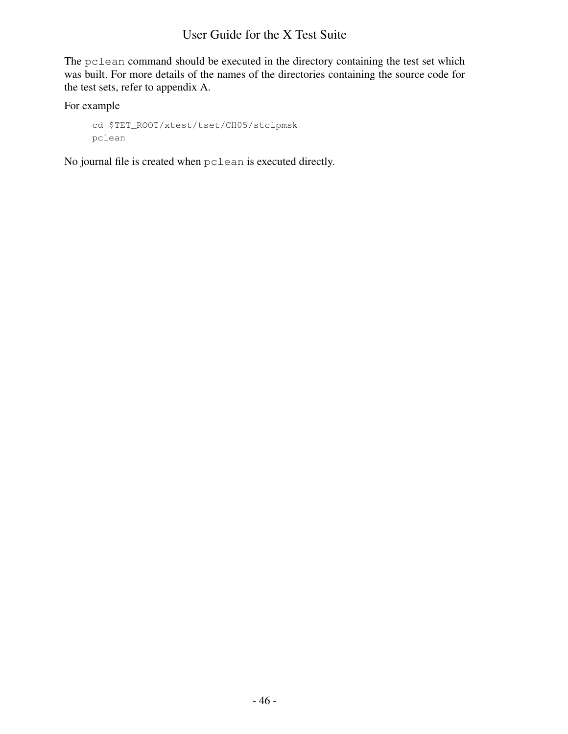The `pclean` command should be executed in the directory containing the test set which was built. For more details of the names of the directories containing the source code for the test sets, refer to appendix A.

For example

```
cd $TET_ROOT/xtest/tset/CH05/stclpmsk
pclean
```

No journal file is created when `pclean` is executed directly.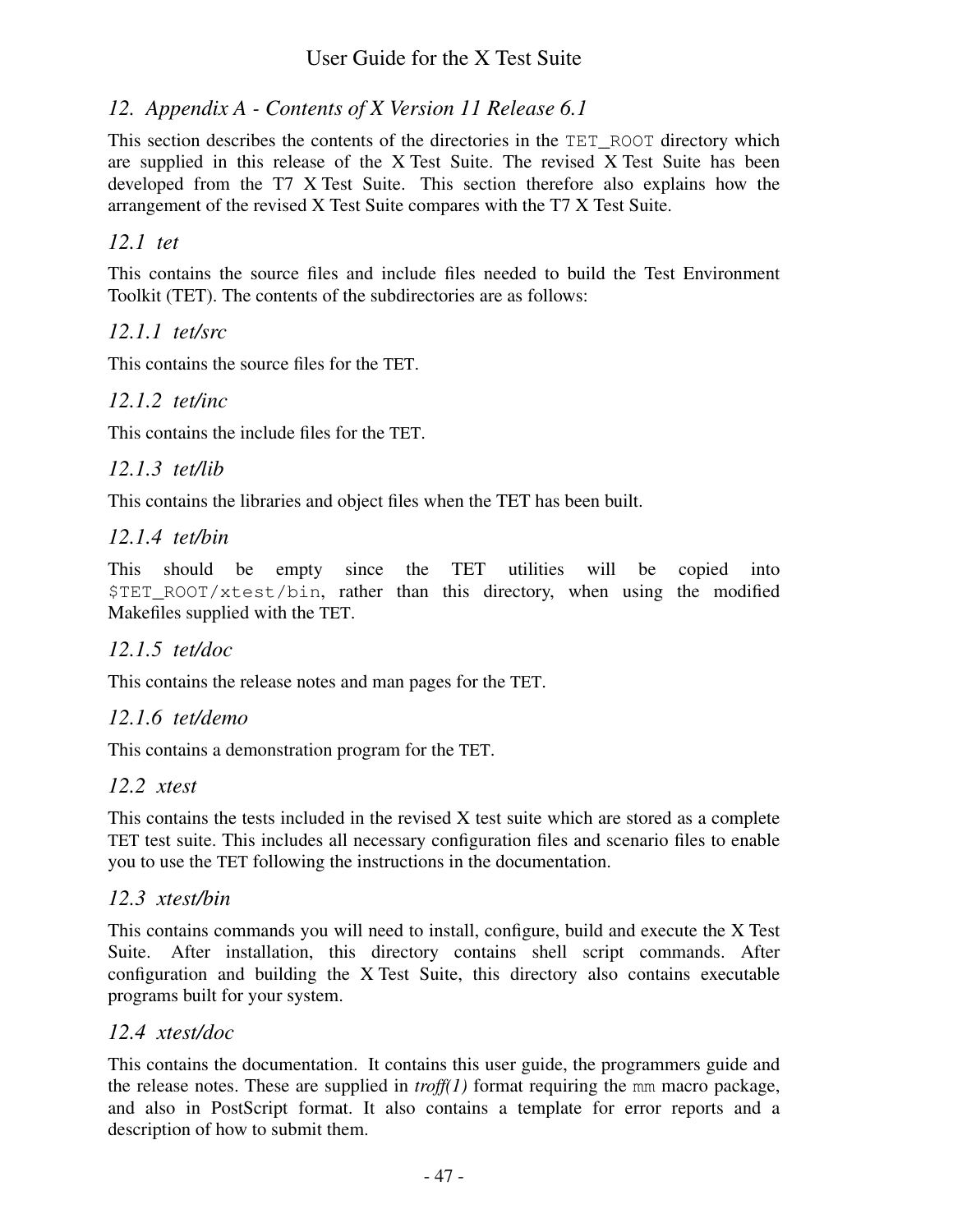## *12. Appendix A - Contents of X Version 11 Release 6.1*

This section describes the contents of the directories in the `TET_ROOT` directory which are supplied in this release of the X Test Suite. The revised X Test Suite has been developed from the T7 X Test Suite. This section therefore also explains how the arrangement of the revised X Test Suite compares with the T7 X Test Suite.

### *12.1 tet*

This contains the source files and include files needed to build the Test Environment Toolkit (TET). The contents of the subdirectories are as follows:

#### *12.1.1 tet/src*

This contains the source files for the TET.

#### *12.1.2 tet/inc*

This contains the include files for the TET.

#### *12.1.3 tet/lib*

This contains the libraries and object files when the TET has been built.

#### *12.1.4 tet/bin*

This should be empty since the TET utilities will be copied into `$TET_ROOT/xtest/bin`, rather than this directory, when using the modified Makefiles supplied with the TET.

#### *12.1.5 tet/doc*

This contains the release notes and man pages for the TET.

#### *12.1.6 tet/demo*

This contains a demonstration program for the TET.

### *12.2 xtest*

This contains the tests included in the revised X test suite which are stored as a complete TET test suite. This includes all necessary configuration files and scenario files to enable you to use the TET following the instructions in the documentation.

### *12.3 xtest/bin*

This contains commands you will need to install, configure, build and execute the X Test Suite. After installation, this directory contains shell script commands. After configuration and building the X Test Suite, this directory also contains executable programs built for your system.

### *12.4 xtest/doc*

This contains the documentation. It contains this user guide, the programmers guide and the release notes. These are supplied in *troff(1)* format requiring the `mm` macro package, and also in PostScript format. It also contains a template for error reports and a description of how to submit them.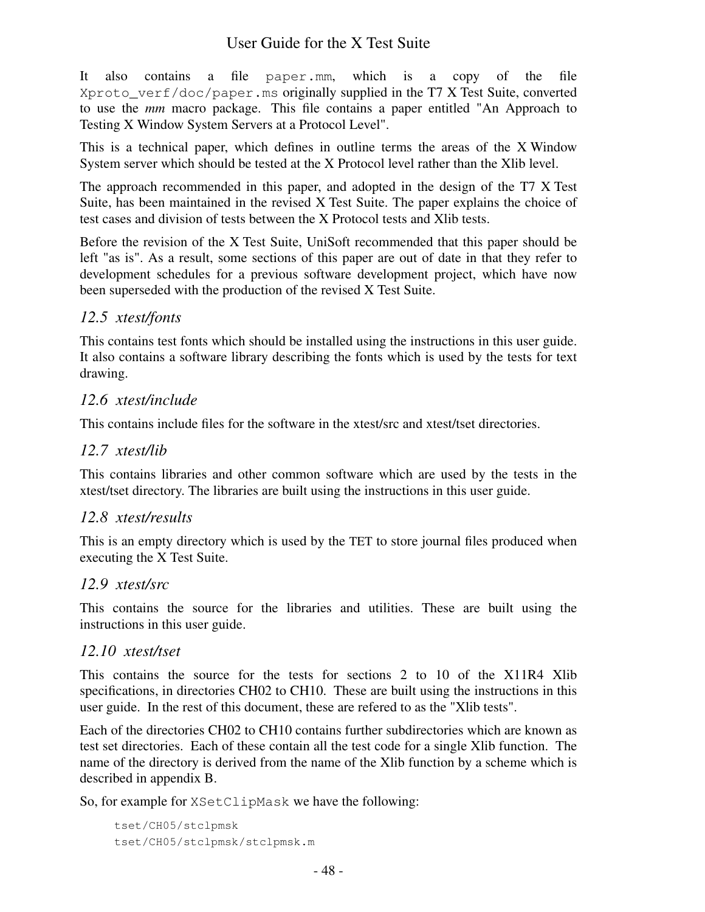It also contains a file `paper.mm`, which is a copy of the file `Xproto_verf/doc/paper.ms` originally supplied in the T7 X Test Suite, converted to use the *mm* macro package. This file contains a paper entitled "An Approach to Testing X Window System Servers at a Protocol Level".

This is a technical paper, which defines in outline terms the areas of the X Window System server which should be tested at the X Protocol level rather than the Xlib level.

The approach recommended in this paper, and adopted in the design of the T7 X Test Suite, has been maintained in the revised X Test Suite. The paper explains the choice of test cases and division of tests between the X Protocol tests and Xlib tests.

Before the revision of the X Test Suite, UniSoft recommended that this paper should be left "as is". As a result, some sections of this paper are out of date in that they refer to development schedules for a previous software development project, which have now been superseded with the production of the revised X Test Suite.

### *12.5 xtest/fonts*

This contains test fonts which should be installed using the instructions in this user guide. It also contains a software library describing the fonts which is used by the tests for text drawing.

### *12.6 xtest/include*

This contains include files for the software in the xtest/src and xtest/tset directories.

### *12.7 xtest/lib*

This contains libraries and other common software which are used by the tests in the xtest/tset directory. The libraries are built using the instructions in this user guide.

### *12.8 xtest/results*

This is an empty directory which is used by the TET to store journal files produced when executing the X Test Suite.

### *12.9 xtest/src*

This contains the source for the libraries and utilities. These are built using the instructions in this user guide.

### *12.10 xtest/tset*

This contains the source for the tests for sections 2 to 10 of the X11R4 Xlib specifications, in directories CH02 to CH10. These are built using the instructions in this user guide. In the rest of this document, these are refered to as the "Xlib tests".

Each of the directories CH02 to CH10 contains further subdirectories which are known as test set directories. Each of these contain all the test code for a single Xlib function. The name of the directory is derived from the name of the Xlib function by a scheme which is described in appendix B.

So, for example for `XSetClipMask` we have the following:

```
tset/CH05/stclpmsk
tset/CH05/stclpmsk/stclpmsk.m
```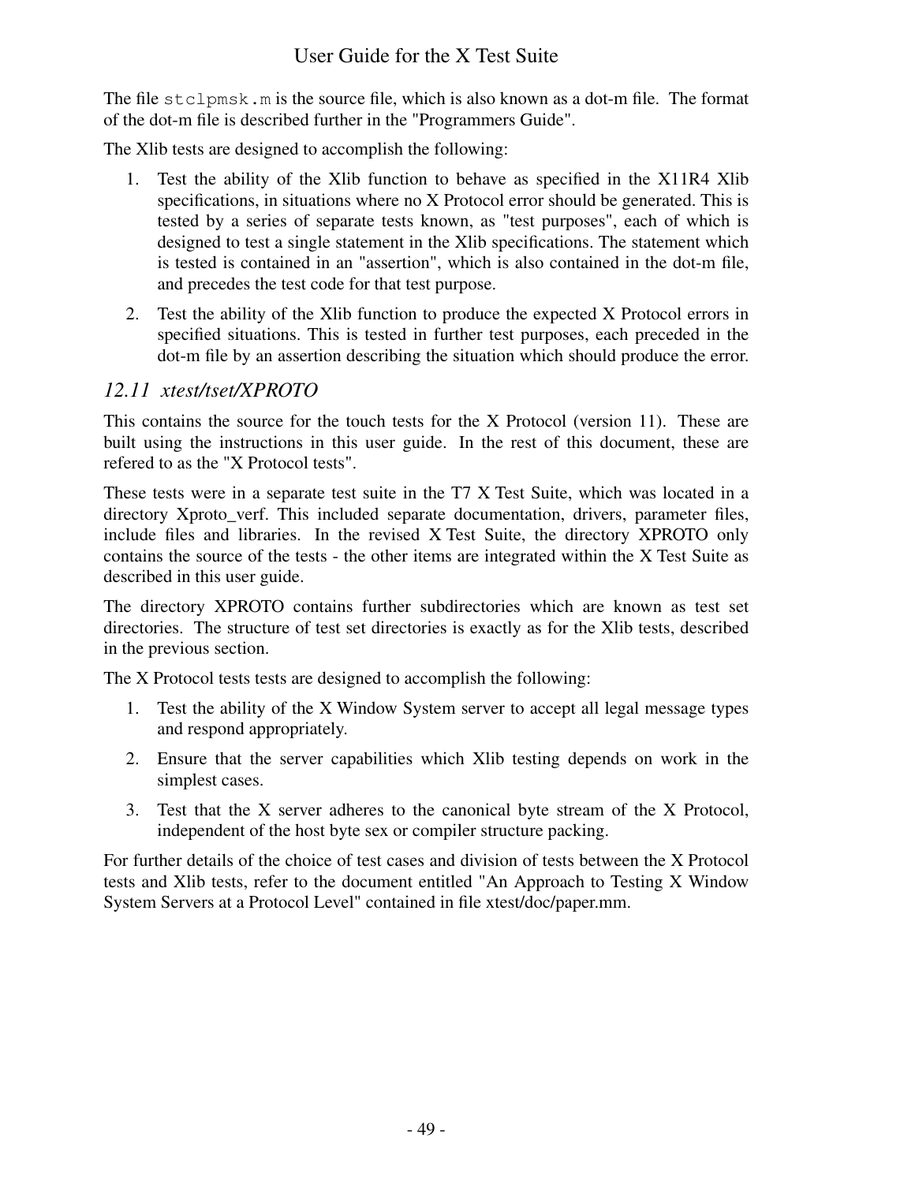The file `stclpmsk.m` is the source file, which is also known as a dot-m file. The format of the dot-m file is described further in the "Programmers Guide".

The Xlib tests are designed to accomplish the following:

1. Test the ability of the Xlib function to behave as specified in the X11R4 Xlib specifications, in situations where no X Protocol error should be generated. This is tested by a series of separate tests known, as "test purposes", each of which is designed to test a single statement in the Xlib specifications. The statement which is tested is contained in an "assertion", which is also contained in the dot-m file, and precedes the test code for that test purpose.
2. Test the ability of the Xlib function to produce the expected X Protocol errors in specified situations. This is tested in further test purposes, each preceded in the dot-m file by an assertion describing the situation which should produce the error.

## *12.11 xtest/tset/XPROTO*

This contains the source for the touch tests for the X Protocol (version 11). These are built using the instructions in this user guide. In the rest of this document, these are refered to as the "X Protocol tests".

These tests were in a separate test suite in the T7 X Test Suite, which was located in a directory Xproto_verf. This included separate documentation, drivers, parameter files, include files and libraries. In the revised X Test Suite, the directory XPROTO only contains the source of the tests - the other items are integrated within the X Test Suite as described in this user guide.

The directory XPROTO contains further subdirectories which are known as test set directories. The structure of test set directories is exactly as for the Xlib tests, described in the previous section.

The X Protocol tests tests are designed to accomplish the following:

1. Test the ability of the X Window System server to accept all legal message types and respond appropriately.
2. Ensure that the server capabilities which Xlib testing depends on work in the simplest cases.
3. Test that the X server adheres to the canonical byte stream of the X Protocol, independent of the host byte sex or compiler structure packing.

For further details of the choice of test cases and division of tests between the X Protocol tests and Xlib tests, refer to the document entitled "An Approach to Testing X Window System Servers at a Protocol Level" contained in file xtest/doc/paper.mm.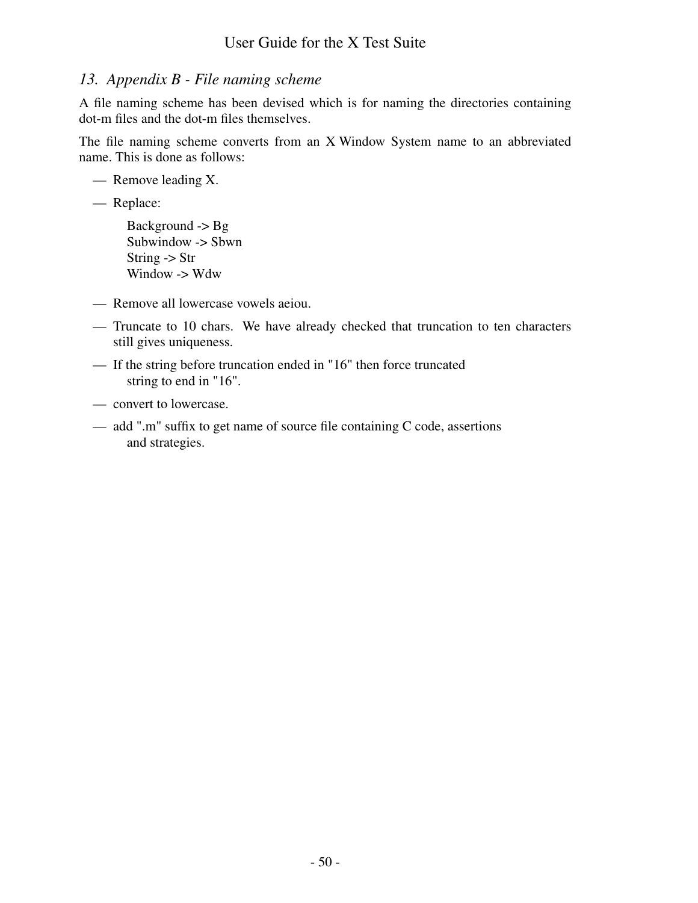## 13. *Appendix B - File naming scheme*

A file naming scheme has been devised which is for naming the directories containing dot-m files and the dot-m files themselves.

The file naming scheme converts from an X Window System name to an abbreviated name. This is done as follows:

- Remove leading X.
- Replace:

  Background -> Bg
  Subwindow -> Sbwn
  String -> Str
  Window -> Wdw

- Remove all lowercase vowels aeiou.
- Truncate to 10 chars. We have already checked that truncation to ten characters still gives uniqueness.
- If the string before truncation ended in "16" then force truncated string to end in "16".
- convert to lowercase.
- add ".m" suffix to get name of source file containing C code, assertions and strategies.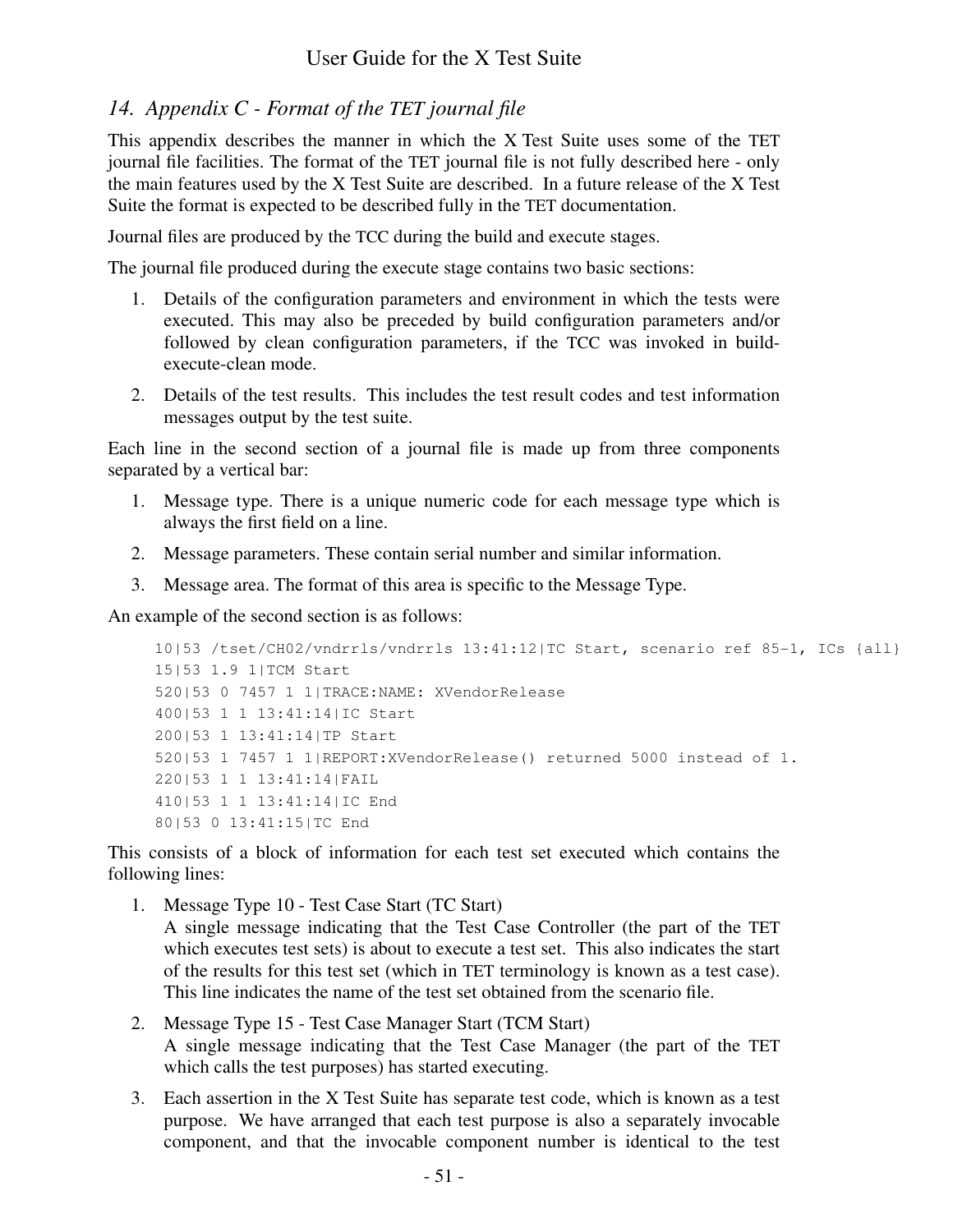## 14. Appendix C - Format of the TET journal file

This appendix describes the manner in which the X Test Suite uses some of the TET journal file facilities. The format of the TET journal file is not fully described here - only the main features used by the X Test Suite are described. In a future release of the X Test Suite the format is expected to be described fully in the TET documentation.

Journal files are produced by the TCC during the build and execute stages.

The journal file produced during the execute stage contains two basic sections:

1. Details of the configuration parameters and environment in which the tests were executed. This may also be preceded by build configuration parameters and/or followed by clean configuration parameters, if the TCC was invoked in build-execute-clean mode.

2. Details of the test results. This includes the test result codes and test information messages output by the test suite.

Each line in the second section of a journal file is made up from three components separated by a vertical bar:

1. Message type. There is a unique numeric code for each message type which is always the first field on a line.

2. Message parameters. These contain serial number and similar information.

3. Message area. The format of this area is specific to the Message Type.

An example of the second section is as follows:

```
10|53 /tset/CH02/vndrrls/vndrrls 13:41:12|TC Start, scenario ref 85-1, ICs {all}
15|53 1.9 1|TCM Start
520|53 0 7457 1 1|TRACE:NAME: XVendorRelease
400|53 1 1 13:41:14|IC Start
200|53 1 13:41:14|TP Start
520|53 1 7457 1 1|REPORT:XVendorRelease() returned 5000 instead of 1.
220|53 1 1 13:41:14|FAIL
410|53 1 1 13:41:14|IC End
80|53 0 13:41:15|TC End
```

This consists of a block of information for each test set executed which contains the following lines:

1. Message Type 10 - Test Case Start (TC Start)
   A single message indicating that the Test Case Controller (the part of the TET which executes test sets) is about to execute a test set. This also indicates the start of the results for this test set (which in TET terminology is known as a test case). This line indicates the name of the test set obtained from the scenario file.

2. Message Type 15 - Test Case Manager Start (TCM Start)
   A single message indicating that the Test Case Manager (the part of the TET which calls the test purposes) has started executing.

3. Each assertion in the X Test Suite has separate test code, which is known as a test purpose. We have arranged that each test purpose is also a separately invocable component, and that the invocable component number is identical to the test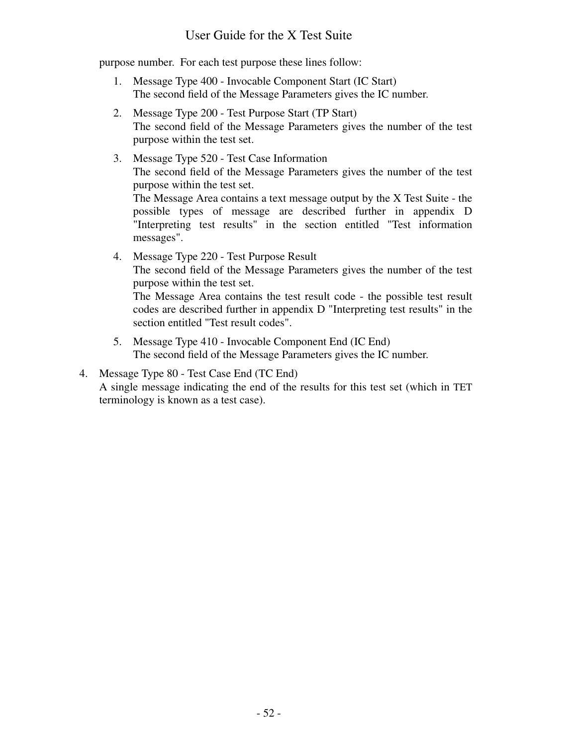purpose number. For each test purpose these lines follow:

1. Message Type 400 - Invocable Component Start (IC Start)
   The second field of the Message Parameters gives the IC number.
2. Message Type 200 - Test Purpose Start (TP Start)
   The second field of the Message Parameters gives the number of the test purpose within the test set.
3. Message Type 520 - Test Case Information
   The second field of the Message Parameters gives the number of the test purpose within the test set.
   The Message Area contains a text message output by the X Test Suite - the possible types of message are described further in appendix D "Interpreting test results" in the section entitled "Test information messages".
4. Message Type 220 - Test Purpose Result
   The second field of the Message Parameters gives the number of the test purpose within the test set.
   The Message Area contains the test result code - the possible test result codes are described further in appendix D "Interpreting test results" in the section entitled "Test result codes".
5. Message Type 410 - Invocable Component End (IC End)
   The second field of the Message Parameters gives the IC number.

4. Message Type 80 - Test Case End (TC End)
   A single message indicating the end of the results for this test set (which in TET terminology is known as a test case).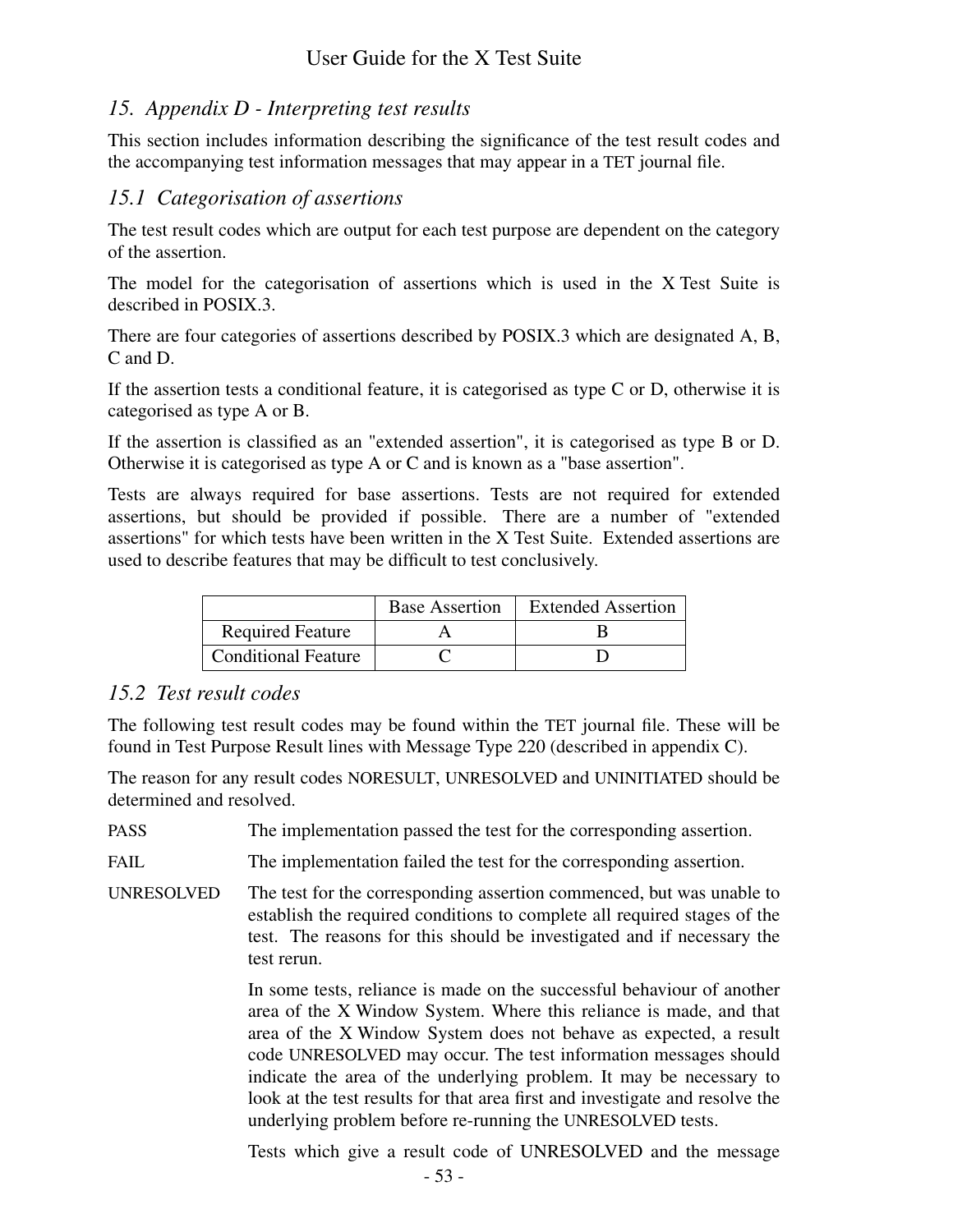## 15. Appendix D - Interpreting test results

This section includes information describing the significance of the test result codes and the accompanying test information messages that may appear in a TET journal file.

### 15.1 Categorisation of assertions

The test result codes which are output for each test purpose are dependent on the category of the assertion.

The model for the categorisation of assertions which is used in the X Test Suite is described in POSIX.3.

There are four categories of assertions described by POSIX.3 which are designated A, B, C and D.

If the assertion tests a conditional feature, it is categorised as type C or D, otherwise it is categorised as type A or B.

If the assertion is classified as an "extended assertion", it is categorised as type B or D. Otherwise it is categorised as type A or C and is known as a "base assertion".

Tests are always required for base assertions. Tests are not required for extended assertions, but should be provided if possible. There are a number of "extended assertions" for which tests have been written in the X Test Suite. Extended assertions are used to describe features that may be difficult to test conclusively.

| | Base Assertion | Extended Assertion |
|---|---|---|
| Required Feature | A | B |
| Conditional Feature | C | D |

### 15.2 Test result codes

The following test result codes may be found within the TET journal file. These will be found in Test Purpose Result lines with Message Type 220 (described in appendix C).

The reason for any result codes NORESULT, UNRESOLVED and UNINITIATED should be determined and resolved.

PASS — The implementation passed the test for the corresponding assertion.

FAIL — The implementation failed the test for the corresponding assertion.

UNRESOLVED — The test for the corresponding assertion commenced, but was unable to establish the required conditions to complete all required stages of the test. The reasons for this should be investigated and if necessary the test rerun.

In some tests, reliance is made on the successful behaviour of another area of the X Window System. Where this reliance is made, and that area of the X Window System does not behave as expected, a result code UNRESOLVED may occur. The test information messages should indicate the area of the underlying problem. It may be necessary to look at the test results for that area first and investigate and resolve the underlying problem before re-running the UNRESOLVED tests.

Tests which give a result code of UNRESOLVED and the message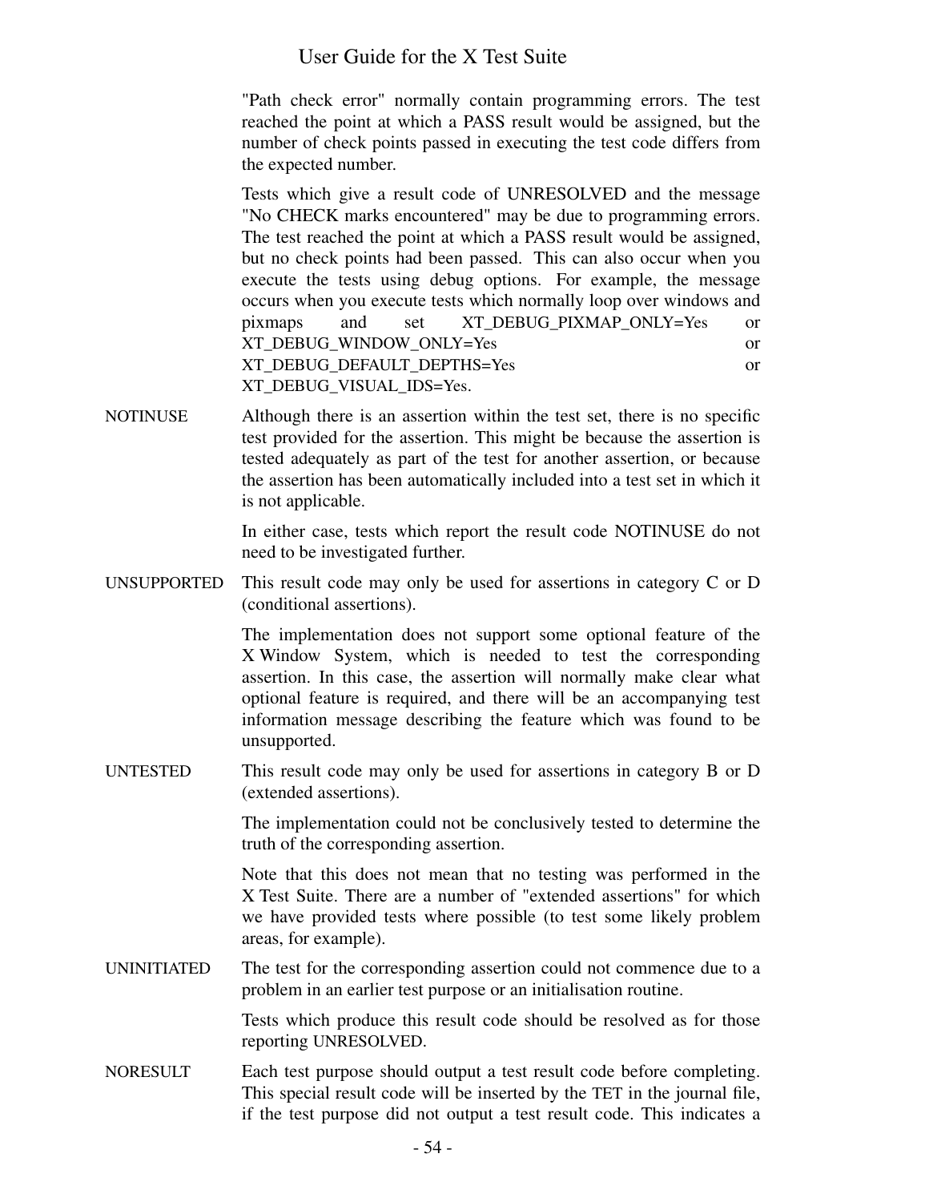"Path check error" normally contain programming errors. The test reached the point at which a PASS result would be assigned, but the number of check points passed in executing the test code differs from the expected number.

Tests which give a result code of UNRESOLVED and the message "No CHECK marks encountered" may be due to programming errors. The test reached the point at which a PASS result would be assigned, but no check points had been passed. This can also occur when you execute the tests using debug options. For example, the message occurs when you execute tests which normally loop over windows and pixmaps and set XT_DEBUG_PIXMAP_ONLY=Yes or XT_DEBUG_WINDOW_ONLY=Yes or XT_DEBUG_DEFAULT_DEPTHS=Yes or XT_DEBUG_VISUAL_IDS=Yes.

NOTINUSE
: Although there is an assertion within the test set, there is no specific test provided for the assertion. This might be because the assertion is tested adequately as part of the test for another assertion, or because the assertion has been automatically included into a test set in which it is not applicable.

  In either case, tests which report the result code NOTINUSE do not need to be investigated further.

UNSUPPORTED
: This result code may only be used for assertions in category C or D (conditional assertions).

  The implementation does not support some optional feature of the X Window System, which is needed to test the corresponding assertion. In this case, the assertion will normally make clear what optional feature is required, and there will be an accompanying test information message describing the feature which was found to be unsupported.

UNTESTED
: This result code may only be used for assertions in category B or D (extended assertions).

  The implementation could not be conclusively tested to determine the truth of the corresponding assertion.

  Note that this does not mean that no testing was performed in the X Test Suite. There are a number of "extended assertions" for which we have provided tests where possible (to test some likely problem areas, for example).

UNINITIATED
: The test for the corresponding assertion could not commence due to a problem in an earlier test purpose or an initialisation routine.

  Tests which produce this result code should be resolved as for those reporting UNRESOLVED.

NORESULT
: Each test purpose should output a test result code before completing. This special result code will be inserted by the TET in the journal file, if the test purpose did not output a test result code. This indicates a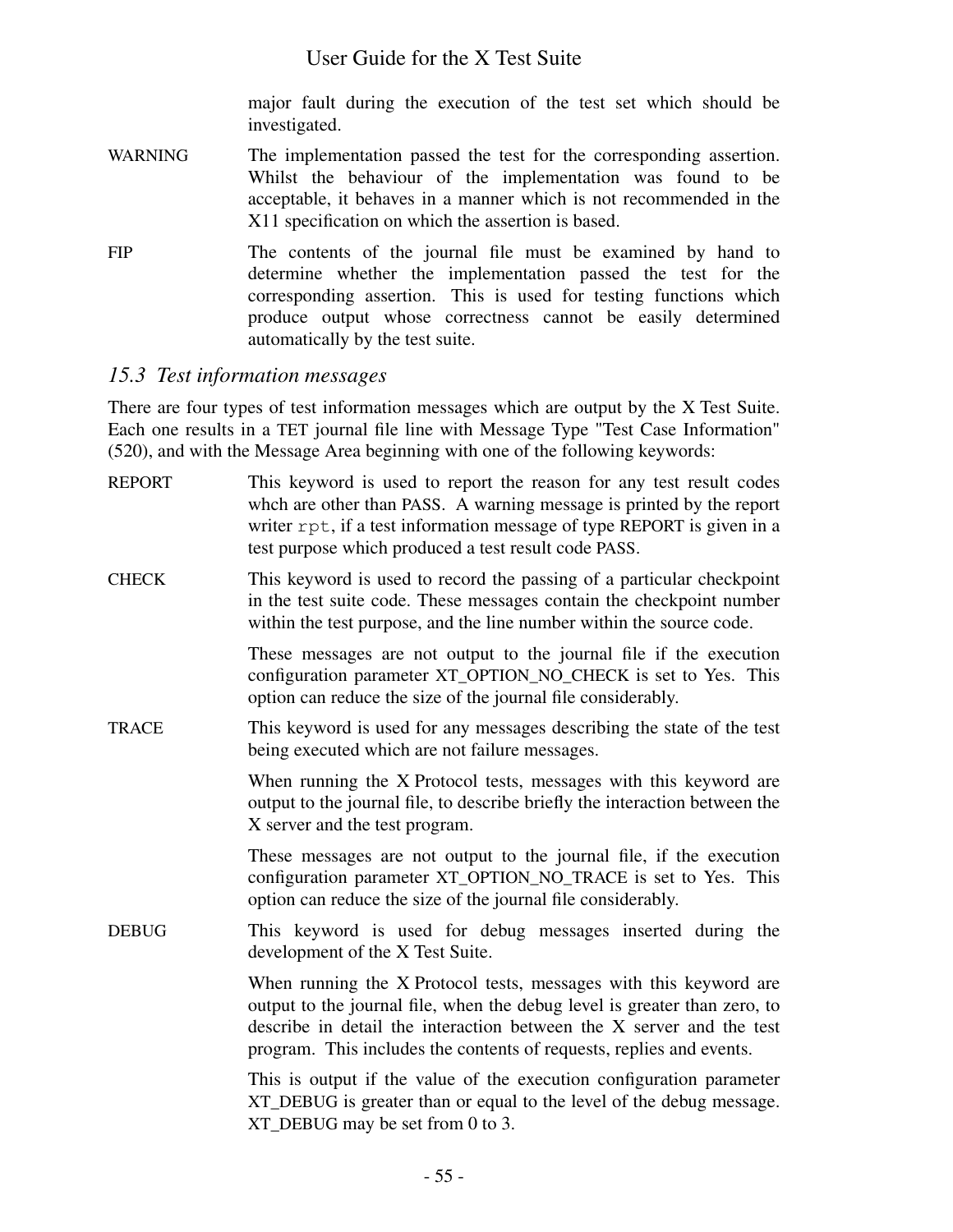major fault during the execution of the test set which should be investigated.

WARNING
: The implementation passed the test for the corresponding assertion. Whilst the behaviour of the implementation was found to be acceptable, it behaves in a manner which is not recommended in the X11 specification on which the assertion is based.

FIP
: The contents of the journal file must be examined by hand to determine whether the implementation passed the test for the corresponding assertion. This is used for testing functions which produce output whose correctness cannot be easily determined automatically by the test suite.

## *15.3 Test information messages*

There are four types of test information messages which are output by the X Test Suite. Each one results in a TET journal file line with Message Type "Test Case Information" (520), and with the Message Area beginning with one of the following keywords:

REPORT
: This keyword is used to report the reason for any test result codes whch are other than PASS. A warning message is printed by the report writer `rpt`, if a test information message of type REPORT is given in a test purpose which produced a test result code PASS.

CHECK
: This keyword is used to record the passing of a particular checkpoint in the test suite code. These messages contain the checkpoint number within the test purpose, and the line number within the source code.

: These messages are not output to the journal file if the execution configuration parameter XT_OPTION_NO_CHECK is set to Yes. This option can reduce the size of the journal file considerably.

TRACE
: This keyword is used for any messages describing the state of the test being executed which are not failure messages.

: When running the X Protocol tests, messages with this keyword are output to the journal file, to describe briefly the interaction between the X server and the test program.

: These messages are not output to the journal file, if the execution configuration parameter XT_OPTION_NO_TRACE is set to Yes. This option can reduce the size of the journal file considerably.

DEBUG
: This keyword is used for debug messages inserted during the development of the X Test Suite.

: When running the X Protocol tests, messages with this keyword are output to the journal file, when the debug level is greater than zero, to describe in detail the interaction between the X server and the test program. This includes the contents of requests, replies and events.

: This is output if the value of the execution configuration parameter XT_DEBUG is greater than or equal to the level of the debug message. XT_DEBUG may be set from 0 to 3.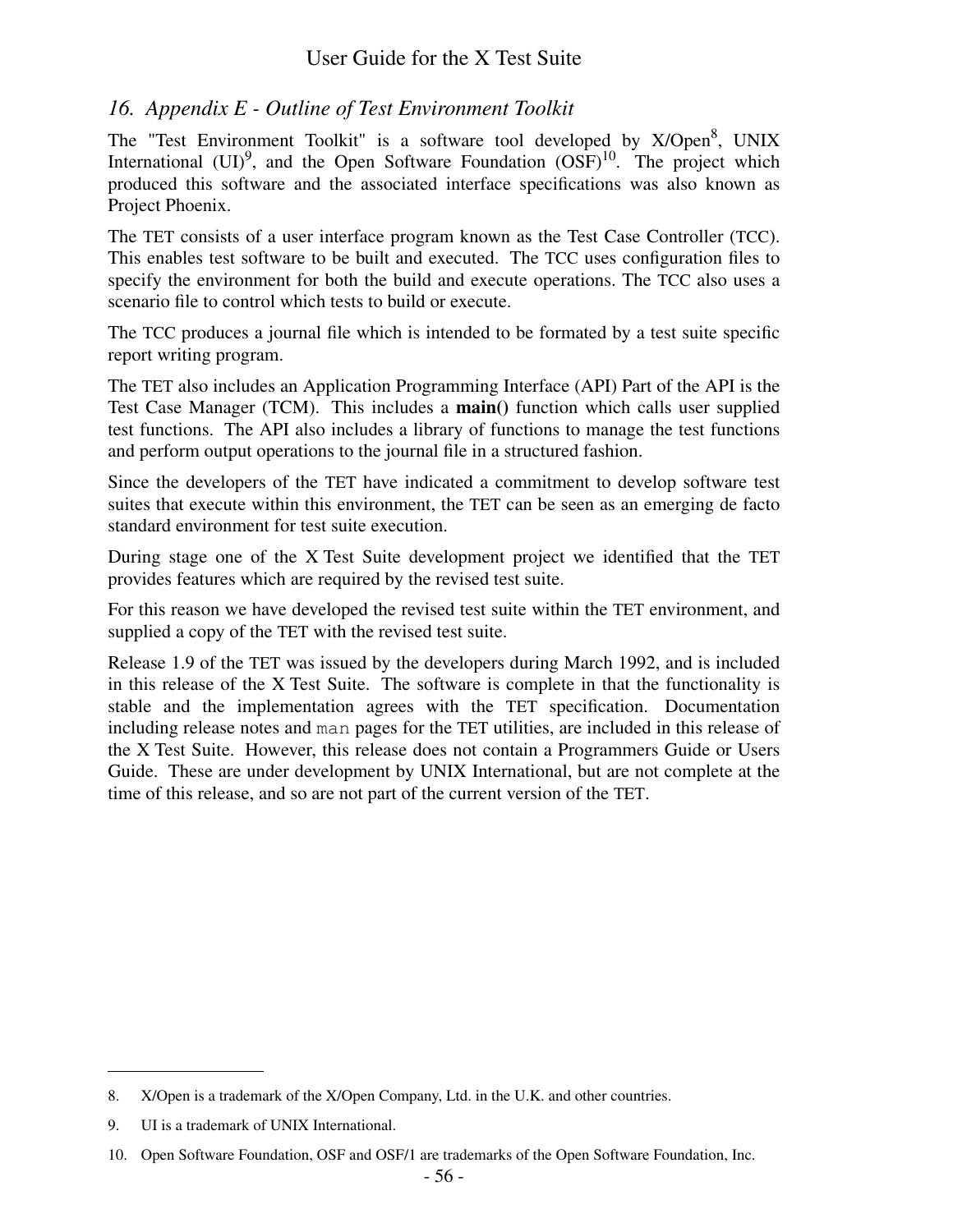## 16. *Appendix E - Outline of Test Environment Toolkit*

The "Test Environment Toolkit" is a software tool developed by X/Open[8], UNIX International (UI)[9], and the Open Software Foundation (OSF)[10]. The project which produced this software and the associated interface specifications was also known as Project Phoenix.

The TET consists of a user interface program known as the Test Case Controller (TCC). This enables test software to be built and executed. The TCC uses configuration files to specify the environment for both the build and execute operations. The TCC also uses a scenario file to control which tests to build or execute.

The TCC produces a journal file which is intended to be formated by a test suite specific report writing program.

The TET also includes an Application Programming Interface (API) Part of the API is the Test Case Manager (TCM). This includes a **main()** function which calls user supplied test functions. The API also includes a library of functions to manage the test functions and perform output operations to the journal file in a structured fashion.

Since the developers of the TET have indicated a commitment to develop software test suites that execute within this environment, the TET can be seen as an emerging de facto standard environment for test suite execution.

During stage one of the X Test Suite development project we identified that the TET provides features which are required by the revised test suite.

For this reason we have developed the revised test suite within the TET environment, and supplied a copy of the TET with the revised test suite.

Release 1.9 of the TET was issued by the developers during March 1992, and is included in this release of the X Test Suite. The software is complete in that the functionality is stable and the implementation agrees with the TET specification. Documentation including release notes and `man` pages for the TET utilities, are included in this release of the X Test Suite. However, this release does not contain a Programmers Guide or Users Guide. These are under development by UNIX International, but are not complete at the time of this release, and so are not part of the current version of the TET.

---

8. X/Open is a trademark of the X/Open Company, Ltd. in the U.K. and other countries.

9. UI is a trademark of UNIX International.

10. Open Software Foundation, OSF and OSF/1 are trademarks of the Open Software Foundation, Inc.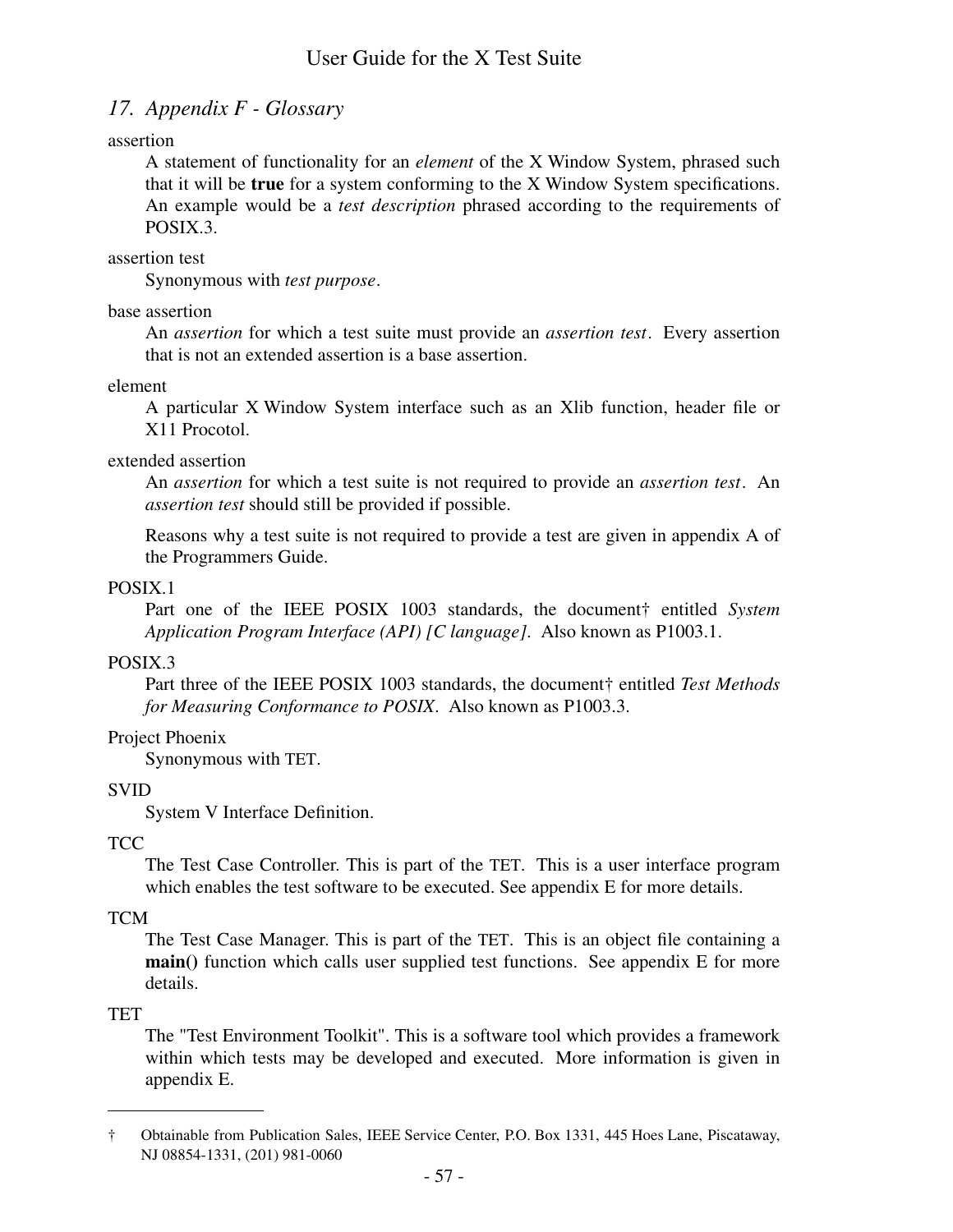## 17. *Appendix F - Glossary*

assertion

A statement of functionality for an *element* of the X Window System, phrased such that it will be **true** for a system conforming to the X Window System specifications. An example would be a *test description* phrased according to the requirements of POSIX.3.

assertion test

Synonymous with *test purpose*.

base assertion

An *assertion* for which a test suite must provide an *assertion test*. Every assertion that is not an extended assertion is a base assertion.

element

A particular X Window System interface such as an Xlib function, header file or X11 Procotol.

extended assertion

An *assertion* for which a test suite is not required to provide an *assertion test*. An *assertion test* should still be provided if possible.

Reasons why a test suite is not required to provide a test are given in appendix A of the Programmers Guide.

POSIX.1

Part one of the IEEE POSIX 1003 standards, the document† entitled *System Application Program Interface (API) [C language]*. Also known as P1003.1.

POSIX.3

Part three of the IEEE POSIX 1003 standards, the document† entitled *Test Methods for Measuring Conformance to POSIX*. Also known as P1003.3.

Project Phoenix

Synonymous with TET.

SVID

System V Interface Definition.

TCC

The Test Case Controller. This is part of the TET. This is a user interface program which enables the test software to be executed. See appendix E for more details.

TCM

The Test Case Manager. This is part of the TET. This is an object file containing a **main()** function which calls user supplied test functions. See appendix E for more details.

TET

The "Test Environment Toolkit". This is a software tool which provides a framework within which tests may be developed and executed. More information is given in appendix E.

---

† Obtainable from Publication Sales, IEEE Service Center, P.O. Box 1331, 445 Hoes Lane, Piscataway, NJ 08854-1331, (201) 981-0060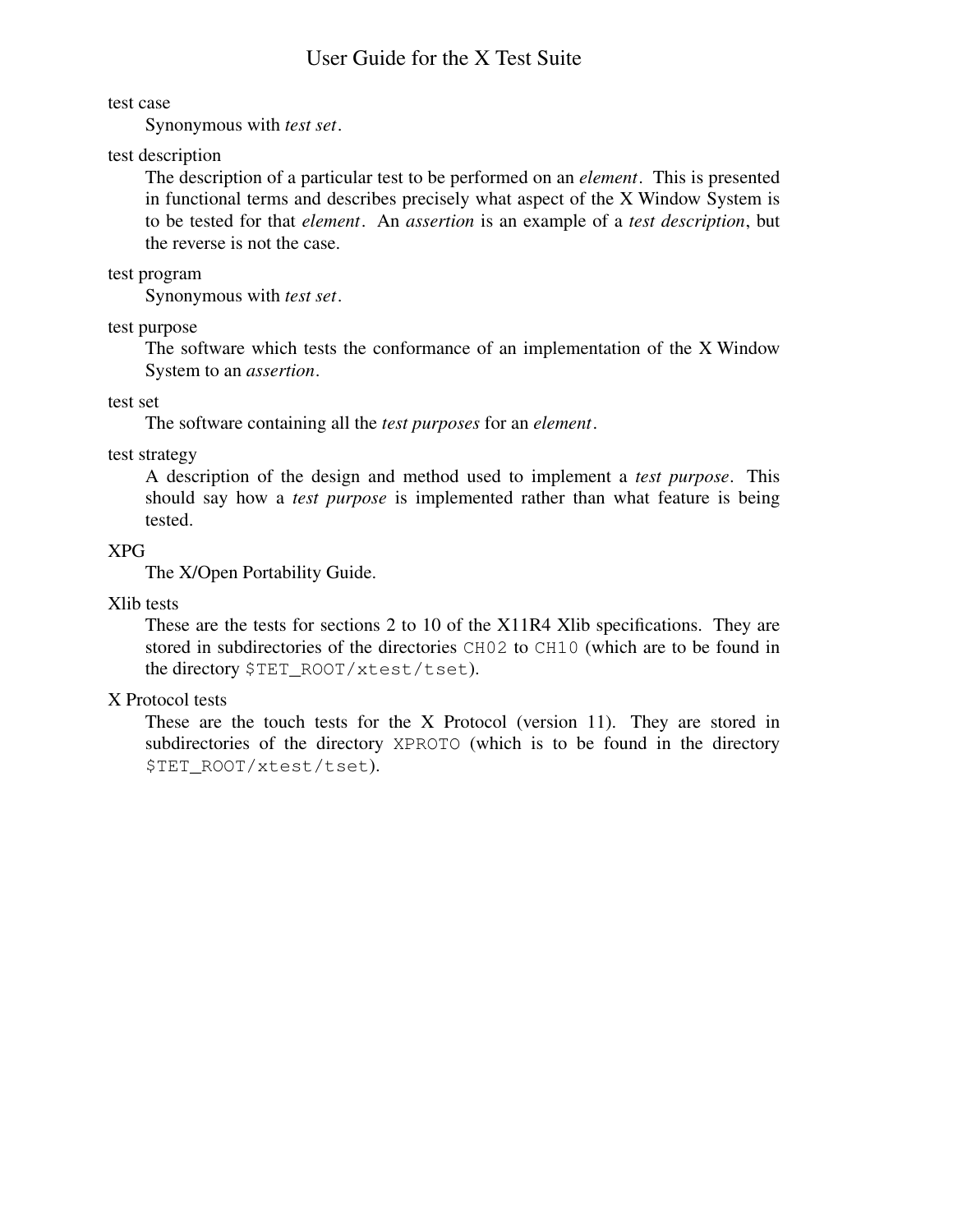test case

Synonymous with *test set*.

test description

The description of a particular test to be performed on an *element*. This is presented in functional terms and describes precisely what aspect of the X Window System is to be tested for that *element*. An *assertion* is an example of a *test description*, but the reverse is not the case.

test program

Synonymous with *test set*.

test purpose

The software which tests the conformance of an implementation of the X Window System to an *assertion*.

test set

The software containing all the *test purposes* for an *element*.

test strategy

A description of the design and method used to implement a *test purpose*. This should say how a *test purpose* is implemented rather than what feature is being tested.

XPG

The X/Open Portability Guide.

Xlib tests

These are the tests for sections 2 to 10 of the X11R4 Xlib specifications. They are stored in subdirectories of the directories `CH02` to `CH10` (which are to be found in the directory `$TET_ROOT/xtest/tset`).

X Protocol tests

These are the touch tests for the X Protocol (version 11). They are stored in subdirectories of the directory `XPROTO` (which is to be found in the directory `$TET_ROOT/xtest/tset`).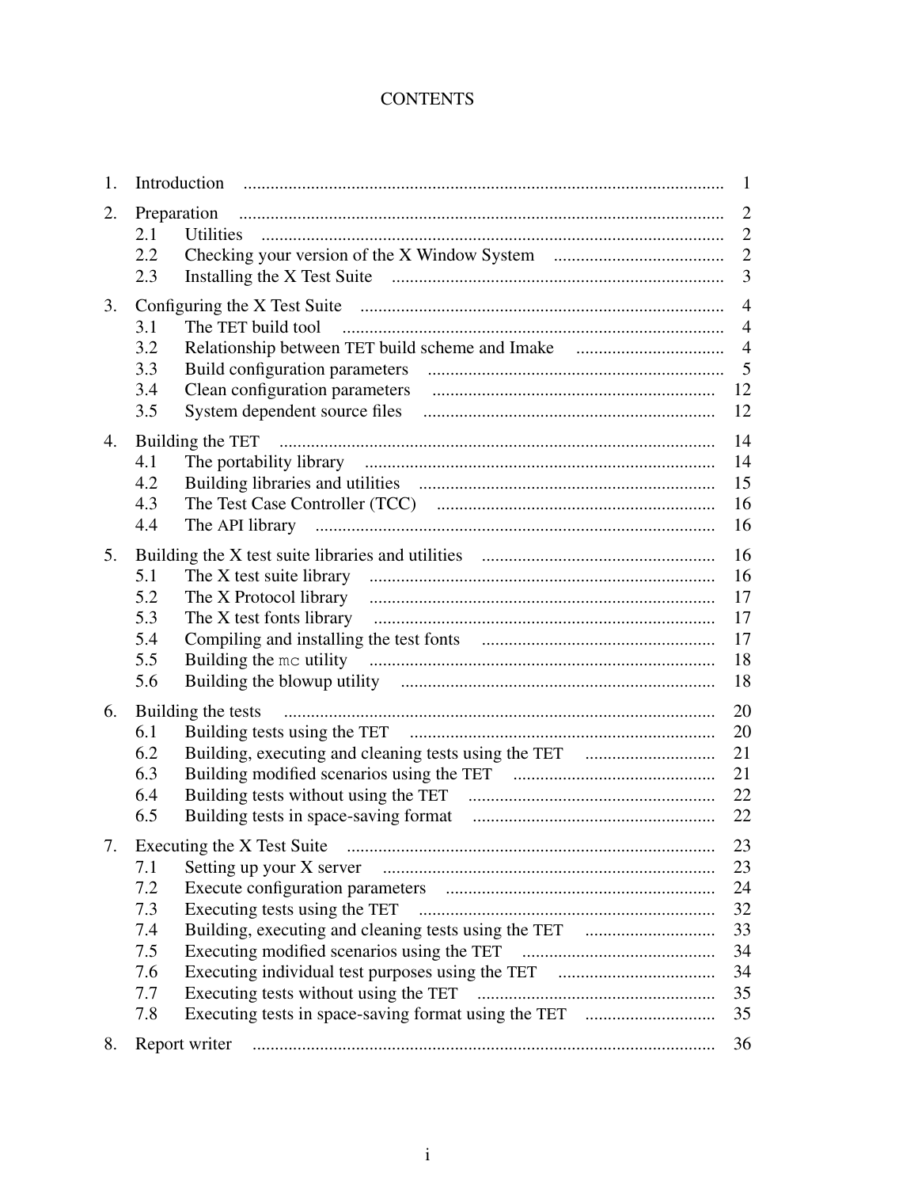# CONTENTS

1. Introduction ........ 1
2. Preparation ........ 2
   - 2.1 Utilities ........ 2
   - 2.2 Checking your version of the X Window System ........ 2
   - 2.3 Installing the X Test Suite ........ 3
3. Configuring the X Test Suite ........ 4
   - 3.1 The TET build tool ........ 4
   - 3.2 Relationship between TET build scheme and Imake ........ 4
   - 3.3 Build configuration parameters ........ 5
   - 3.4 Clean configuration parameters ........ 12
   - 3.5 System dependent source files ........ 12
4. Building the TET ........ 14
   - 4.1 The portability library ........ 14
   - 4.2 Building libraries and utilities ........ 15
   - 4.3 The Test Case Controller (TCC) ........ 16
   - 4.4 The API library ........ 16
5. Building the X test suite libraries and utilities ........ 16
   - 5.1 The X test suite library ........ 16
   - 5.2 The X Protocol library ........ 17
   - 5.3 The X test fonts library ........ 17
   - 5.4 Compiling and installing the test fonts ........ 17
   - 5.5 Building the `mc` utility ........ 18
   - 5.6 Building the blowup utility ........ 18
6. Building the tests ........ 20
   - 6.1 Building tests using the TET ........ 20
   - 6.2 Building, executing and cleaning tests using the TET ........ 21
   - 6.3 Building modified scenarios using the TET ........ 21
   - 6.4 Building tests without using the TET ........ 22
   - 6.5 Building tests in space-saving format ........ 22
7. Executing the X Test Suite ........ 23
   - 7.1 Setting up your X server ........ 23
   - 7.2 Execute configuration parameters ........ 24
   - 7.3 Executing tests using the TET ........ 32
   - 7.4 Building, executing and cleaning tests using the TET ........ 33
   - 7.5 Executing modified scenarios using the TET ........ 34
   - 7.6 Executing individual test purposes using the TET ........ 34
   - 7.7 Executing tests without using the TET ........ 35
   - 7.8 Executing tests in space-saving format using the TET ........ 35
8. Report writer ........ 36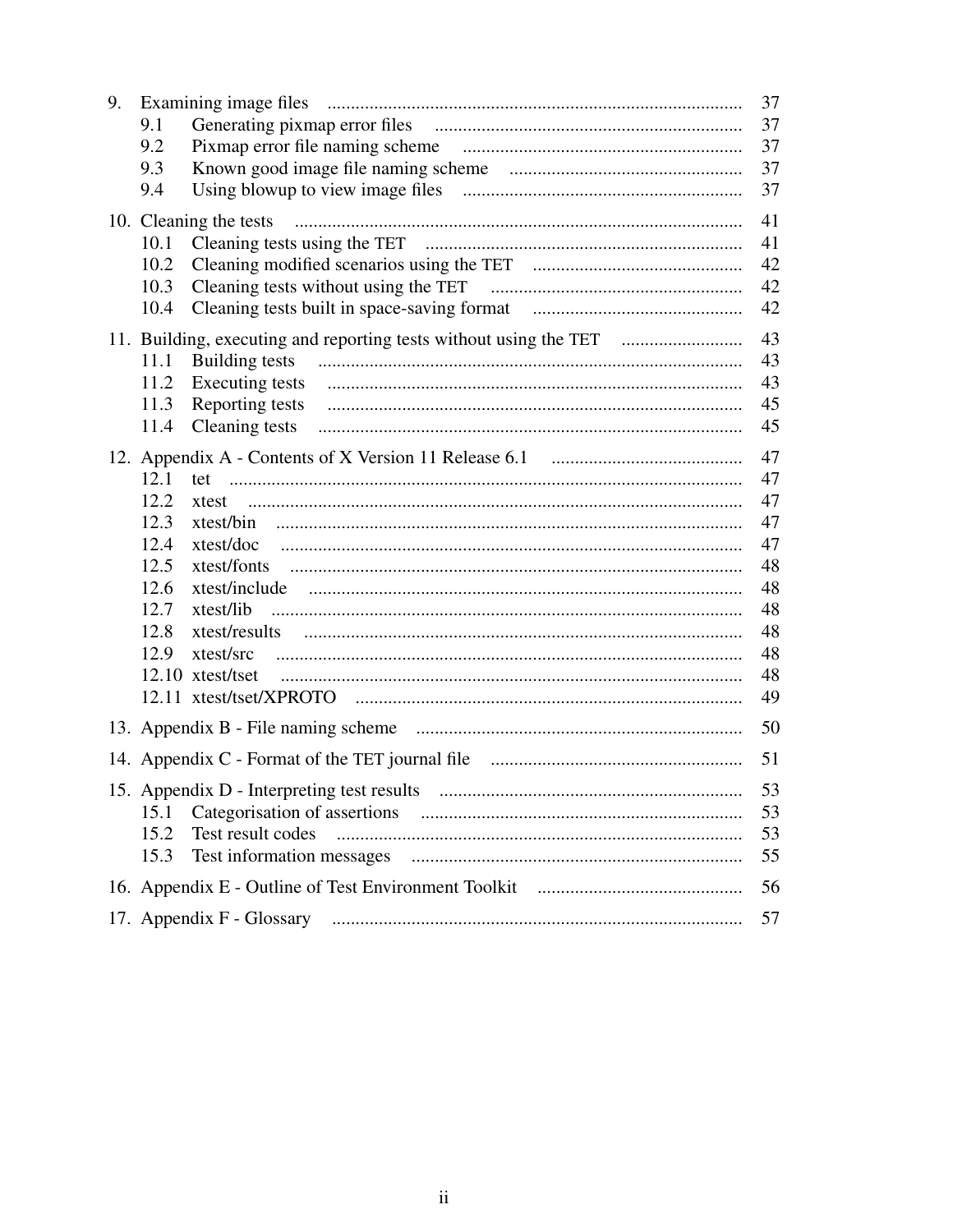9. Examining image files ........................................ 37
   - 9.1 Generating pixmap error files ........................................ 37
   - 9.2 Pixmap error file naming scheme ........................................ 37
   - 9.3 Known good image file naming scheme ........................................ 37
   - 9.4 Using blowup to view image files ........................................ 37

10. Cleaning the tests ........................................ 41
    - 10.1 Cleaning tests using the TET ........................................ 41
    - 10.2 Cleaning modified scenarios using the TET ........................................ 42
    - 10.3 Cleaning tests without using the TET ........................................ 42
    - 10.4 Cleaning tests built in space-saving format ........................................ 42

11. Building, executing and reporting tests without using the TET ........................................ 43
    - 11.1 Building tests ........................................ 43
    - 11.2 Executing tests ........................................ 43
    - 11.3 Reporting tests ........................................ 45
    - 11.4 Cleaning tests ........................................ 45

12. Appendix A - Contents of X Version 11 Release 6.1 ........................................ 47
    - 12.1 tet ........................................ 47
    - 12.2 xtest ........................................ 47
    - 12.3 xtest/bin ........................................ 47
    - 12.4 xtest/doc ........................................ 47
    - 12.5 xtest/fonts ........................................ 48
    - 12.6 xtest/include ........................................ 48
    - 12.7 xtest/lib ........................................ 48
    - 12.8 xtest/results ........................................ 48
    - 12.9 xtest/src ........................................ 48
    - 12.10 xtest/tset ........................................ 48
    - 12.11 xtest/tset/XPROTO ........................................ 49

13. Appendix B - File naming scheme ........................................ 50

14. Appendix C - Format of the TET journal file ........................................ 51

15. Appendix D - Interpreting test results ........................................ 53
    - 15.1 Categorisation of assertions ........................................ 53
    - 15.2 Test result codes ........................................ 53
    - 15.3 Test information messages ........................................ 55

16. Appendix E - Outline of Test Environment Toolkit ........................................ 56

17. Appendix F - Glossary ........................................ 57